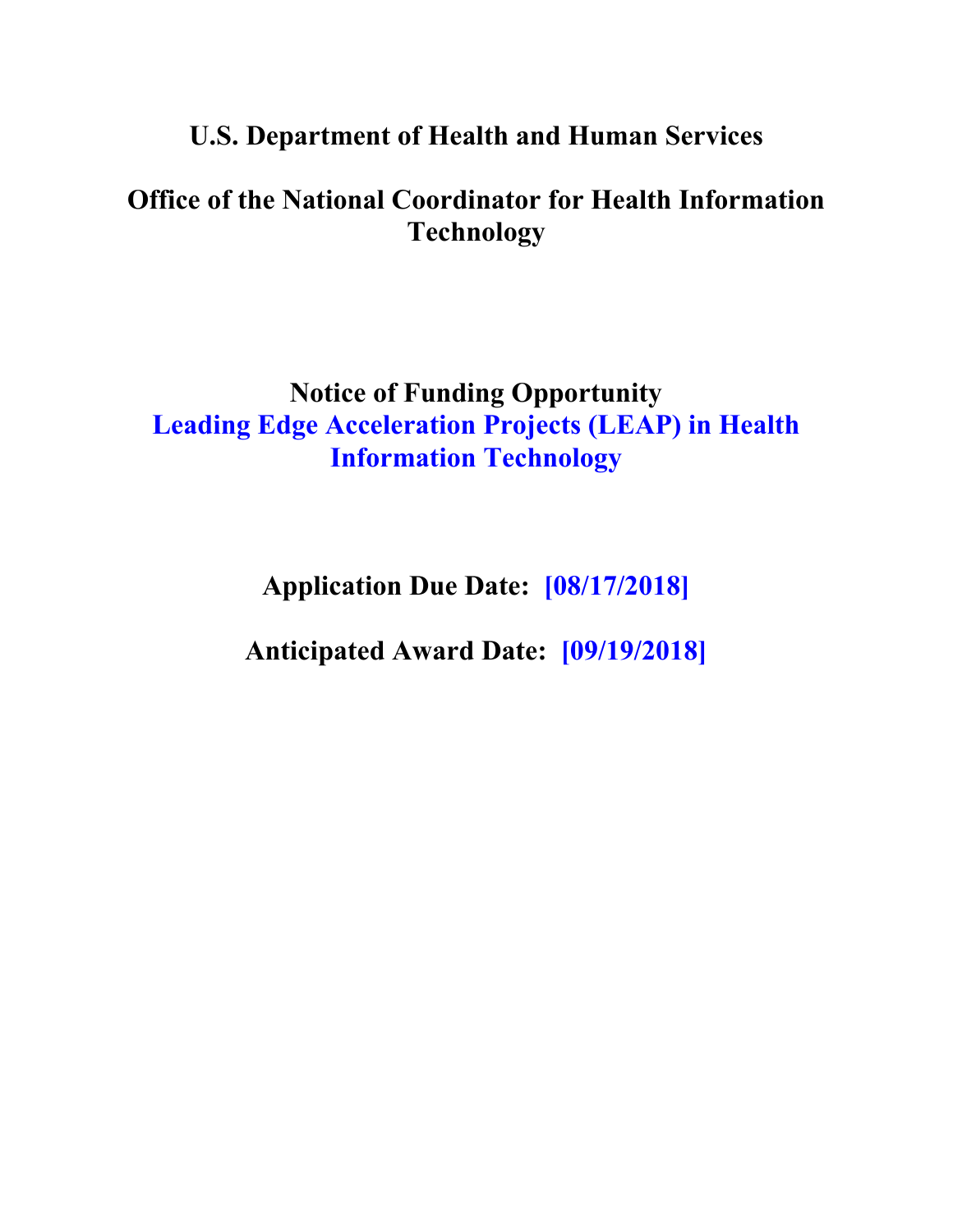# U.S. Department of Health and Human Services

# Office of the National Coordinator for Health Information Technology

## Notice of Funding Opportunity

## Leading Edge Acceleration Projects (LEAP) in Health Information Technology

**Application Due Date: [08/17/2018]**

**Anticipated Award Date: [09/19/2018]**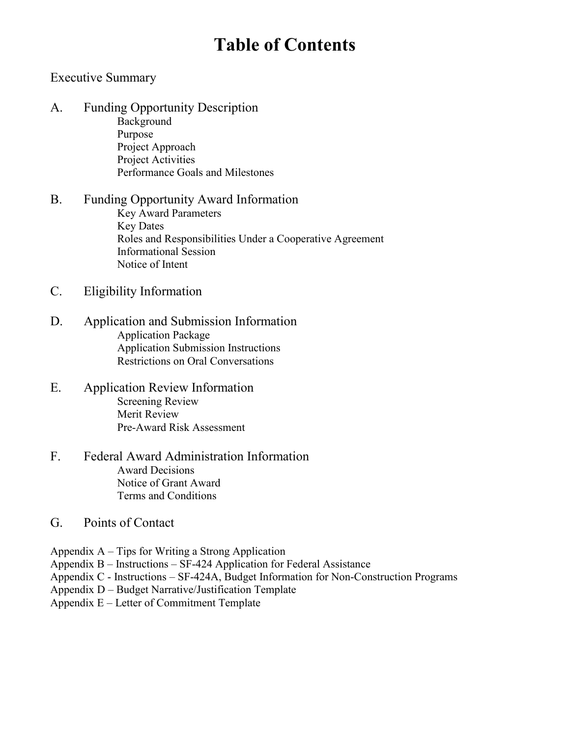# Table of Contents

Executive Summary

A. Funding Opportunity Description
   - Background
   - Purpose
   - Project Approach
   - Project Activities
   - Performance Goals and Milestones

B. Funding Opportunity Award Information
   - Key Award Parameters
   - Key Dates
   - Roles and Responsibilities Under a Cooperative Agreement
   - Informational Session
   - Notice of Intent

C. Eligibility Information

D. Application and Submission Information
   - Application Package
   - Application Submission Instructions
   - Restrictions on Oral Conversations

E. Application Review Information
   - Screening Review
   - Merit Review
   - Pre-Award Risk Assessment

F. Federal Award Administration Information
   - Award Decisions
   - Notice of Grant Award
   - Terms and Conditions

G. Points of Contact

Appendix A – Tips for Writing a Strong Application
Appendix B – Instructions – SF-424 Application for Federal Assistance
Appendix C - Instructions – SF-424A, Budget Information for Non-Construction Programs
Appendix D – Budget Narrative/Justification Template
Appendix E – Letter of Commitment Template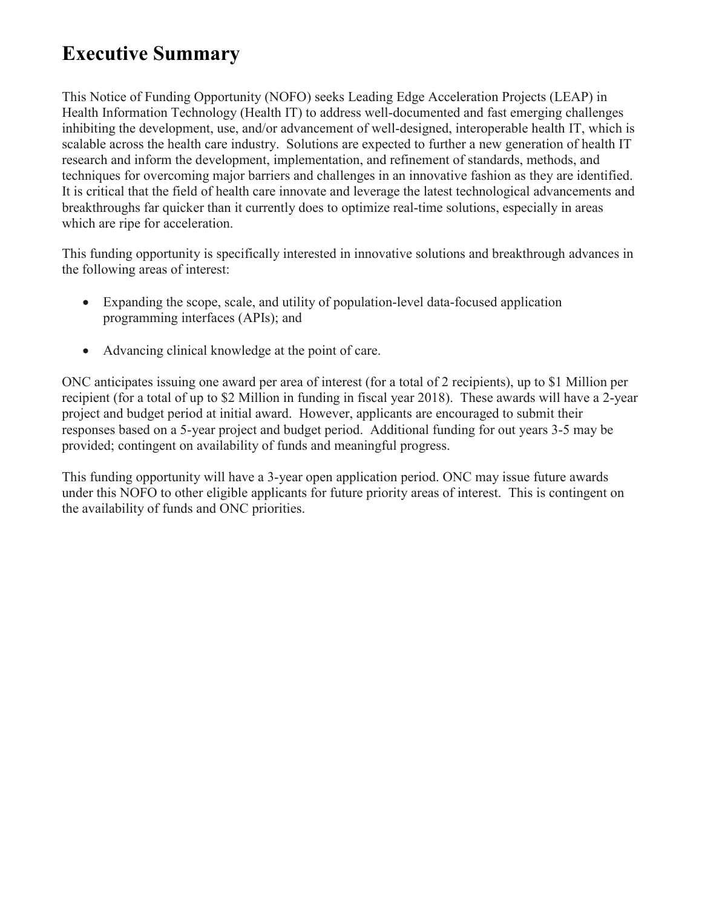# Executive Summary

This Notice of Funding Opportunity (NOFO) seeks Leading Edge Acceleration Projects (LEAP) in Health Information Technology (Health IT) to address well-documented and fast emerging challenges inhibiting the development, use, and/or advancement of well-designed, interoperable health IT, which is scalable across the health care industry. Solutions are expected to further a new generation of health IT research and inform the development, implementation, and refinement of standards, methods, and techniques for overcoming major barriers and challenges in an innovative fashion as they are identified. It is critical that the field of health care innovate and leverage the latest technological advancements and breakthroughs far quicker than it currently does to optimize real-time solutions, especially in areas which are ripe for acceleration.

This funding opportunity is specifically interested in innovative solutions and breakthrough advances in the following areas of interest:

- Expanding the scope, scale, and utility of population-level data-focused application programming interfaces (APIs); and
- Advancing clinical knowledge at the point of care.

ONC anticipates issuing one award per area of interest (for a total of 2 recipients), up to $1 Million per recipient (for a total of up to $2 Million in funding in fiscal year 2018). These awards will have a 2-year project and budget period at initial award. However, applicants are encouraged to submit their responses based on a 5-year project and budget period. Additional funding for out years 3-5 may be provided; contingent on availability of funds and meaningful progress.

This funding opportunity will have a 3-year open application period. ONC may issue future awards under this NOFO to other eligible applicants for future priority areas of interest. This is contingent on the availability of funds and ONC priorities.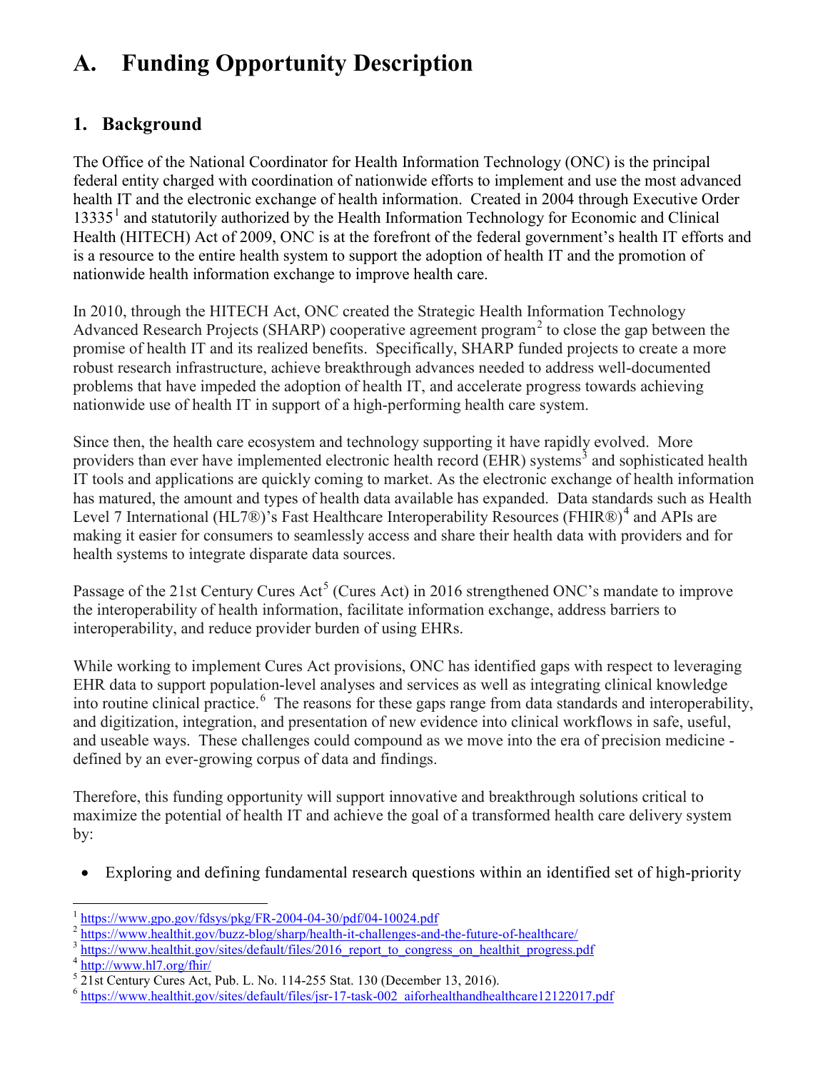# A. Funding Opportunity Description

## 1. Background

The Office of the National Coordinator for Health Information Technology (ONC) is the principal federal entity charged with coordination of nationwide efforts to implement and use the most advanced health IT and the electronic exchange of health information. Created in 2004 through Executive Order 13335[1] and statutorily authorized by the Health Information Technology for Economic and Clinical Health (HITECH) Act of 2009, ONC is at the forefront of the federal government's health IT efforts and is a resource to the entire health system to support the adoption of health IT and the promotion of nationwide health information exchange to improve health care.

In 2010, through the HITECH Act, ONC created the Strategic Health Information Technology Advanced Research Projects (SHARP) cooperative agreement program[2] to close the gap between the promise of health IT and its realized benefits. Specifically, SHARP funded projects to create a more robust research infrastructure, achieve breakthrough advances needed to address well-documented problems that have impeded the adoption of health IT, and accelerate progress towards achieving nationwide use of health IT in support of a high-performing health care system.

Since then, the health care ecosystem and technology supporting it have rapidly evolved. More providers than ever have implemented electronic health record (EHR) systems[3] and sophisticated health IT tools and applications are quickly coming to market. As the electronic exchange of health information has matured, the amount and types of health data available has expanded. Data standards such as Health Level 7 International (HL7®)'s Fast Healthcare Interoperability Resources (FHIR®)[4] and APIs are making it easier for consumers to seamlessly access and share their health data with providers and for health systems to integrate disparate data sources.

Passage of the 21st Century Cures Act[5] (Cures Act) in 2016 strengthened ONC's mandate to improve the interoperability of health information, facilitate information exchange, address barriers to interoperability, and reduce provider burden of using EHRs.

While working to implement Cures Act provisions, ONC has identified gaps with respect to leveraging EHR data to support population-level analyses and services as well as integrating clinical knowledge into routine clinical practice.[6] The reasons for these gaps range from data standards and interoperability, and digitization, integration, and presentation of new evidence into clinical workflows in safe, useful, and useable ways. These challenges could compound as we move into the era of precision medicine - defined by an ever-growing corpus of data and findings.

Therefore, this funding opportunity will support innovative and breakthrough solutions critical to maximize the potential of health IT and achieve the goal of a transformed health care delivery system by:

- Exploring and defining fundamental research questions within an identified set of high-priority

---

[1] https://www.gpo.gov/fdsys/pkg/FR-2004-04-30/pdf/04-10024.pdf
[2] https://www.healthit.gov/buzz-blog/sharp/health-it-challenges-and-the-future-of-healthcare/
[3] https://www.healthit.gov/sites/default/files/2016_report_to_congress_on_healthit_progress.pdf
[4] http://www.hl7.org/fhir/
[5] 21st Century Cures Act, Pub. L. No. 114-255 Stat. 130 (December 13, 2016).
[6] https://www.healthit.gov/sites/default/files/jsr-17-task-002_aiforhealthandhealthcare12122017.pdf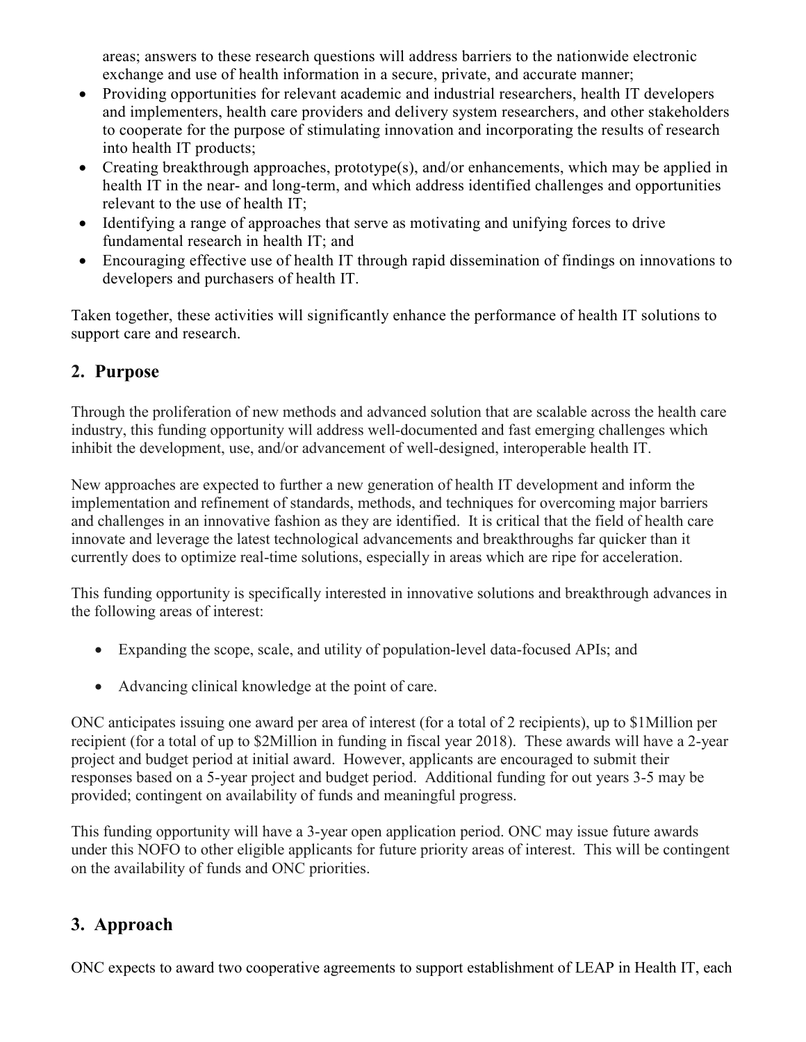areas; answers to these research questions will address barriers to the nationwide electronic exchange and use of health information in a secure, private, and accurate manner;

- Providing opportunities for relevant academic and industrial researchers, health IT developers and implementers, health care providers and delivery system researchers, and other stakeholders to cooperate for the purpose of stimulating innovation and incorporating the results of research into health IT products;
- Creating breakthrough approaches, prototype(s), and/or enhancements, which may be applied in health IT in the near- and long-term, and which address identified challenges and opportunities relevant to the use of health IT;
- Identifying a range of approaches that serve as motivating and unifying forces to drive fundamental research in health IT; and
- Encouraging effective use of health IT through rapid dissemination of findings on innovations to developers and purchasers of health IT.

Taken together, these activities will significantly enhance the performance of health IT solutions to support care and research.

## 2. Purpose

Through the proliferation of new methods and advanced solution that are scalable across the health care industry, this funding opportunity will address well-documented and fast emerging challenges which inhibit the development, use, and/or advancement of well-designed, interoperable health IT.

New approaches are expected to further a new generation of health IT development and inform the implementation and refinement of standards, methods, and techniques for overcoming major barriers and challenges in an innovative fashion as they are identified. It is critical that the field of health care innovate and leverage the latest technological advancements and breakthroughs far quicker than it currently does to optimize real-time solutions, especially in areas which are ripe for acceleration.

This funding opportunity is specifically interested in innovative solutions and breakthrough advances in the following areas of interest:

- Expanding the scope, scale, and utility of population-level data-focused APIs; and
- Advancing clinical knowledge at the point of care.

ONC anticipates issuing one award per area of interest (for a total of 2 recipients), up to $1Million per recipient (for a total of up to $2Million in funding in fiscal year 2018). These awards will have a 2-year project and budget period at initial award. However, applicants are encouraged to submit their responses based on a 5-year project and budget period. Additional funding for out years 3-5 may be provided; contingent on availability of funds and meaningful progress.

This funding opportunity will have a 3-year open application period. ONC may issue future awards under this NOFO to other eligible applicants for future priority areas of interest. This will be contingent on the availability of funds and ONC priorities.

## 3. Approach

ONC expects to award two cooperative agreements to support establishment of LEAP in Health IT, each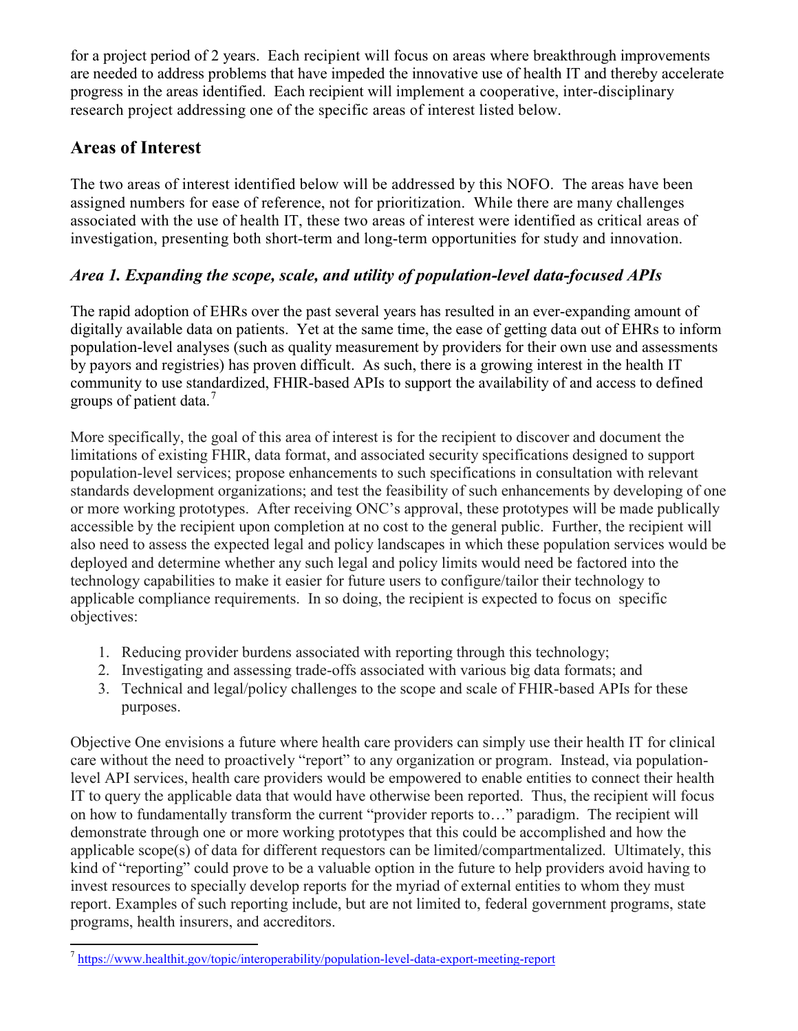for a project period of 2 years. Each recipient will focus on areas where breakthrough improvements are needed to address problems that have impeded the innovative use of health IT and thereby accelerate progress in the areas identified. Each recipient will implement a cooperative, inter-disciplinary research project addressing one of the specific areas of interest listed below.

## Areas of Interest

The two areas of interest identified below will be addressed by this NOFO. The areas have been assigned numbers for ease of reference, not for prioritization. While there are many challenges associated with the use of health IT, these two areas of interest were identified as critical areas of investigation, presenting both short-term and long-term opportunities for study and innovation.

### *Area 1. Expanding the scope, scale, and utility of population-level data-focused APIs*

The rapid adoption of EHRs over the past several years has resulted in an ever-expanding amount of digitally available data on patients. Yet at the same time, the ease of getting data out of EHRs to inform population-level analyses (such as quality measurement by providers for their own use and assessments by payors and registries) has proven difficult. As such, there is a growing interest in the health IT community to use standardized, FHIR-based APIs to support the availability of and access to defined groups of patient data.[7]

More specifically, the goal of this area of interest is for the recipient to discover and document the limitations of existing FHIR, data format, and associated security specifications designed to support population-level services; propose enhancements to such specifications in consultation with relevant standards development organizations; and test the feasibility of such enhancements by developing of one or more working prototypes. After receiving ONC's approval, these prototypes will be made publically accessible by the recipient upon completion at no cost to the general public. Further, the recipient will also need to assess the expected legal and policy landscapes in which these population services would be deployed and determine whether any such legal and policy limits would need be factored into the technology capabilities to make it easier for future users to configure/tailor their technology to applicable compliance requirements. In so doing, the recipient is expected to focus on specific objectives:

1. Reducing provider burdens associated with reporting through this technology;
2. Investigating and assessing trade-offs associated with various big data formats; and
3. Technical and legal/policy challenges to the scope and scale of FHIR-based APIs for these purposes.

Objective One envisions a future where health care providers can simply use their health IT for clinical care without the need to proactively "report" to any organization or program. Instead, via population-level API services, health care providers would be empowered to enable entities to connect their health IT to query the applicable data that would have otherwise been reported. Thus, the recipient will focus on how to fundamentally transform the current "provider reports to…" paradigm. The recipient will demonstrate through one or more working prototypes that this could be accomplished and how the applicable scope(s) of data for different requestors can be limited/compartmentalized. Ultimately, this kind of "reporting" could prove to be a valuable option in the future to help providers avoid having to invest resources to specially develop reports for the myriad of external entities to whom they must report. Examples of such reporting include, but are not limited to, federal government programs, state programs, health insurers, and accreditors.

---

[7] https://www.healthit.gov/topic/interoperability/population-level-data-export-meeting-report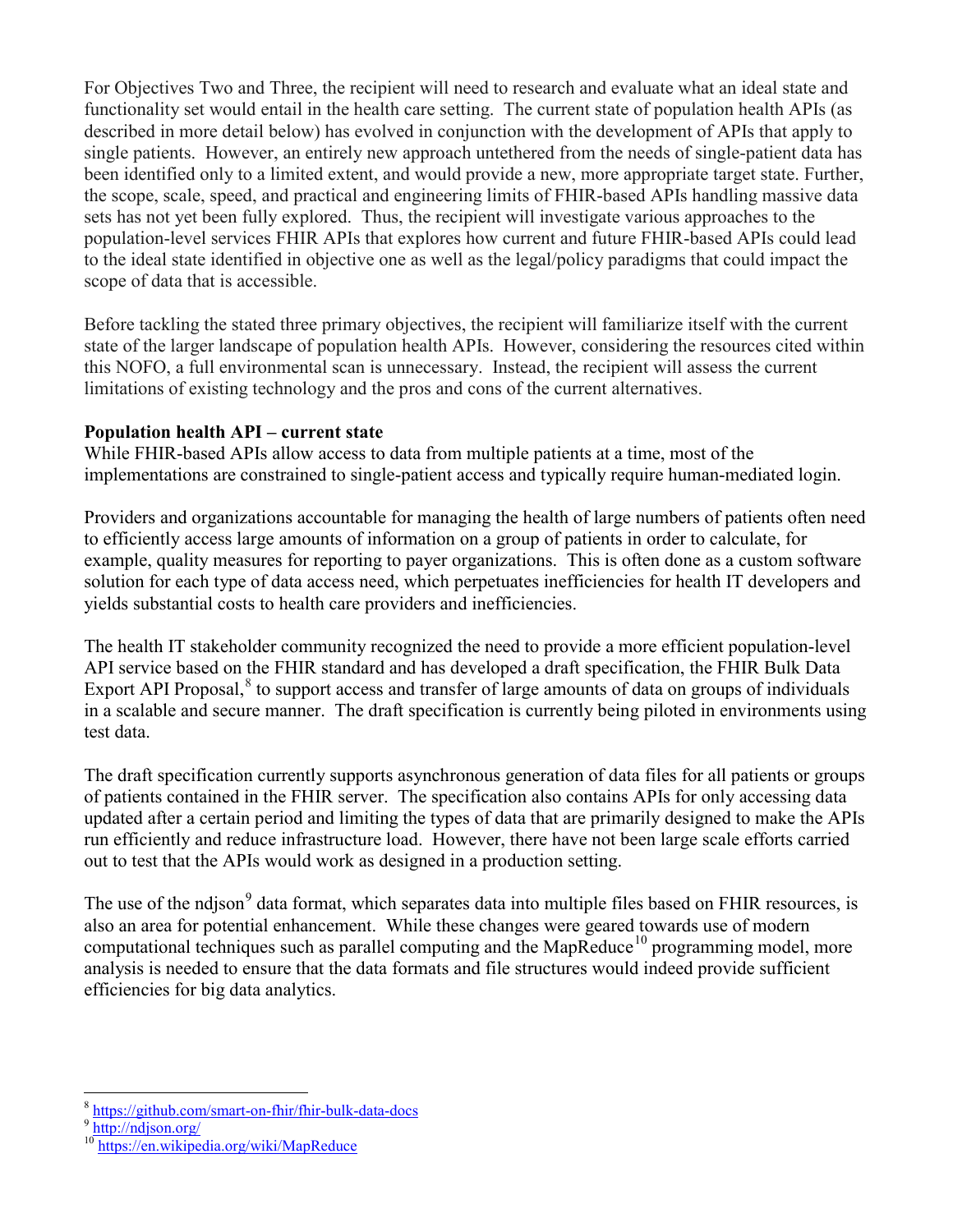For Objectives Two and Three, the recipient will need to research and evaluate what an ideal state and functionality set would entail in the health care setting. The current state of population health APIs (as described in more detail below) has evolved in conjunction with the development of APIs that apply to single patients. However, an entirely new approach untethered from the needs of single-patient data has been identified only to a limited extent, and would provide a new, more appropriate target state. Further, the scope, scale, speed, and practical and engineering limits of FHIR-based APIs handling massive data sets has not yet been fully explored. Thus, the recipient will investigate various approaches to the population-level services FHIR APIs that explores how current and future FHIR-based APIs could lead to the ideal state identified in objective one as well as the legal/policy paradigms that could impact the scope of data that is accessible.

Before tackling the stated three primary objectives, the recipient will familiarize itself with the current state of the larger landscape of population health APIs. However, considering the resources cited within this NOFO, a full environmental scan is unnecessary. Instead, the recipient will assess the current limitations of existing technology and the pros and cons of the current alternatives.

**Population health API – current state**

While FHIR-based APIs allow access to data from multiple patients at a time, most of the implementations are constrained to single-patient access and typically require human-mediated login.

Providers and organizations accountable for managing the health of large numbers of patients often need to efficiently access large amounts of information on a group of patients in order to calculate, for example, quality measures for reporting to payer organizations. This is often done as a custom software solution for each type of data access need, which perpetuates inefficiencies for health IT developers and yields substantial costs to health care providers and inefficiencies.

The health IT stakeholder community recognized the need to provide a more efficient population-level API service based on the FHIR standard and has developed a draft specification, the FHIR Bulk Data Export API Proposal,[8] to support access and transfer of large amounts of data on groups of individuals in a scalable and secure manner. The draft specification is currently being piloted in environments using test data.

The draft specification currently supports asynchronous generation of data files for all patients or groups of patients contained in the FHIR server. The specification also contains APIs for only accessing data updated after a certain period and limiting the types of data that are primarily designed to make the APIs run efficiently and reduce infrastructure load. However, there have not been large scale efforts carried out to test that the APIs would work as designed in a production setting.

The use of the ndjson[9] data format, which separates data into multiple files based on FHIR resources, is also an area for potential enhancement. While these changes were geared towards use of modern computational techniques such as parallel computing and the MapReduce[10] programming model, more analysis is needed to ensure that the data formats and file structures would indeed provide sufficient efficiencies for big data analytics.

---

[8] https://github.com/smart-on-fhir/fhir-bulk-data-docs

[9] http://ndjson.org/

[10] https://en.wikipedia.org/wiki/MapReduce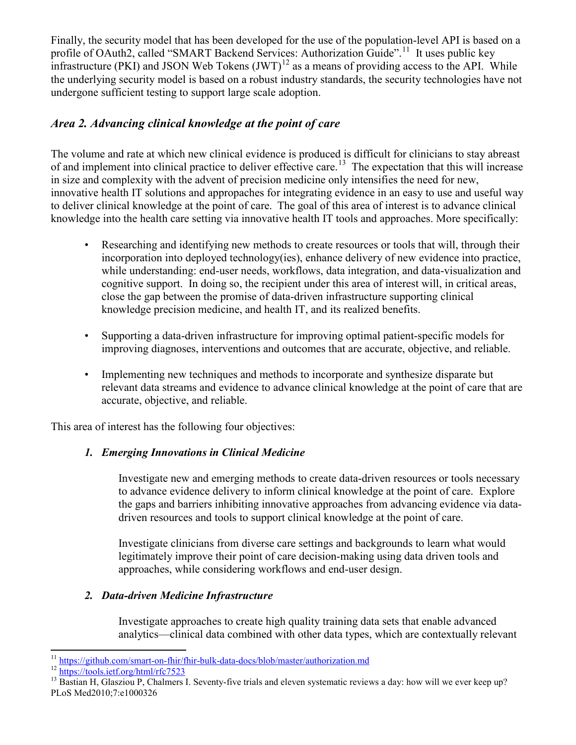Finally, the security model that has been developed for the use of the population-level API is based on a profile of OAuth2, called "SMART Backend Services: Authorization Guide".[11] It uses public key infrastructure (PKI) and JSON Web Tokens (JWT)[12] as a means of providing access to the API. While the underlying security model is based on a robust industry standards, the security technologies have not undergone sufficient testing to support large scale adoption.

### *Area 2. Advancing clinical knowledge at the point of care*

The volume and rate at which new clinical evidence is produced is difficult for clinicians to stay abreast of and implement into clinical practice to deliver effective care.[13] The expectation that this will increase in size and complexity with the advent of precision medicine only intensifies the need for new, innovative health IT solutions and appropaches for integrating evidence in an easy to use and useful way to deliver clinical knowledge at the point of care. The goal of this area of interest is to advance clinical knowledge into the health care setting via innovative health IT tools and approaches. More specifically:

- Researching and identifying new methods to create resources or tools that will, through their incorporation into deployed technology(ies), enhance delivery of new evidence into practice, while understanding: end-user needs, workflows, data integration, and data-visualization and cognitive support. In doing so, the recipient under this area of interest will, in critical areas, close the gap between the promise of data-driven infrastructure supporting clinical knowledge precision medicine, and health IT, and its realized benefits.

- Supporting a data-driven infrastructure for improving optimal patient-specific models for improving diagnoses, interventions and outcomes that are accurate, objective, and reliable.

- Implementing new techniques and methods to incorporate and synthesize disparate but relevant data streams and evidence to advance clinical knowledge at the point of care that are accurate, objective, and reliable.

This area of interest has the following four objectives:

1. ***Emerging Innovations in Clinical Medicine***

   Investigate new and emerging methods to create data-driven resources or tools necessary to advance evidence delivery to inform clinical knowledge at the point of care. Explore the gaps and barriers inhibiting innovative approaches from advancing evidence via data-driven resources and tools to support clinical knowledge at the point of care.

   Investigate clinicians from diverse care settings and backgrounds to learn what would legitimately improve their point of care decision-making using data driven tools and approaches, while considering workflows and end-user design.

2. ***Data-driven Medicine Infrastructure***

   Investigate approaches to create high quality training data sets that enable advanced analytics—clinical data combined with other data types, which are contextually relevant

---

[11] https://github.com/smart-on-fhir/fhir-bulk-data-docs/blob/master/authorization.md

[12] https://tools.ietf.org/html/rfc7523

[13] Bastian H, Glasziou P, Chalmers I. Seventy-five trials and eleven systematic reviews a day: how will we ever keep up? PLoS Med2010;7:e1000326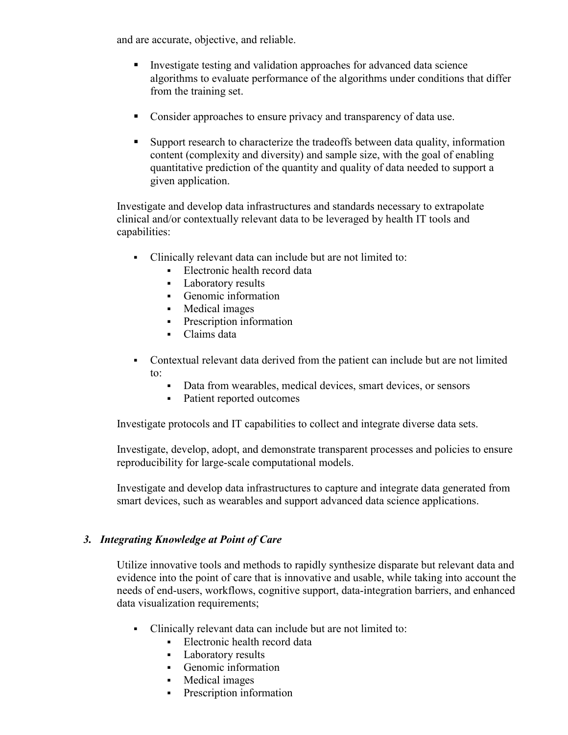and are accurate, objective, and reliable.

- Investigate testing and validation approaches for advanced data science algorithms to evaluate performance of the algorithms under conditions that differ from the training set.
- Consider approaches to ensure privacy and transparency of data use.
- Support research to characterize the tradeoffs between data quality, information content (complexity and diversity) and sample size, with the goal of enabling quantitative prediction of the quantity and quality of data needed to support a given application.

Investigate and develop data infrastructures and standards necessary to extrapolate clinical and/or contextually relevant data to be leveraged by health IT tools and capabilities:

- Clinically relevant data can include but are not limited to:
  - Electronic health record data
  - Laboratory results
  - Genomic information
  - Medical images
  - Prescription information
  - Claims data
- Contextual relevant data derived from the patient can include but are not limited to:
  - Data from wearables, medical devices, smart devices, or sensors
  - Patient reported outcomes

Investigate protocols and IT capabilities to collect and integrate diverse data sets.

Investigate, develop, adopt, and demonstrate transparent processes and policies to ensure reproducibility for large-scale computational models.

Investigate and develop data infrastructures to capture and integrate data generated from smart devices, such as wearables and support advanced data science applications.

### *3. Integrating Knowledge at Point of Care*

Utilize innovative tools and methods to rapidly synthesize disparate but relevant data and evidence into the point of care that is innovative and usable, while taking into account the needs of end-users, workflows, cognitive support, data-integration barriers, and enhanced data visualization requirements;

- Clinically relevant data can include but are not limited to:
  - Electronic health record data
  - Laboratory results
  - Genomic information
  - Medical images
  - Prescription information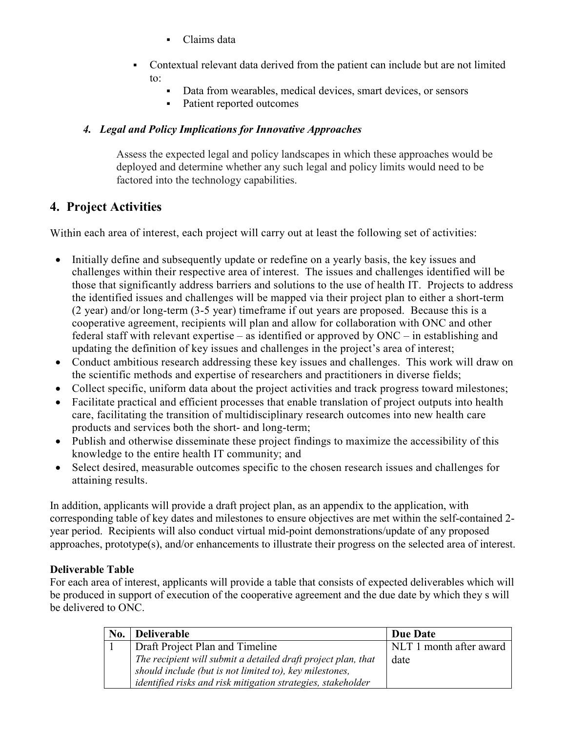- Claims data
  - Contextual relevant data derived from the patient can include but are not limited to:
    - Data from wearables, medical devices, smart devices, or sensors
    - Patient reported outcomes

### *4. Legal and Policy Implications for Innovative Approaches*

Assess the expected legal and policy landscapes in which these approaches would be deployed and determine whether any such legal and policy limits would need to be factored into the technology capabilities.

## 4. Project Activities

Within each area of interest, each project will carry out at least the following set of activities:

- Initially define and subsequently update or redefine on a yearly basis, the key issues and challenges within their respective area of interest. The issues and challenges identified will be those that significantly address barriers and solutions to the use of health IT. Projects to address the identified issues and challenges will be mapped via their project plan to either a short-term (2 year) and/or long-term (3-5 year) timeframe if out years are proposed. Because this is a cooperative agreement, recipients will plan and allow for collaboration with ONC and other federal staff with relevant expertise – as identified or approved by ONC – in establishing and updating the definition of key issues and challenges in the project's area of interest;
- Conduct ambitious research addressing these key issues and challenges. This work will draw on the scientific methods and expertise of researchers and practitioners in diverse fields;
- Collect specific, uniform data about the project activities and track progress toward milestones;
- Facilitate practical and efficient processes that enable translation of project outputs into health care, facilitating the transition of multidisciplinary research outcomes into new health care products and services both the short- and long-term;
- Publish and otherwise disseminate these project findings to maximize the accessibility of this knowledge to the entire health IT community; and
- Select desired, measurable outcomes specific to the chosen research issues and challenges for attaining results.

In addition, applicants will provide a draft project plan, as an appendix to the application, with corresponding table of key dates and milestones to ensure objectives are met within the self-contained 2-year period. Recipients will also conduct virtual mid-point demonstrations/update of any proposed approaches, prototype(s), and/or enhancements to illustrate their progress on the selected area of interest.

**Deliverable Table**

For each area of interest, applicants will provide a table that consists of expected deliverables which will be produced in support of execution of the cooperative agreement and the due date by which they s will be delivered to ONC.

| No. | Deliverable | Due Date |
|---|---|---|
| 1 | Draft Project Plan and Timeline<br>*The recipient will submit a detailed draft project plan, that should include (but is not limited to), key milestones, identified risks and risk mitigation strategies, stakeholder* | NLT 1 month after award date |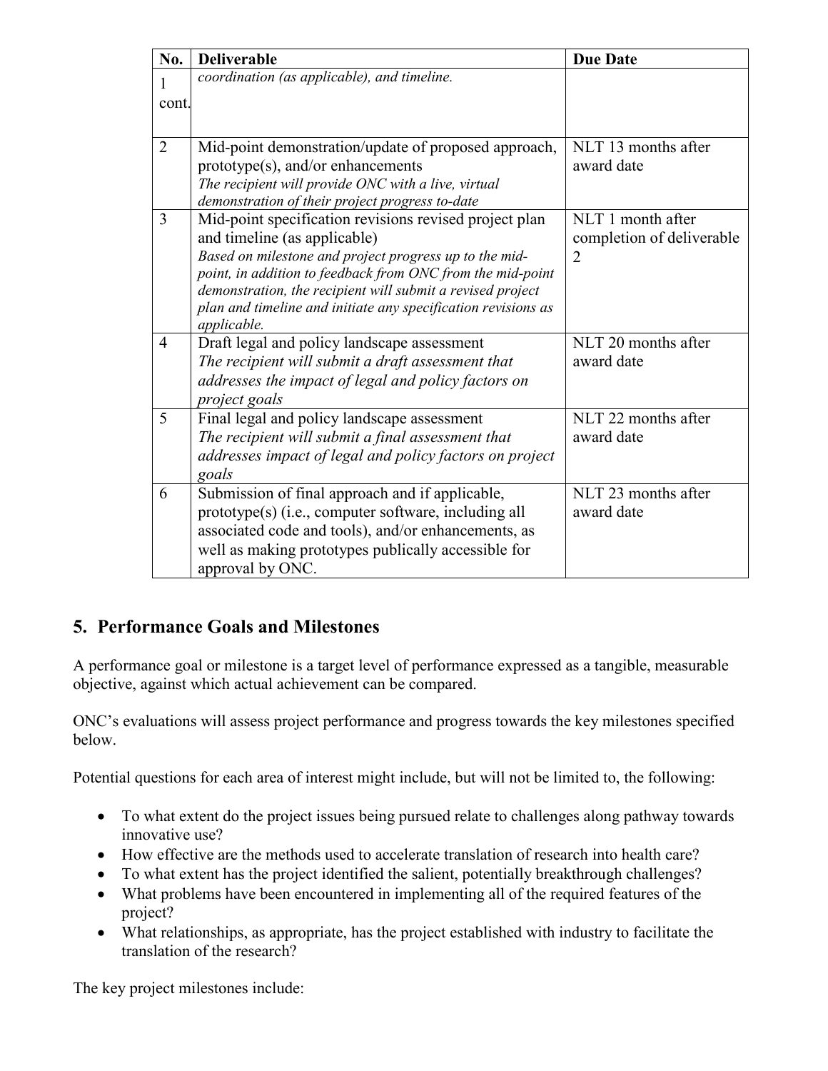| No. | Deliverable | Due Date |
|---|---|---|
| 1 cont. | *coordination (as applicable), and timeline.* | |
| 2 | Mid-point demonstration/update of proposed approach, prototype(s), and/or enhancements *The recipient will provide ONC with a live, virtual demonstration of their project progress to-date* | NLT 13 months after award date |
| 3 | Mid-point specification revisions revised project plan and timeline (as applicable) *Based on milestone and project progress up to the mid-point, in addition to feedback from ONC from the mid-point demonstration, the recipient will submit a revised project plan and timeline and initiate any specification revisions as applicable.* | NLT 1 month after completion of deliverable 2 |
| 4 | Draft legal and policy landscape assessment *The recipient will submit a draft assessment that addresses the impact of legal and policy factors on project goals* | NLT 20 months after award date |
| 5 | Final legal and policy landscape assessment *The recipient will submit a final assessment that addresses impact of legal and policy factors on project goals* | NLT 22 months after award date |
| 6 | Submission of final approach and if applicable, prototype(s) (i.e., computer software, including all associated code and tools), and/or enhancements, as well as making prototypes publically accessible for approval by ONC. | NLT 23 months after award date |

## 5. Performance Goals and Milestones

A performance goal or milestone is a target level of performance expressed as a tangible, measurable objective, against which actual achievement can be compared.

ONC's evaluations will assess project performance and progress towards the key milestones specified below.

Potential questions for each area of interest might include, but will not be limited to, the following:

- To what extent do the project issues being pursued relate to challenges along pathway towards innovative use?
- How effective are the methods used to accelerate translation of research into health care?
- To what extent has the project identified the salient, potentially breakthrough challenges?
- What problems have been encountered in implementing all of the required features of the project?
- What relationships, as appropriate, has the project established with industry to facilitate the translation of the research?

The key project milestones include: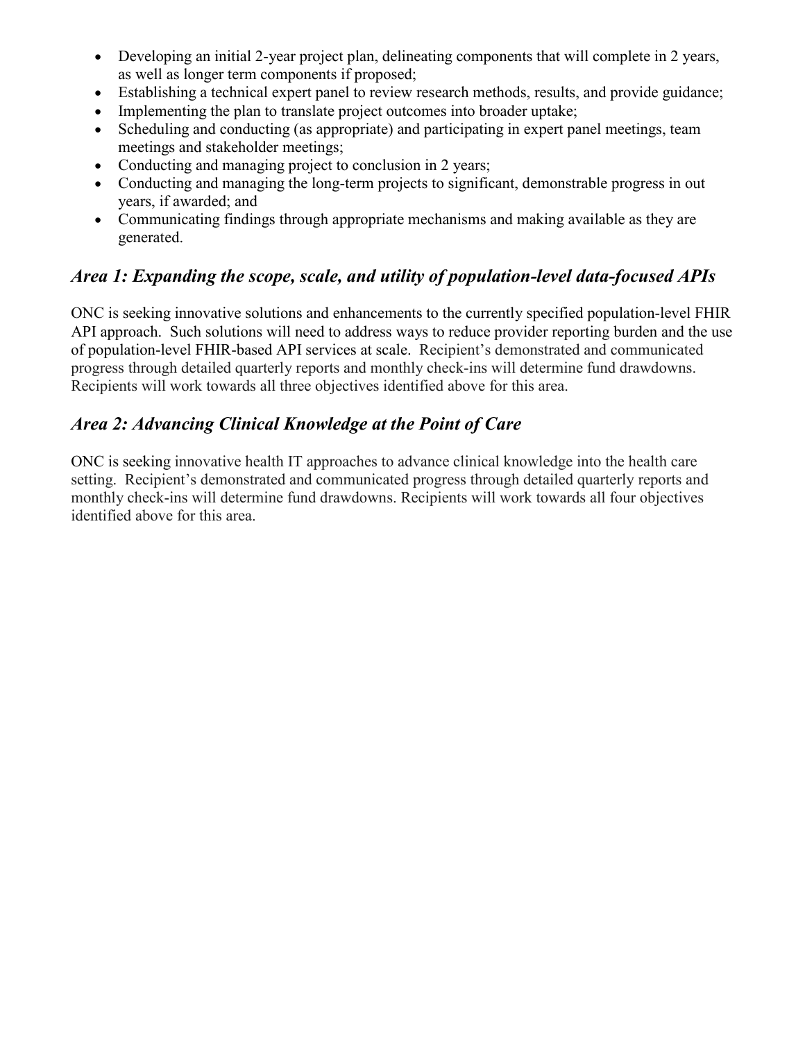- Developing an initial 2-year project plan, delineating components that will complete in 2 years, as well as longer term components if proposed;
- Establishing a technical expert panel to review research methods, results, and provide guidance;
- Implementing the plan to translate project outcomes into broader uptake;
- Scheduling and conducting (as appropriate) and participating in expert panel meetings, team meetings and stakeholder meetings;
- Conducting and managing project to conclusion in 2 years;
- Conducting and managing the long-term projects to significant, demonstrable progress in out years, if awarded; and
- Communicating findings through appropriate mechanisms and making available as they are generated.

### *Area 1: Expanding the scope, scale, and utility of population-level data-focused APIs*

ONC is seeking innovative solutions and enhancements to the currently specified population-level FHIR API approach. Such solutions will need to address ways to reduce provider reporting burden and the use of population-level FHIR-based API services at scale. Recipient's demonstrated and communicated progress through detailed quarterly reports and monthly check-ins will determine fund drawdowns. Recipients will work towards all three objectives identified above for this area.

### *Area 2: Advancing Clinical Knowledge at the Point of Care*

ONC is seeking innovative health IT approaches to advance clinical knowledge into the health care setting. Recipient's demonstrated and communicated progress through detailed quarterly reports and monthly check-ins will determine fund drawdowns. Recipients will work towards all four objectives identified above for this area.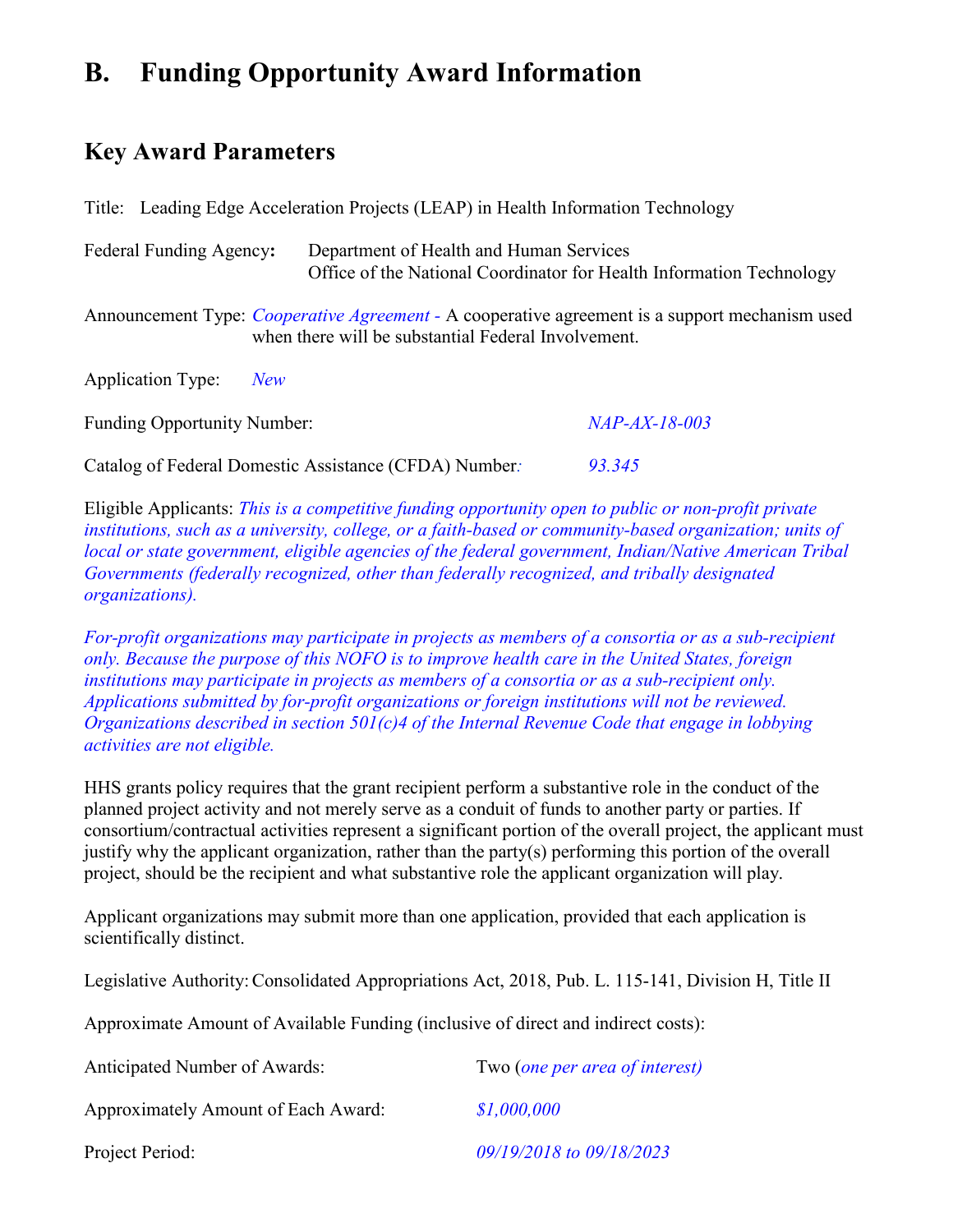# B. Funding Opportunity Award Information

## Key Award Parameters

Title: Leading Edge Acceleration Projects (LEAP) in Health Information Technology

Federal Funding Agency**:** Department of Health and Human Services
Office of the National Coordinator for Health Information Technology

Announcement Type: *Cooperative Agreement -* A cooperative agreement is a support mechanism used when there will be substantial Federal Involvement.

Application Type: *New*

Funding Opportunity Number: *NAP-AX-18-003*

Catalog of Federal Domestic Assistance (CFDA) Number*:* *93.345*

Eligible Applicants: *This is a competitive funding opportunity open to public or non-profit private institutions, such as a university, college, or a faith-based or community-based organization; units of local or state government, eligible agencies of the federal government, Indian/Native American Tribal Governments (federally recognized, other than federally recognized, and tribally designated organizations).*

*For-profit organizations may participate in projects as members of a consortia or as a sub-recipient only. Because the purpose of this NOFO is to improve health care in the United States, foreign institutions may participate in projects as members of a consortia or as a sub-recipient only. Applications submitted by for-profit organizations or foreign institutions will not be reviewed. Organizations described in section 501(c)4 of the Internal Revenue Code that engage in lobbying activities are not eligible.*

HHS grants policy requires that the grant recipient perform a substantive role in the conduct of the planned project activity and not merely serve as a conduit of funds to another party or parties. If consortium/contractual activities represent a significant portion of the overall project, the applicant must justify why the applicant organization, rather than the party(s) performing this portion of the overall project, should be the recipient and what substantive role the applicant organization will play.

Applicant organizations may submit more than one application, provided that each application is scientifically distinct.

Legislative Authority: Consolidated Appropriations Act, 2018, Pub. L. 115-141, Division H, Title II

Approximate Amount of Available Funding (inclusive of direct and indirect costs):

Anticipated Number of Awards: Two (*one per area of interest)*

Approximately Amount of Each Award: *$1,000,000*

Project Period: *09/19/2018 to 09/18/2023*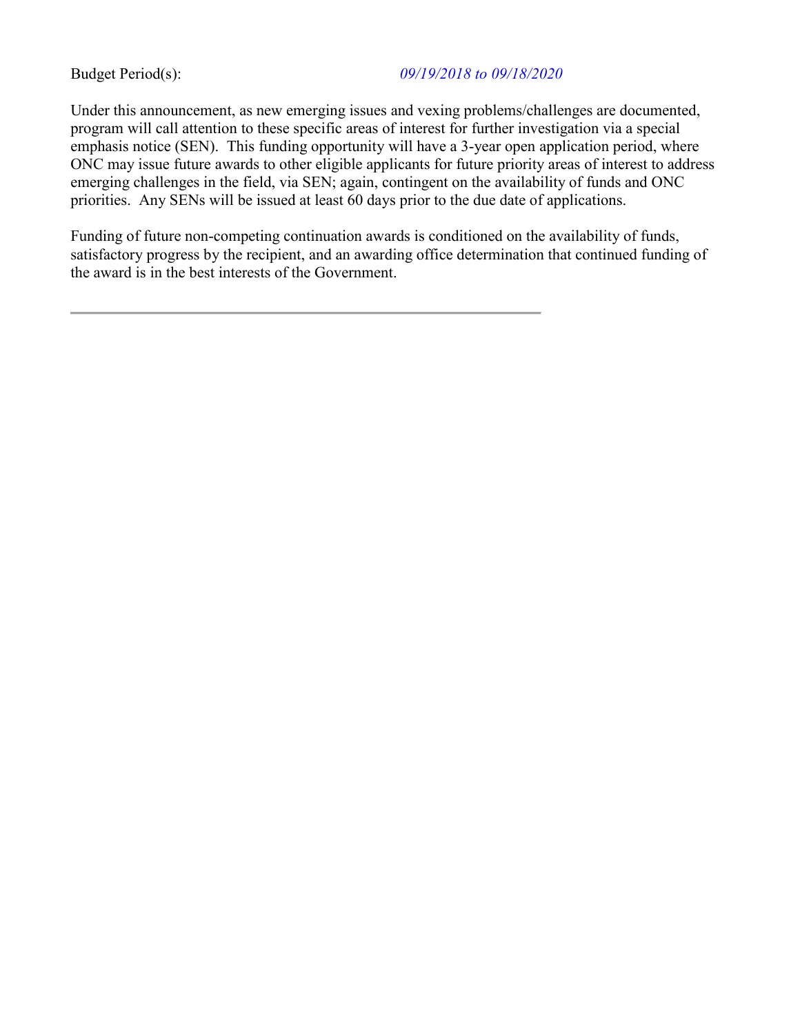Budget Period(s): *09/19/2018 to 09/18/2020*

Under this announcement, as new emerging issues and vexing problems/challenges are documented, program will call attention to these specific areas of interest for further investigation via a special emphasis notice (SEN). This funding opportunity will have a 3-year open application period, where ONC may issue future awards to other eligible applicants for future priority areas of interest to address emerging challenges in the field, via SEN; again, contingent on the availability of funds and ONC priorities. Any SENs will be issued at least 60 days prior to the due date of applications.

Funding of future non-competing continuation awards is conditioned on the availability of funds, satisfactory progress by the recipient, and an awarding office determination that continued funding of the award is in the best interests of the Government.

---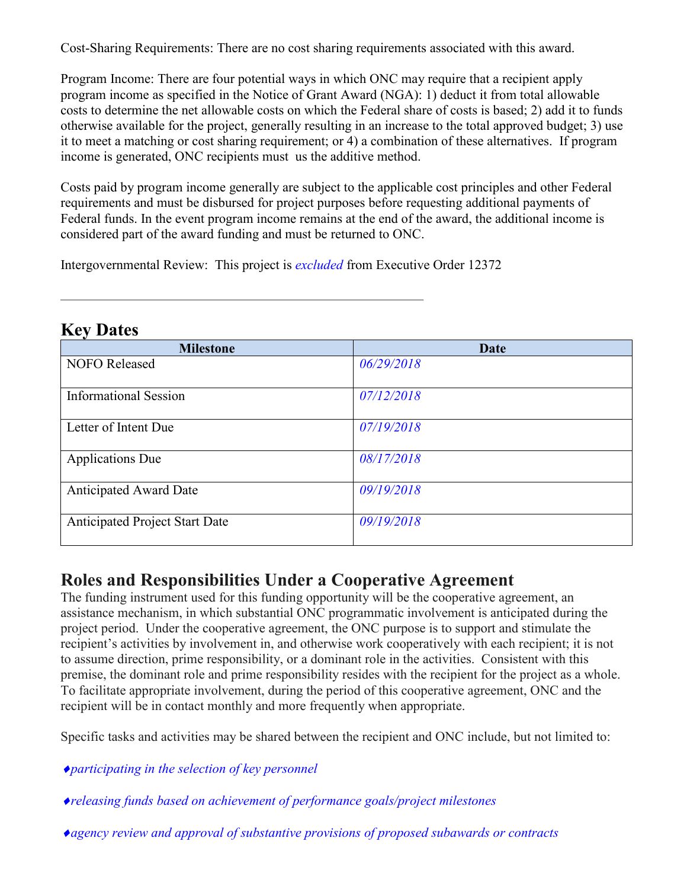Cost-Sharing Requirements: There are no cost sharing requirements associated with this award.

Program Income: There are four potential ways in which ONC may require that a recipient apply program income as specified in the Notice of Grant Award (NGA): 1) deduct it from total allowable costs to determine the net allowable costs on which the Federal share of costs is based; 2) add it to funds otherwise available for the project, generally resulting in an increase to the total approved budget; 3) use it to meet a matching or cost sharing requirement; or 4) a combination of these alternatives. If program income is generated, ONC recipients must us the additive method.

Costs paid by program income generally are subject to the applicable cost principles and other Federal requirements and must be disbursed for project purposes before requesting additional payments of Federal funds. In the event program income remains at the end of the award, the additional income is considered part of the award funding and must be returned to ONC.

Intergovernmental Review: This project is *excluded* from Executive Order 12372

---

## Key Dates

| Milestone | Date |
|---|---|
| NOFO Released | *06/29/2018* |
| Informational Session | *07/12/2018* |
| Letter of Intent Due | *07/19/2018* |
| Applications Due | *08/17/2018* |
| Anticipated Award Date | *09/19/2018* |
| Anticipated Project Start Date | *09/19/2018* |

## Roles and Responsibilities Under a Cooperative Agreement

The funding instrument used for this funding opportunity will be the cooperative agreement, an assistance mechanism, in which substantial ONC programmatic involvement is anticipated during the project period. Under the cooperative agreement, the ONC purpose is to support and stimulate the recipient's activities by involvement in, and otherwise work cooperatively with each recipient; it is not to assume direction, prime responsibility, or a dominant role in the activities. Consistent with this premise, the dominant role and prime responsibility resides with the recipient for the project as a whole. To facilitate appropriate involvement, during the period of this cooperative agreement, ONC and the recipient will be in contact monthly and more frequently when appropriate.

Specific tasks and activities may be shared between the recipient and ONC include, but not limited to:

♦*participating in the selection of key personnel*

♦*releasing funds based on achievement of performance goals/project milestones*

♦*agency review and approval of substantive provisions of proposed subawards or contracts*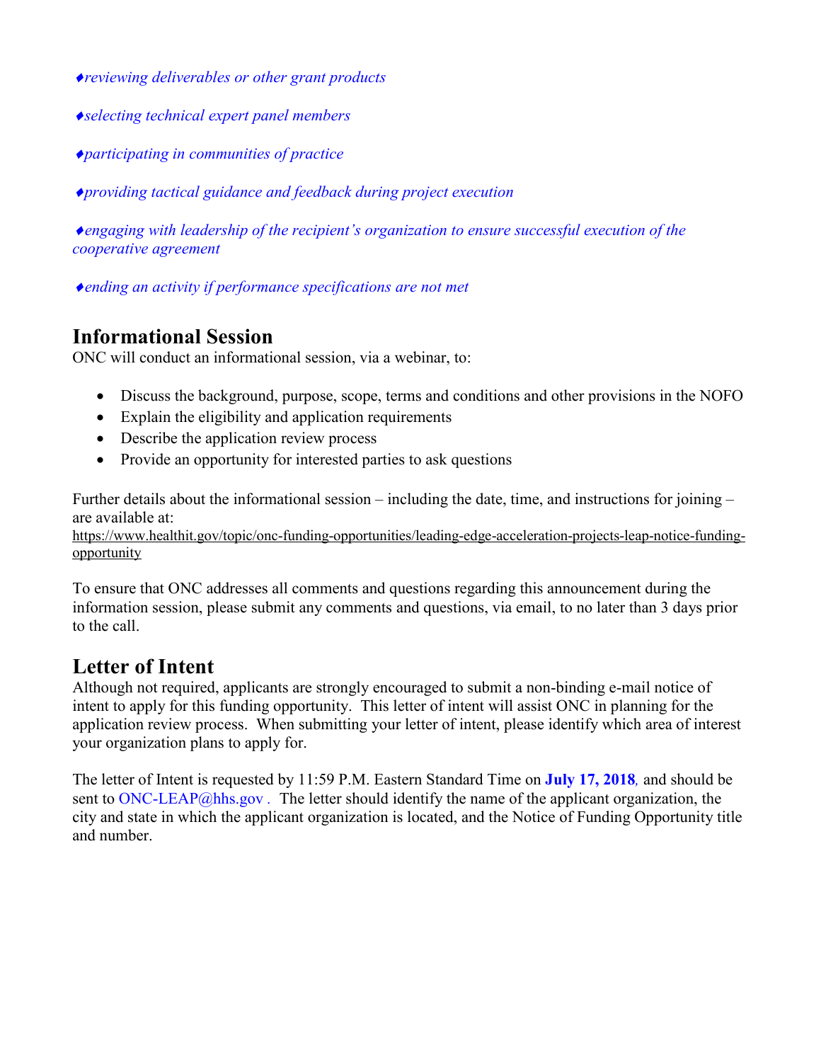*♦reviewing deliverables or other grant products*

*♦selecting technical expert panel members*

*♦participating in communities of practice*

*♦providing tactical guidance and feedback during project execution*

*♦engaging with leadership of the recipient's organization to ensure successful execution of the cooperative agreement*

*♦ending an activity if performance specifications are not met*

## Informational Session

ONC will conduct an informational session, via a webinar, to:

- Discuss the background, purpose, scope, terms and conditions and other provisions in the NOFO
- Explain the eligibility and application requirements
- Describe the application review process
- Provide an opportunity for interested parties to ask questions

Further details about the informational session – including the date, time, and instructions for joining – are available at:
https://www.healthit.gov/topic/onc-funding-opportunities/leading-edge-acceleration-projects-leap-notice-funding-opportunity

To ensure that ONC addresses all comments and questions regarding this announcement during the information session, please submit any comments and questions, via email, to no later than 3 days prior to the call.

## Letter of Intent

Although not required, applicants are strongly encouraged to submit a non-binding e-mail notice of intent to apply for this funding opportunity. This letter of intent will assist ONC in planning for the application review process. When submitting your letter of intent, please identify which area of interest your organization plans to apply for.

The letter of Intent is requested by 11:59 P.M. Eastern Standard Time on **July 17, 2018***,* and should be sent to ONC-LEAP@hhs.gov . The letter should identify the name of the applicant organization, the city and state in which the applicant organization is located, and the Notice of Funding Opportunity title and number.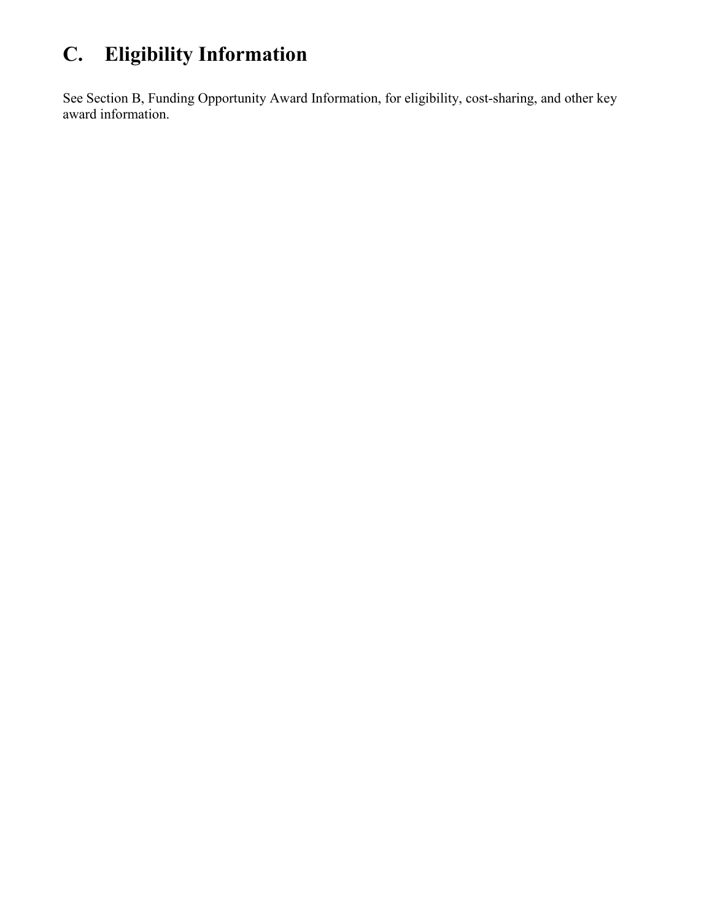# C. Eligibility Information

See Section B, Funding Opportunity Award Information, for eligibility, cost-sharing, and other key award information.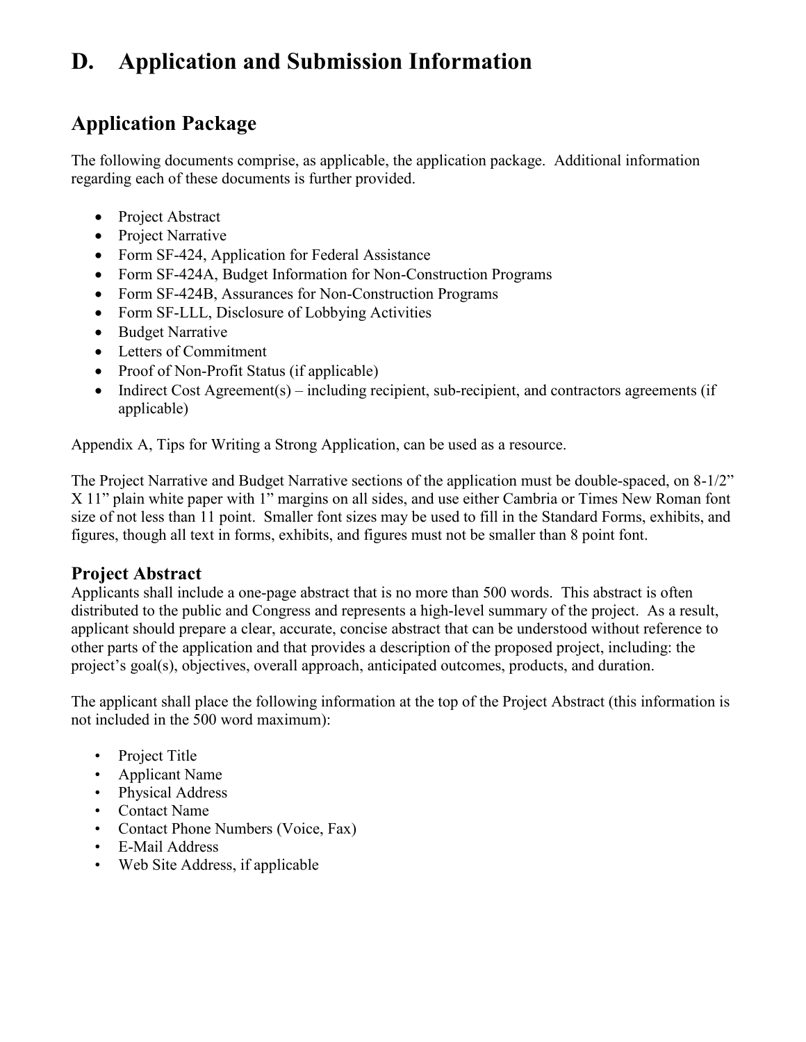# D. Application and Submission Information

## Application Package

The following documents comprise, as applicable, the application package. Additional information regarding each of these documents is further provided.

- Project Abstract
- Project Narrative
- Form SF-424, Application for Federal Assistance
- Form SF-424A, Budget Information for Non-Construction Programs
- Form SF-424B, Assurances for Non-Construction Programs
- Form SF-LLL, Disclosure of Lobbying Activities
- Budget Narrative
- Letters of Commitment
- Proof of Non-Profit Status (if applicable)
- Indirect Cost Agreement(s) – including recipient, sub-recipient, and contractors agreements (if applicable)

Appendix A, Tips for Writing a Strong Application, can be used as a resource.

The Project Narrative and Budget Narrative sections of the application must be double-spaced, on 8-1/2" X 11" plain white paper with 1" margins on all sides, and use either Cambria or Times New Roman font size of not less than 11 point. Smaller font sizes may be used to fill in the Standard Forms, exhibits, and figures, though all text in forms, exhibits, and figures must not be smaller than 8 point font.

### Project Abstract

Applicants shall include a one-page abstract that is no more than 500 words. This abstract is often distributed to the public and Congress and represents a high-level summary of the project. As a result, applicant should prepare a clear, accurate, concise abstract that can be understood without reference to other parts of the application and that provides a description of the proposed project, including: the project's goal(s), objectives, overall approach, anticipated outcomes, products, and duration.

The applicant shall place the following information at the top of the Project Abstract (this information is not included in the 500 word maximum):

- Project Title
- Applicant Name
- Physical Address
- Contact Name
- Contact Phone Numbers (Voice, Fax)
- E-Mail Address
- Web Site Address, if applicable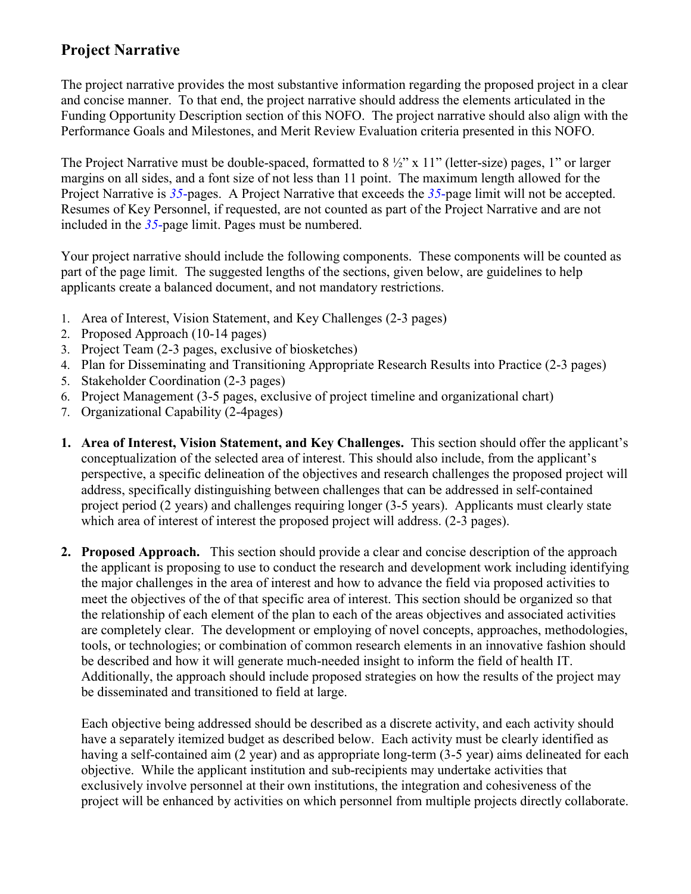## Project Narrative

The project narrative provides the most substantive information regarding the proposed project in a clear and concise manner. To that end, the project narrative should address the elements articulated in the Funding Opportunity Description section of this NOFO. The project narrative should also align with the Performance Goals and Milestones, and Merit Review Evaluation criteria presented in this NOFO.

The Project Narrative must be double-spaced, formatted to 8 ½" x 11" (letter-size) pages, 1" or larger margins on all sides, and a font size of not less than 11 point. The maximum length allowed for the Project Narrative is *35*-pages. A Project Narrative that exceeds the *35*-page limit will not be accepted. Resumes of Key Personnel, if requested, are not counted as part of the Project Narrative and are not included in the *35*-page limit. Pages must be numbered.

Your project narrative should include the following components. These components will be counted as part of the page limit. The suggested lengths of the sections, given below, are guidelines to help applicants create a balanced document, and not mandatory restrictions.

1. Area of Interest, Vision Statement, and Key Challenges (2-3 pages)
2. Proposed Approach (10-14 pages)
3. Project Team (2-3 pages, exclusive of biosketches)
4. Plan for Disseminating and Transitioning Appropriate Research Results into Practice (2-3 pages)
5. Stakeholder Coordination (2-3 pages)
6. Project Management (3-5 pages, exclusive of project timeline and organizational chart)
7. Organizational Capability (2-4pages)

1. **Area of Interest, Vision Statement, and Key Challenges.** This section should offer the applicant's conceptualization of the selected area of interest. This should also include, from the applicant's perspective, a specific delineation of the objectives and research challenges the proposed project will address, specifically distinguishing between challenges that can be addressed in self-contained project period (2 years) and challenges requiring longer (3-5 years). Applicants must clearly state which area of interest of interest the proposed project will address. (2-3 pages).

2. **Proposed Approach.** This section should provide a clear and concise description of the approach the applicant is proposing to use to conduct the research and development work including identifying the major challenges in the area of interest and how to advance the field via proposed activities to meet the objectives of the of that specific area of interest. This section should be organized so that the relationship of each element of the plan to each of the areas objectives and associated activities are completely clear. The development or employing of novel concepts, approaches, methodologies, tools, or technologies; or combination of common research elements in an innovative fashion should be described and how it will generate much-needed insight to inform the field of health IT. Additionally, the approach should include proposed strategies on how the results of the project may be disseminated and transitioned to field at large.

   Each objective being addressed should be described as a discrete activity, and each activity should have a separately itemized budget as described below. Each activity must be clearly identified as having a self-contained aim (2 year) and as appropriate long-term (3-5 year) aims delineated for each objective. While the applicant institution and sub-recipients may undertake activities that exclusively involve personnel at their own institutions, the integration and cohesiveness of the project will be enhanced by activities on which personnel from multiple projects directly collaborate.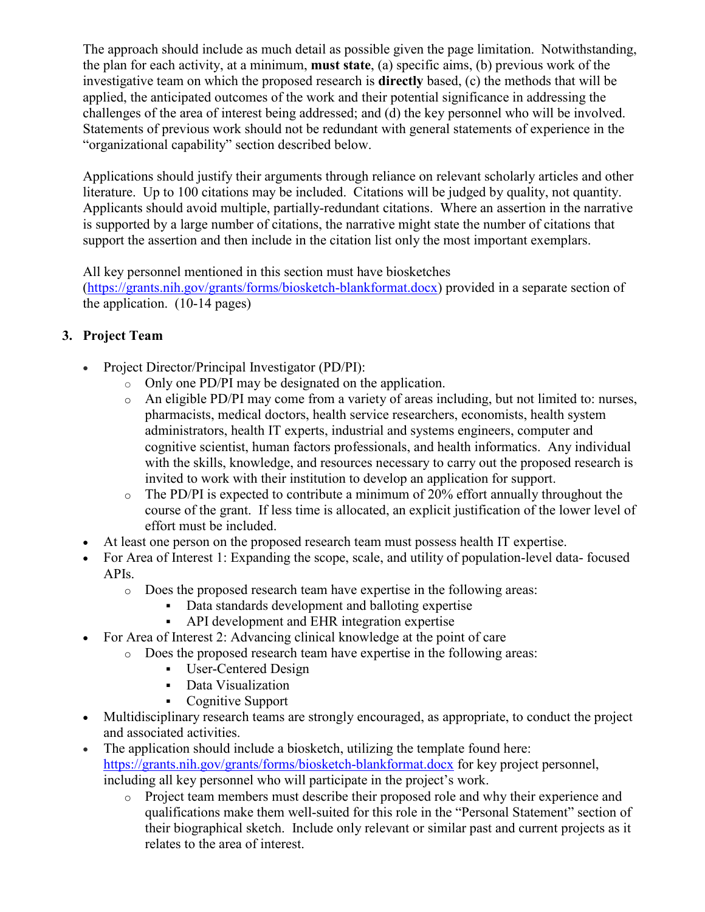The approach should include as much detail as possible given the page limitation. Notwithstanding, the plan for each activity, at a minimum, **must state**, (a) specific aims, (b) previous work of the investigative team on which the proposed research is **directly** based, (c) the methods that will be applied, the anticipated outcomes of the work and their potential significance in addressing the challenges of the area of interest being addressed; and (d) the key personnel who will be involved. Statements of previous work should not be redundant with general statements of experience in the "organizational capability" section described below.

Applications should justify their arguments through reliance on relevant scholarly articles and other literature. Up to 100 citations may be included. Citations will be judged by quality, not quantity. Applicants should avoid multiple, partially-redundant citations. Where an assertion in the narrative is supported by a large number of citations, the narrative might state the number of citations that support the assertion and then include in the citation list only the most important exemplars.

All key personnel mentioned in this section must have biosketches (https://grants.nih.gov/grants/forms/biosketch-blankformat.docx) provided in a separate section of the application. (10-14 pages)

### 3. Project Team

- Project Director/Principal Investigator (PD/PI):
  - Only one PD/PI may be designated on the application.
  - An eligible PD/PI may come from a variety of areas including, but not limited to: nurses, pharmacists, medical doctors, health service researchers, economists, health system administrators, health IT experts, industrial and systems engineers, computer and cognitive scientist, human factors professionals, and health informatics. Any individual with the skills, knowledge, and resources necessary to carry out the proposed research is invited to work with their institution to develop an application for support.
  - The PD/PI is expected to contribute a minimum of 20% effort annually throughout the course of the grant. If less time is allocated, an explicit justification of the lower level of effort must be included.
- At least one person on the proposed research team must possess health IT expertise.
- For Area of Interest 1: Expanding the scope, scale, and utility of population-level data- focused APIs.
  - Does the proposed research team have expertise in the following areas:
    - Data standards development and balloting expertise
    - API development and EHR integration expertise
- For Area of Interest 2: Advancing clinical knowledge at the point of care
  - Does the proposed research team have expertise in the following areas:
    - User-Centered Design
    - Data Visualization
    - Cognitive Support
- Multidisciplinary research teams are strongly encouraged, as appropriate, to conduct the project and associated activities.
- The application should include a biosketch, utilizing the template found here: https://grants.nih.gov/grants/forms/biosketch-blankformat.docx for key project personnel, including all key personnel who will participate in the project's work.
  - Project team members must describe their proposed role and why their experience and qualifications make them well-suited for this role in the "Personal Statement" section of their biographical sketch. Include only relevant or similar past and current projects as it relates to the area of interest.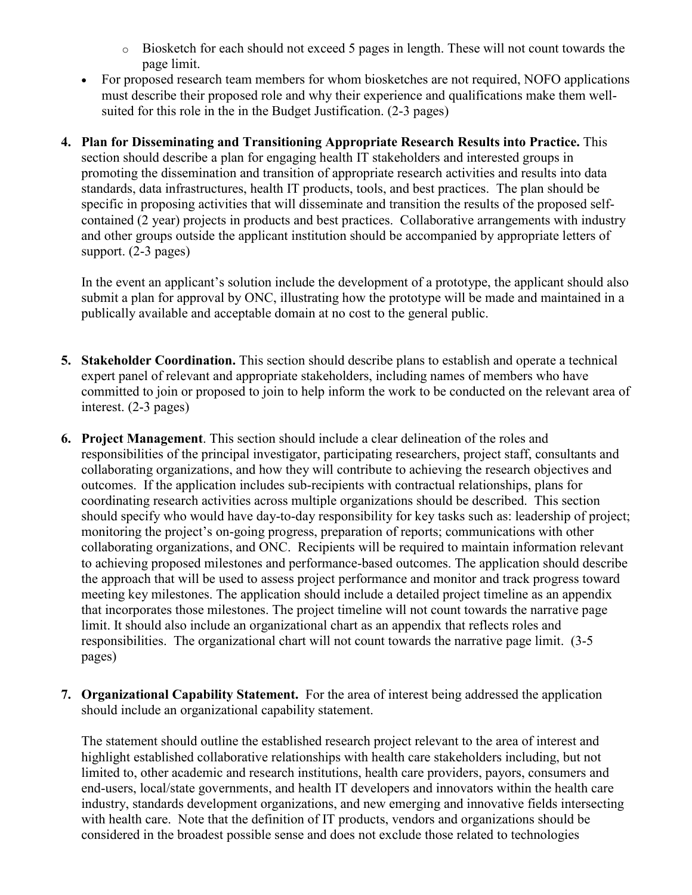- Biosketch for each should not exceed 5 pages in length. These will not count towards the page limit.
- For proposed research team members for whom biosketches are not required, NOFO applications must describe their proposed role and why their experience and qualifications make them well-suited for this role in the in the Budget Justification. (2-3 pages)

4. **Plan for Disseminating and Transitioning Appropriate Research Results into Practice.** This section should describe a plan for engaging health IT stakeholders and interested groups in promoting the dissemination and transition of appropriate research activities and results into data standards, data infrastructures, health IT products, tools, and best practices. The plan should be specific in proposing activities that will disseminate and transition the results of the proposed self-contained (2 year) projects in products and best practices. Collaborative arrangements with industry and other groups outside the applicant institution should be accompanied by appropriate letters of support. (2-3 pages)

   In the event an applicant's solution include the development of a prototype, the applicant should also submit a plan for approval by ONC, illustrating how the prototype will be made and maintained in a publically available and acceptable domain at no cost to the general public.

5. **Stakeholder Coordination.** This section should describe plans to establish and operate a technical expert panel of relevant and appropriate stakeholders, including names of members who have committed to join or proposed to join to help inform the work to be conducted on the relevant area of interest. (2-3 pages)

6. **Project Management**. This section should include a clear delineation of the roles and responsibilities of the principal investigator, participating researchers, project staff, consultants and collaborating organizations, and how they will contribute to achieving the research objectives and outcomes. If the application includes sub-recipients with contractual relationships, plans for coordinating research activities across multiple organizations should be described. This section should specify who would have day-to-day responsibility for key tasks such as: leadership of project; monitoring the project's on-going progress, preparation of reports; communications with other collaborating organizations, and ONC. Recipients will be required to maintain information relevant to achieving proposed milestones and performance-based outcomes. The application should describe the approach that will be used to assess project performance and monitor and track progress toward meeting key milestones. The application should include a detailed project timeline as an appendix that incorporates those milestones. The project timeline will not count towards the narrative page limit. It should also include an organizational chart as an appendix that reflects roles and responsibilities. The organizational chart will not count towards the narrative page limit. (3-5 pages)

7. **Organizational Capability Statement.** For the area of interest being addressed the application should include an organizational capability statement.

   The statement should outline the established research project relevant to the area of interest and highlight established collaborative relationships with health care stakeholders including, but not limited to, other academic and research institutions, health care providers, payors, consumers and end-users, local/state governments, and health IT developers and innovators within the health care industry, standards development organizations, and new emerging and innovative fields intersecting with health care. Note that the definition of IT products, vendors and organizations should be considered in the broadest possible sense and does not exclude those related to technologies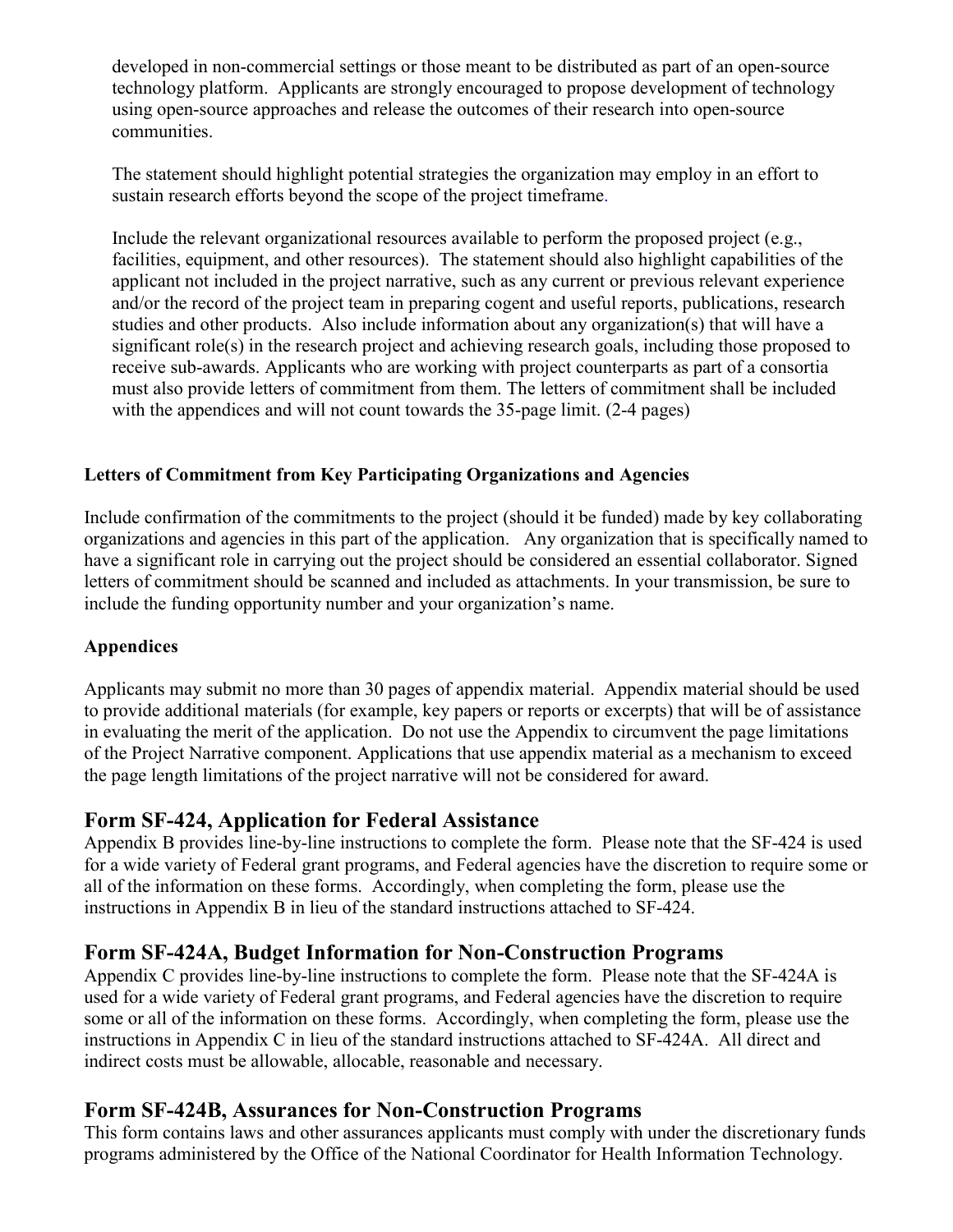developed in non-commercial settings or those meant to be distributed as part of an open-source technology platform. Applicants are strongly encouraged to propose development of technology using open-source approaches and release the outcomes of their research into open-source communities.

The statement should highlight potential strategies the organization may employ in an effort to sustain research efforts beyond the scope of the project timeframe.

Include the relevant organizational resources available to perform the proposed project (e.g., facilities, equipment, and other resources). The statement should also highlight capabilities of the applicant not included in the project narrative, such as any current or previous relevant experience and/or the record of the project team in preparing cogent and useful reports, publications, research studies and other products. Also include information about any organization(s) that will have a significant role(s) in the research project and achieving research goals, including those proposed to receive sub-awards. Applicants who are working with project counterparts as part of a consortia must also provide letters of commitment from them. The letters of commitment shall be included with the appendices and will not count towards the 35-page limit. (2-4 pages)

**Letters of Commitment from Key Participating Organizations and Agencies**

Include confirmation of the commitments to the project (should it be funded) made by key collaborating organizations and agencies in this part of the application. Any organization that is specifically named to have a significant role in carrying out the project should be considered an essential collaborator. Signed letters of commitment should be scanned and included as attachments. In your transmission, be sure to include the funding opportunity number and your organization's name.

**Appendices**

Applicants may submit no more than 30 pages of appendix material. Appendix material should be used to provide additional materials (for example, key papers or reports or excerpts) that will be of assistance in evaluating the merit of the application. Do not use the Appendix to circumvent the page limitations of the Project Narrative component. Applications that use appendix material as a mechanism to exceed the page length limitations of the project narrative will not be considered for award.

## Form SF-424, Application for Federal Assistance

Appendix B provides line-by-line instructions to complete the form. Please note that the SF-424 is used for a wide variety of Federal grant programs, and Federal agencies have the discretion to require some or all of the information on these forms. Accordingly, when completing the form, please use the instructions in Appendix B in lieu of the standard instructions attached to SF-424.

## Form SF-424A, Budget Information for Non-Construction Programs

Appendix C provides line-by-line instructions to complete the form. Please note that the SF-424A is used for a wide variety of Federal grant programs, and Federal agencies have the discretion to require some or all of the information on these forms. Accordingly, when completing the form, please use the instructions in Appendix C in lieu of the standard instructions attached to SF-424A. All direct and indirect costs must be allowable, allocable, reasonable and necessary.

## Form SF-424B, Assurances for Non-Construction Programs

This form contains laws and other assurances applicants must comply with under the discretionary funds programs administered by the Office of the National Coordinator for Health Information Technology.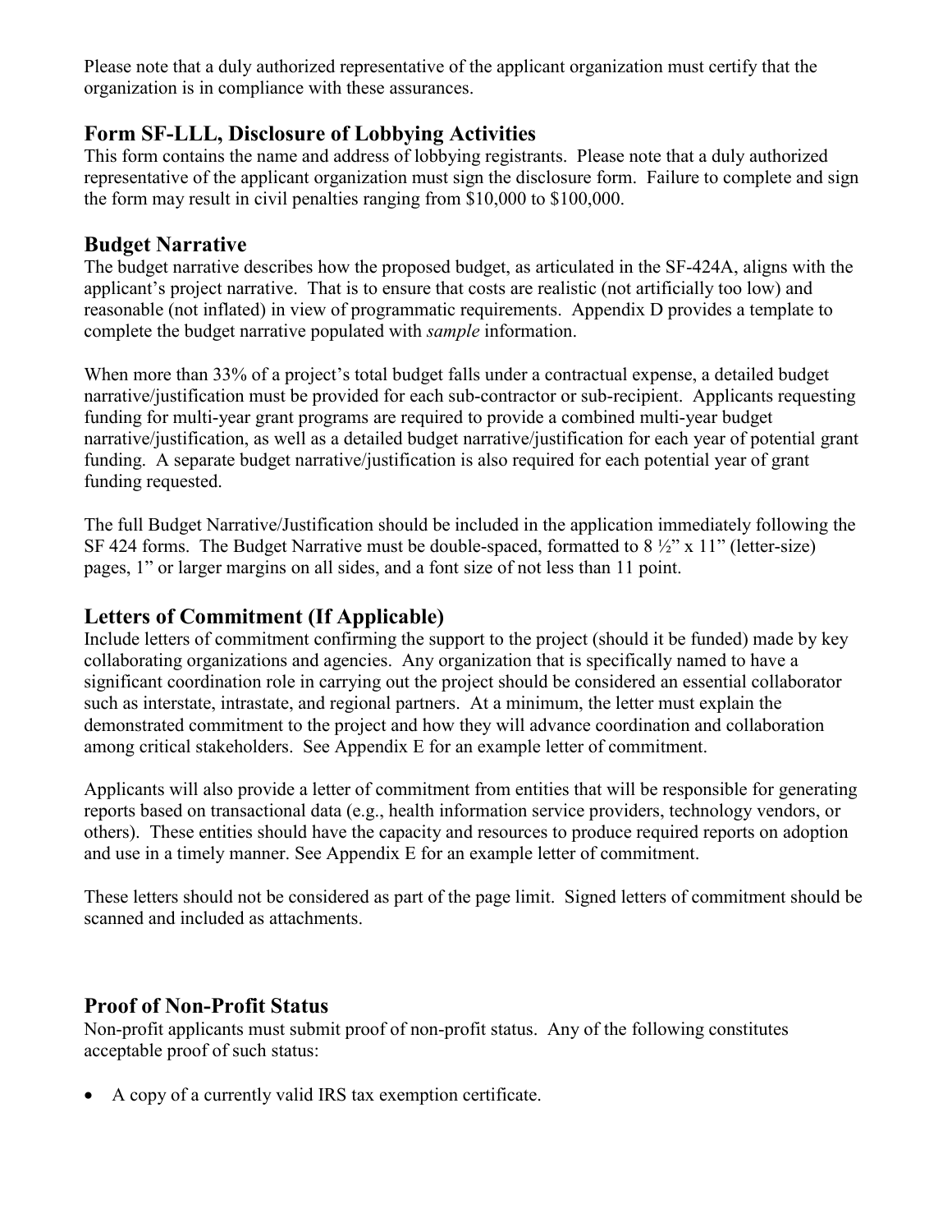Please note that a duly authorized representative of the applicant organization must certify that the organization is in compliance with these assurances.

## Form SF-LLL, Disclosure of Lobbying Activities

This form contains the name and address of lobbying registrants. Please note that a duly authorized representative of the applicant organization must sign the disclosure form. Failure to complete and sign the form may result in civil penalties ranging from $10,000 to $100,000.

## Budget Narrative

The budget narrative describes how the proposed budget, as articulated in the SF-424A, aligns with the applicant's project narrative. That is to ensure that costs are realistic (not artificially too low) and reasonable (not inflated) in view of programmatic requirements. Appendix D provides a template to complete the budget narrative populated with *sample* information.

When more than 33% of a project's total budget falls under a contractual expense, a detailed budget narrative/justification must be provided for each sub-contractor or sub-recipient. Applicants requesting funding for multi-year grant programs are required to provide a combined multi-year budget narrative/justification, as well as a detailed budget narrative/justification for each year of potential grant funding. A separate budget narrative/justification is also required for each potential year of grant funding requested.

The full Budget Narrative/Justification should be included in the application immediately following the SF 424 forms. The Budget Narrative must be double-spaced, formatted to 8 ½" x 11" (letter-size) pages, 1" or larger margins on all sides, and a font size of not less than 11 point.

## Letters of Commitment (If Applicable)

Include letters of commitment confirming the support to the project (should it be funded) made by key collaborating organizations and agencies. Any organization that is specifically named to have a significant coordination role in carrying out the project should be considered an essential collaborator such as interstate, intrastate, and regional partners. At a minimum, the letter must explain the demonstrated commitment to the project and how they will advance coordination and collaboration among critical stakeholders. See Appendix E for an example letter of commitment.

Applicants will also provide a letter of commitment from entities that will be responsible for generating reports based on transactional data (e.g., health information service providers, technology vendors, or others). These entities should have the capacity and resources to produce required reports on adoption and use in a timely manner. See Appendix E for an example letter of commitment.

These letters should not be considered as part of the page limit. Signed letters of commitment should be scanned and included as attachments.

## Proof of Non-Profit Status

Non-profit applicants must submit proof of non-profit status. Any of the following constitutes acceptable proof of such status:

- A copy of a currently valid IRS tax exemption certificate.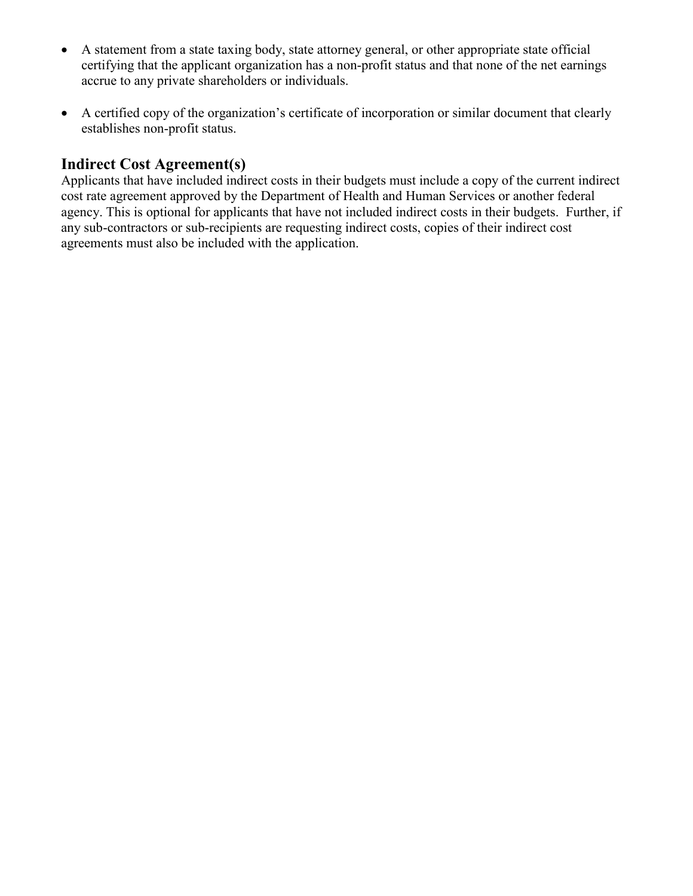- A statement from a state taxing body, state attorney general, or other appropriate state official certifying that the applicant organization has a non-profit status and that none of the net earnings accrue to any private shareholders or individuals.

- A certified copy of the organization's certificate of incorporation or similar document that clearly establishes non-profit status.

## Indirect Cost Agreement(s)

Applicants that have included indirect costs in their budgets must include a copy of the current indirect cost rate agreement approved by the Department of Health and Human Services or another federal agency. This is optional for applicants that have not included indirect costs in their budgets. Further, if any sub-contractors or sub-recipients are requesting indirect costs, copies of their indirect cost agreements must also be included with the application.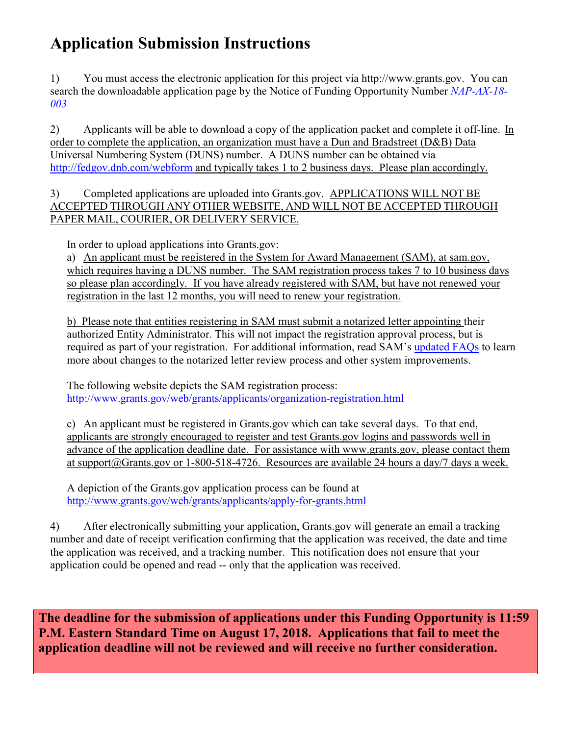# Application Submission Instructions

1) You must access the electronic application for this project via http://www.grants.gov. You can search the downloadable application page by the Notice of Funding Opportunity Number *NAP-AX-18-003*

2) Applicants will be able to download a copy of the application packet and complete it off-line. In order to complete the application, an organization must have a Dun and Bradstreet (D&B) Data Universal Numbering System (DUNS) number. A DUNS number can be obtained via http://fedgov.dnb.com/webform and typically takes 1 to 2 business days. Please plan accordingly.

3) Completed applications are uploaded into Grants.gov. APPLICATIONS WILL NOT BE ACCEPTED THROUGH ANY OTHER WEBSITE, AND WILL NOT BE ACCEPTED THROUGH PAPER MAIL, COURIER, OR DELIVERY SERVICE.

In order to upload applications into Grants.gov:

a) An applicant must be registered in the System for Award Management (SAM), at sam.gov, which requires having a DUNS number. The SAM registration process takes 7 to 10 business days so please plan accordingly. If you have already registered with SAM, but have not renewed your registration in the last 12 months, you will need to renew your registration.

b) Please note that entities registering in SAM must submit a notarized letter appointing their authorized Entity Administrator. This will not impact the registration approval process, but is required as part of your registration. For additional information, read SAM's updated FAQs to learn more about changes to the notarized letter review process and other system improvements.

The following website depicts the SAM registration process:
http://www.grants.gov/web/grants/applicants/organization-registration.html

c) An applicant must be registered in Grants.gov which can take several days. To that end, applicants are strongly encouraged to register and test Grants.gov logins and passwords well in advance of the application deadline date. For assistance with www.grants.gov, please contact them at support@Grants.gov or 1-800-518-4726. Resources are available 24 hours a day/7 days a week.

A depiction of the Grants.gov application process can be found at
http://www.grants.gov/web/grants/applicants/apply-for-grants.html

4) After electronically submitting your application, Grants.gov will generate an email a tracking number and date of receipt verification confirming that the application was received, the date and time the application was received, and a tracking number. This notification does not ensure that your application could be opened and read -- only that the application was received.

**The deadline for the submission of applications under this Funding Opportunity is 11:59 P.M. Eastern Standard Time on August 17, 2018. Applications that fail to meet the application deadline will not be reviewed and will receive no further consideration.**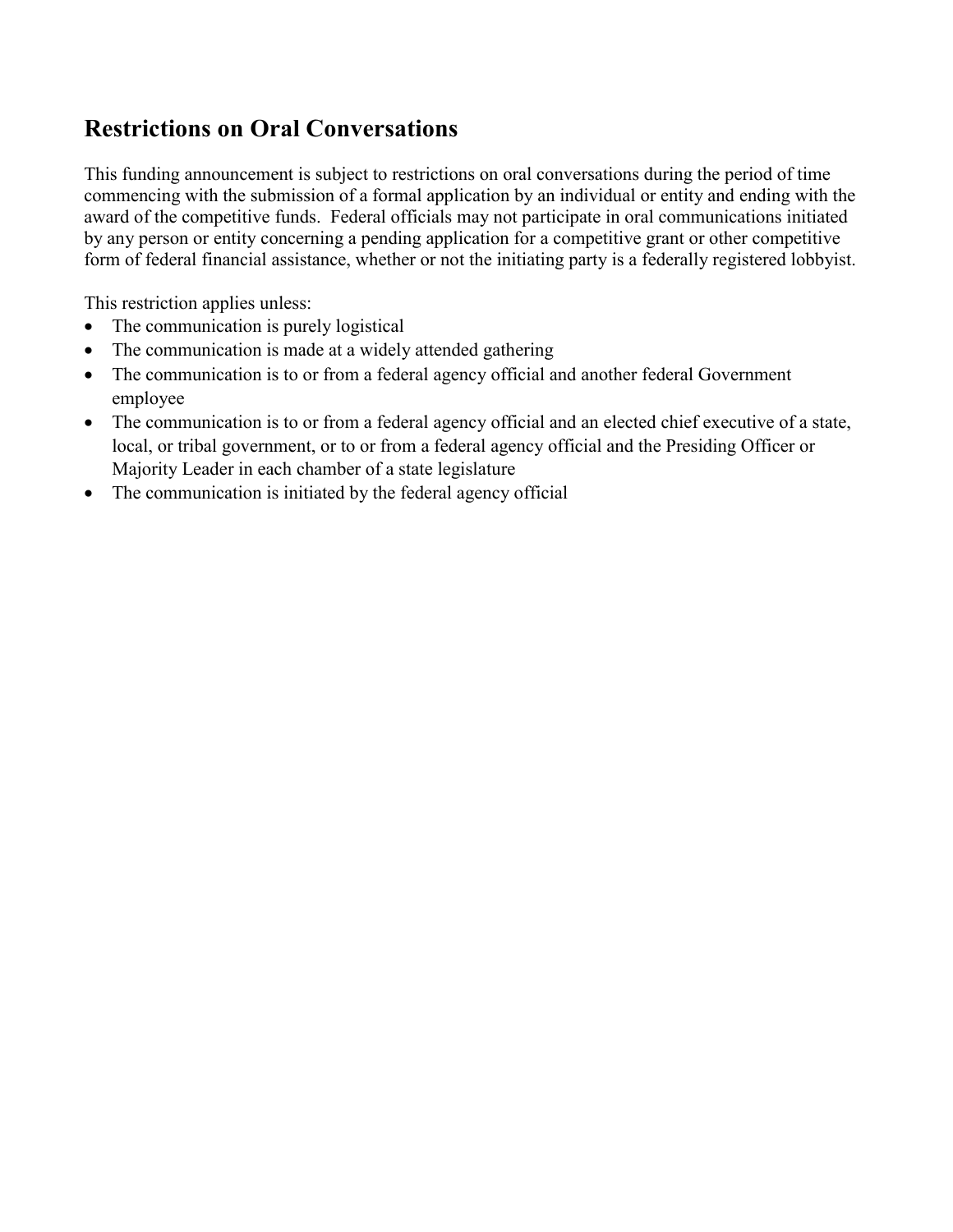## Restrictions on Oral Conversations

This funding announcement is subject to restrictions on oral conversations during the period of time commencing with the submission of a formal application by an individual or entity and ending with the award of the competitive funds. Federal officials may not participate in oral communications initiated by any person or entity concerning a pending application for a competitive grant or other competitive form of federal financial assistance, whether or not the initiating party is a federally registered lobbyist.

This restriction applies unless:

- The communication is purely logistical
- The communication is made at a widely attended gathering
- The communication is to or from a federal agency official and another federal Government employee
- The communication is to or from a federal agency official and an elected chief executive of a state, local, or tribal government, or to or from a federal agency official and the Presiding Officer or Majority Leader in each chamber of a state legislature
- The communication is initiated by the federal agency official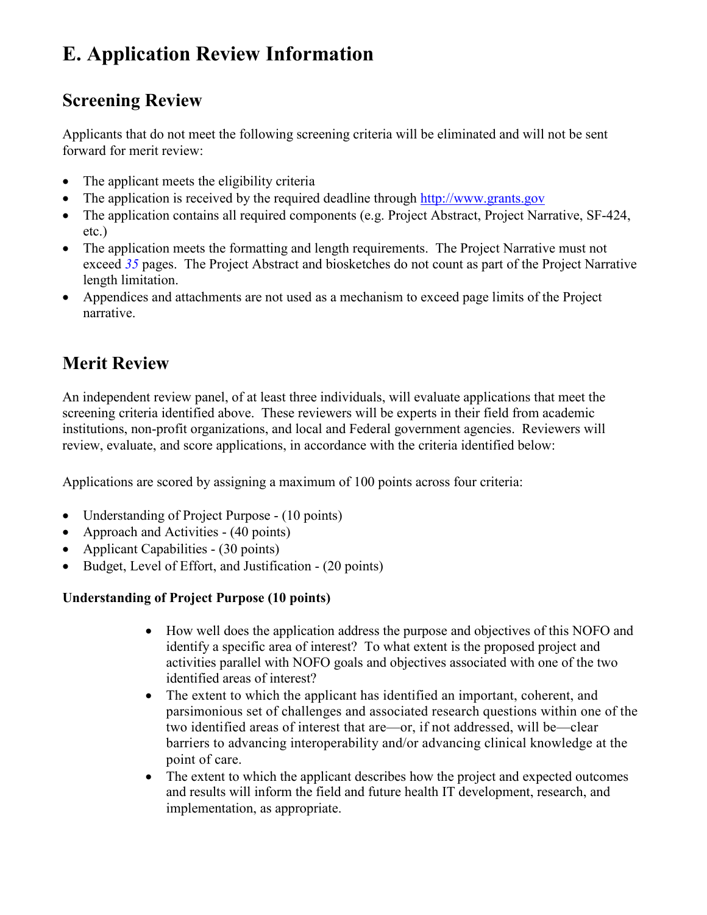# E. Application Review Information

## Screening Review

Applicants that do not meet the following screening criteria will be eliminated and will not be sent forward for merit review:

- The applicant meets the eligibility criteria
- The application is received by the required deadline through http://www.grants.gov
- The application contains all required components (e.g. Project Abstract, Project Narrative, SF-424, etc.)
- The application meets the formatting and length requirements. The Project Narrative must not exceed *35* pages. The Project Abstract and biosketches do not count as part of the Project Narrative length limitation.
- Appendices and attachments are not used as a mechanism to exceed page limits of the Project narrative.

## Merit Review

An independent review panel, of at least three individuals, will evaluate applications that meet the screening criteria identified above. These reviewers will be experts in their field from academic institutions, non-profit organizations, and local and Federal government agencies. Reviewers will review, evaluate, and score applications, in accordance with the criteria identified below:

Applications are scored by assigning a maximum of 100 points across four criteria:

- Understanding of Project Purpose - (10 points)
- Approach and Activities - (40 points)
- Applicant Capabilities - (30 points)
- Budget, Level of Effort, and Justification - (20 points)

**Understanding of Project Purpose (10 points)**

- How well does the application address the purpose and objectives of this NOFO and identify a specific area of interest? To what extent is the proposed project and activities parallel with NOFO goals and objectives associated with one of the two identified areas of interest?
- The extent to which the applicant has identified an important, coherent, and parsimonious set of challenges and associated research questions within one of the two identified areas of interest that are—or, if not addressed, will be—clear barriers to advancing interoperability and/or advancing clinical knowledge at the point of care.
- The extent to which the applicant describes how the project and expected outcomes and results will inform the field and future health IT development, research, and implementation, as appropriate.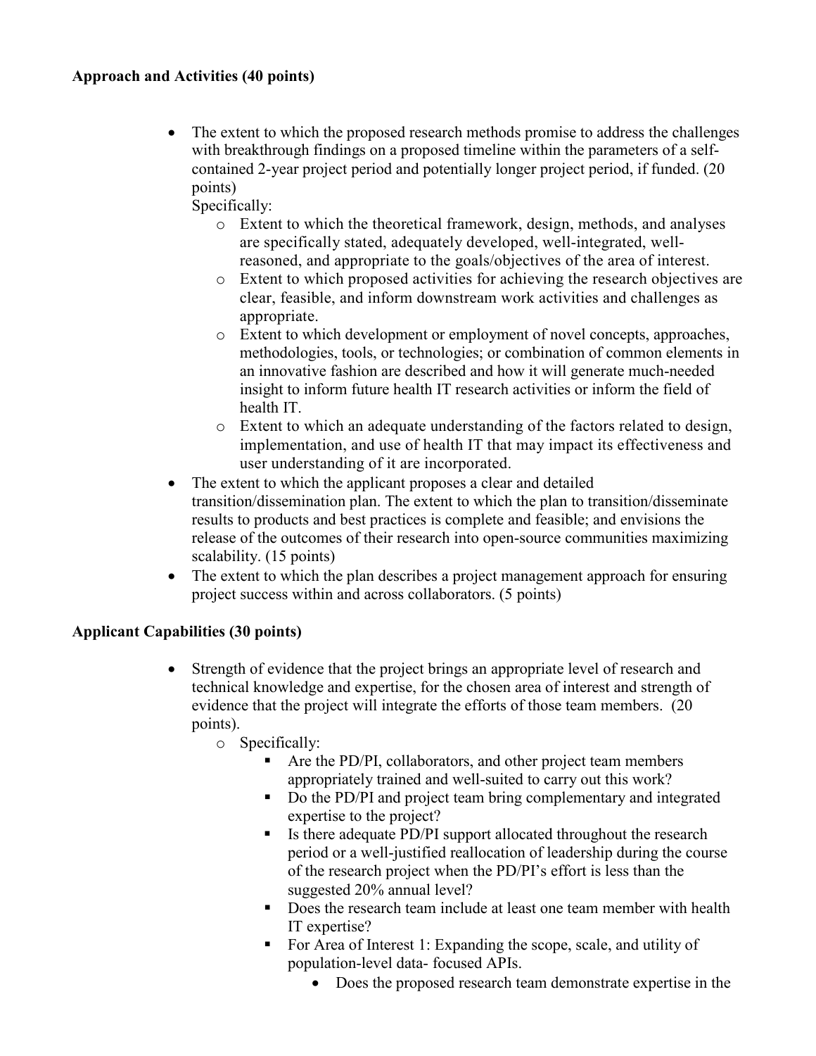**Approach and Activities (40 points)**

- The extent to which the proposed research methods promise to address the challenges with breakthrough findings on a proposed timeline within the parameters of a self-contained 2-year project period and potentially longer project period, if funded. (20 points)
  Specifically:
  - Extent to which the theoretical framework, design, methods, and analyses are specifically stated, adequately developed, well-integrated, well-reasoned, and appropriate to the goals/objectives of the area of interest.
  - Extent to which proposed activities for achieving the research objectives are clear, feasible, and inform downstream work activities and challenges as appropriate.
  - Extent to which development or employment of novel concepts, approaches, methodologies, tools, or technologies; or combination of common elements in an innovative fashion are described and how it will generate much-needed insight to inform future health IT research activities or inform the field of health IT.
  - Extent to which an adequate understanding of the factors related to design, implementation, and use of health IT that may impact its effectiveness and user understanding of it are incorporated.
- The extent to which the applicant proposes a clear and detailed transition/dissemination plan. The extent to which the plan to transition/disseminate results to products and best practices is complete and feasible; and envisions the release of the outcomes of their research into open-source communities maximizing scalability. (15 points)
- The extent to which the plan describes a project management approach for ensuring project success within and across collaborators. (5 points)

**Applicant Capabilities (30 points)**

- Strength of evidence that the project brings an appropriate level of research and technical knowledge and expertise, for the chosen area of interest and strength of evidence that the project will integrate the efforts of those team members. (20 points).
  - Specifically:
    - Are the PD/PI, collaborators, and other project team members appropriately trained and well-suited to carry out this work?
    - Do the PD/PI and project team bring complementary and integrated expertise to the project?
    - Is there adequate PD/PI support allocated throughout the research period or a well-justified reallocation of leadership during the course of the research project when the PD/PI's effort is less than the suggested 20% annual level?
    - Does the research team include at least one team member with health IT expertise?
    - For Area of Interest 1: Expanding the scope, scale, and utility of population-level data- focused APIs.
      - Does the proposed research team demonstrate expertise in the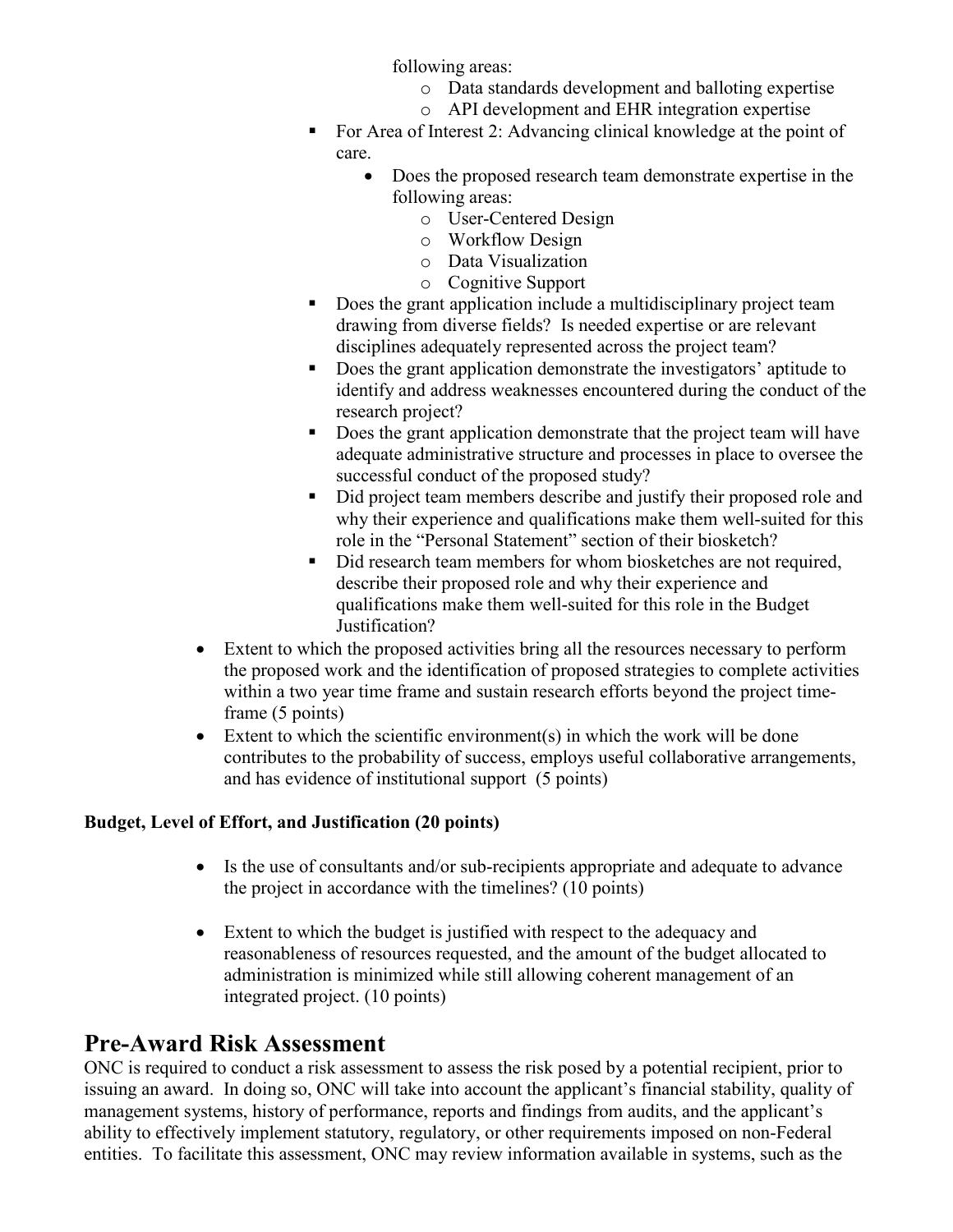following areas:

    - Data standards development and balloting expertise
    - API development and EHR integration expertise

- For Area of Interest 2: Advancing clinical knowledge at the point of care.
  - Does the proposed research team demonstrate expertise in the following areas:
    - User-Centered Design
    - Workflow Design
    - Data Visualization
    - Cognitive Support
- Does the grant application include a multidisciplinary project team drawing from diverse fields? Is needed expertise or are relevant disciplines adequately represented across the project team?
- Does the grant application demonstrate the investigators' aptitude to identify and address weaknesses encountered during the conduct of the research project?
- Does the grant application demonstrate that the project team will have adequate administrative structure and processes in place to oversee the successful conduct of the proposed study?
- Did project team members describe and justify their proposed role and why their experience and qualifications make them well-suited for this role in the "Personal Statement" section of their biosketch?
- Did research team members for whom biosketches are not required, describe their proposed role and why their experience and qualifications make them well-suited for this role in the Budget Justification?

- Extent to which the proposed activities bring all the resources necessary to perform the proposed work and the identification of proposed strategies to complete activities within a two year time frame and sustain research efforts beyond the project time-frame (5 points)
- Extent to which the scientific environment(s) in which the work will be done contributes to the probability of success, employs useful collaborative arrangements, and has evidence of institutional support (5 points)

**Budget, Level of Effort, and Justification (20 points)**

- Is the use of consultants and/or sub-recipients appropriate and adequate to advance the project in accordance with the timelines? (10 points)

- Extent to which the budget is justified with respect to the adequacy and reasonableness of resources requested, and the amount of the budget allocated to administration is minimized while still allowing coherent management of an integrated project. (10 points)

## Pre-Award Risk Assessment

ONC is required to conduct a risk assessment to assess the risk posed by a potential recipient, prior to issuing an award. In doing so, ONC will take into account the applicant's financial stability, quality of management systems, history of performance, reports and findings from audits, and the applicant's ability to effectively implement statutory, regulatory, or other requirements imposed on non-Federal entities. To facilitate this assessment, ONC may review information available in systems, such as the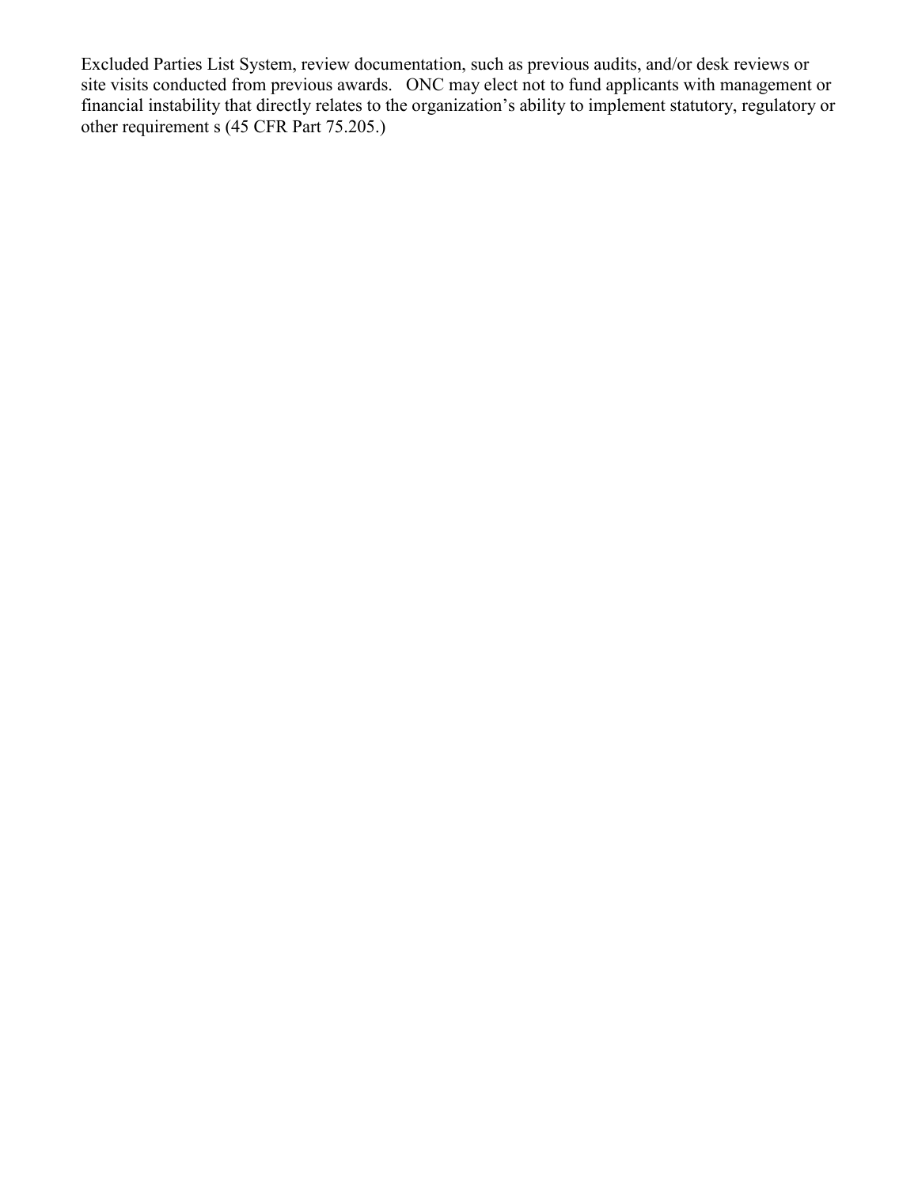Excluded Parties List System, review documentation, such as previous audits, and/or desk reviews or site visits conducted from previous awards. ONC may elect not to fund applicants with management or financial instability that directly relates to the organization's ability to implement statutory, regulatory or other requirement s (45 CFR Part 75.205.)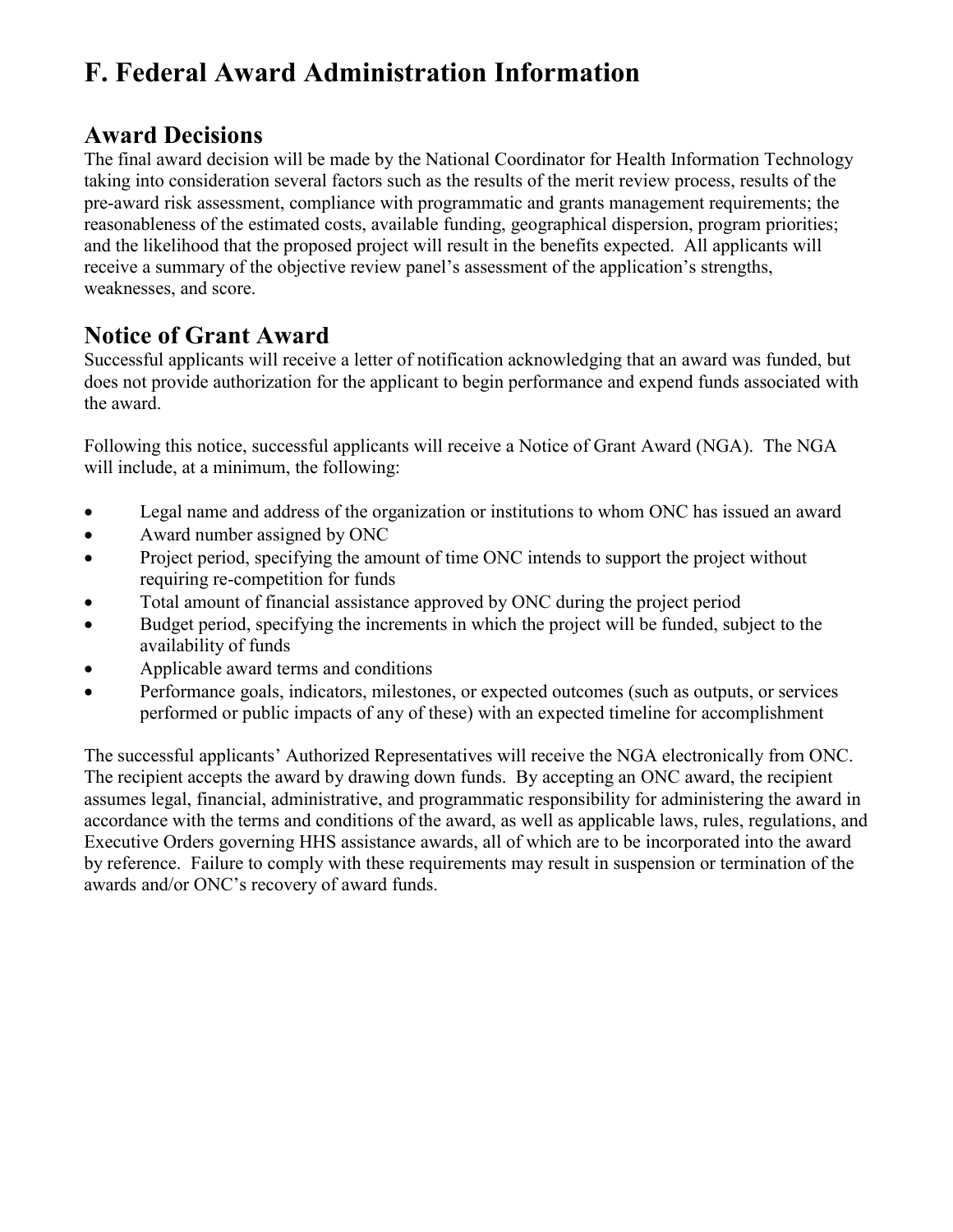# F. Federal Award Administration Information

## Award Decisions

The final award decision will be made by the National Coordinator for Health Information Technology taking into consideration several factors such as the results of the merit review process, results of the pre-award risk assessment, compliance with programmatic and grants management requirements; the reasonableness of the estimated costs, available funding, geographical dispersion, program priorities; and the likelihood that the proposed project will result in the benefits expected. All applicants will receive a summary of the objective review panel's assessment of the application's strengths, weaknesses, and score.

## Notice of Grant Award

Successful applicants will receive a letter of notification acknowledging that an award was funded, but does not provide authorization for the applicant to begin performance and expend funds associated with the award.

Following this notice, successful applicants will receive a Notice of Grant Award (NGA). The NGA will include, at a minimum, the following:

- Legal name and address of the organization or institutions to whom ONC has issued an award
- Award number assigned by ONC
- Project period, specifying the amount of time ONC intends to support the project without requiring re-competition for funds
- Total amount of financial assistance approved by ONC during the project period
- Budget period, specifying the increments in which the project will be funded, subject to the availability of funds
- Applicable award terms and conditions
- Performance goals, indicators, milestones, or expected outcomes (such as outputs, or services performed or public impacts of any of these) with an expected timeline for accomplishment

The successful applicants' Authorized Representatives will receive the NGA electronically from ONC. The recipient accepts the award by drawing down funds. By accepting an ONC award, the recipient assumes legal, financial, administrative, and programmatic responsibility for administering the award in accordance with the terms and conditions of the award, as well as applicable laws, rules, regulations, and Executive Orders governing HHS assistance awards, all of which are to be incorporated into the award by reference. Failure to comply with these requirements may result in suspension or termination of the awards and/or ONC's recovery of award funds.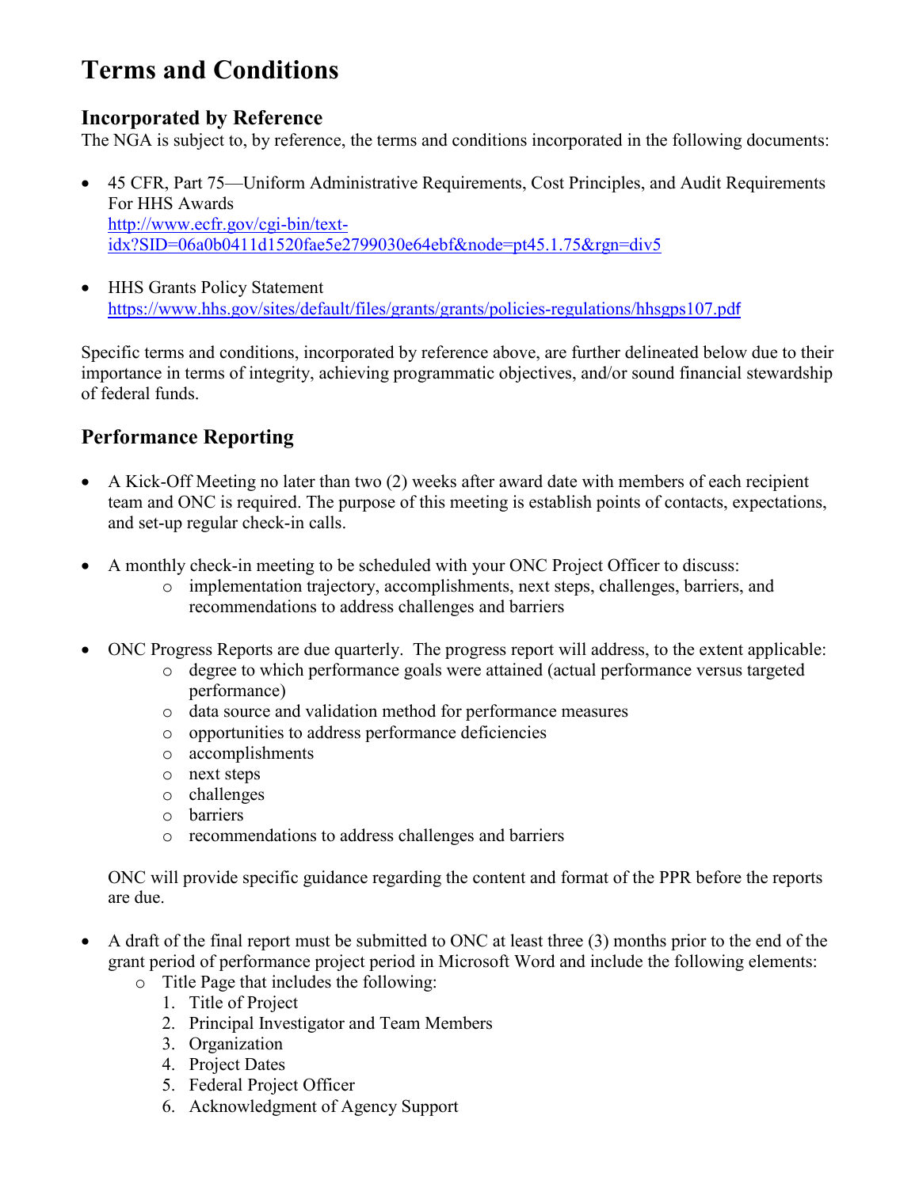# Terms and Conditions

## Incorporated by Reference

The NGA is subject to, by reference, the terms and conditions incorporated in the following documents:

- 45 CFR, Part 75—Uniform Administrative Requirements, Cost Principles, and Audit Requirements For HHS Awards
  [http://www.ecfr.gov/cgi-bin/text-idx?SID=06a0b0411d1520fae5e2799030e64ebf&node=pt45.1.75&rgn=div5](http://www.ecfr.gov/cgi-bin/text-idx?SID=06a0b0411d1520fae5e2799030e64ebf&node=pt45.1.75&rgn=div5)

- HHS Grants Policy Statement
  [https://www.hhs.gov/sites/default/files/grants/grants/policies-regulations/hhsgps107.pdf](https://www.hhs.gov/sites/default/files/grants/grants/policies-regulations/hhsgps107.pdf)

Specific terms and conditions, incorporated by reference above, are further delineated below due to their importance in terms of integrity, achieving programmatic objectives, and/or sound financial stewardship of federal funds.

## Performance Reporting

- A Kick-Off Meeting no later than two (2) weeks after award date with members of each recipient team and ONC is required. The purpose of this meeting is establish points of contacts, expectations, and set-up regular check-in calls.

- A monthly check-in meeting to be scheduled with your ONC Project Officer to discuss:
  - implementation trajectory, accomplishments, next steps, challenges, barriers, and recommendations to address challenges and barriers

- ONC Progress Reports are due quarterly. The progress report will address, to the extent applicable:
  - degree to which performance goals were attained (actual performance versus targeted performance)
  - data source and validation method for performance measures
  - opportunities to address performance deficiencies
  - accomplishments
  - next steps
  - challenges
  - barriers
  - recommendations to address challenges and barriers

  ONC will provide specific guidance regarding the content and format of the PPR before the reports are due.

- A draft of the final report must be submitted to ONC at least three (3) months prior to the end of the grant period of performance project period in Microsoft Word and include the following elements:
  - Title Page that includes the following:
    1. Title of Project
    2. Principal Investigator and Team Members
    3. Organization
    4. Project Dates
    5. Federal Project Officer
    6. Acknowledgment of Agency Support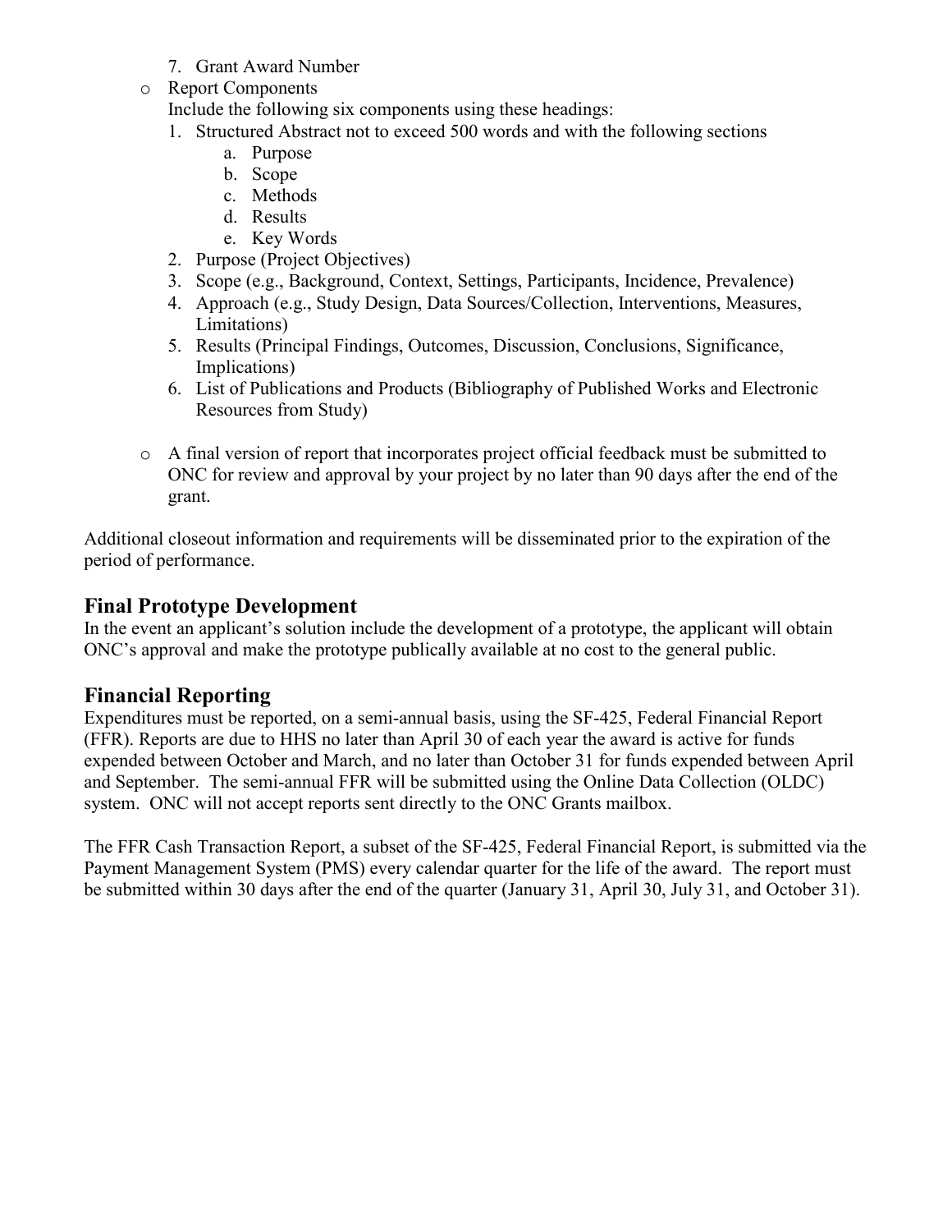7. Grant Award Number

- Report Components

  Include the following six components using these headings:

  1. Structured Abstract not to exceed 500 words and with the following sections
     a. Purpose
     b. Scope
     c. Methods
     d. Results
     e. Key Words
  2. Purpose (Project Objectives)
  3. Scope (e.g., Background, Context, Settings, Participants, Incidence, Prevalence)
  4. Approach (e.g., Study Design, Data Sources/Collection, Interventions, Measures, Limitations)
  5. Results (Principal Findings, Outcomes, Discussion, Conclusions, Significance, Implications)
  6. List of Publications and Products (Bibliography of Published Works and Electronic Resources from Study)

- A final version of report that incorporates project official feedback must be submitted to ONC for review and approval by your project by no later than 90 days after the end of the grant.

Additional closeout information and requirements will be disseminated prior to the expiration of the period of performance.

## Final Prototype Development

In the event an applicant's solution include the development of a prototype, the applicant will obtain ONC's approval and make the prototype publically available at no cost to the general public.

## Financial Reporting

Expenditures must be reported, on a semi-annual basis, using the SF-425, Federal Financial Report (FFR). Reports are due to HHS no later than April 30 of each year the award is active for funds expended between October and March, and no later than October 31 for funds expended between April and September. The semi-annual FFR will be submitted using the Online Data Collection (OLDC) system. ONC will not accept reports sent directly to the ONC Grants mailbox.

The FFR Cash Transaction Report, a subset of the SF-425, Federal Financial Report, is submitted via the Payment Management System (PMS) every calendar quarter for the life of the award. The report must be submitted within 30 days after the end of the quarter (January 31, April 30, July 31, and October 31).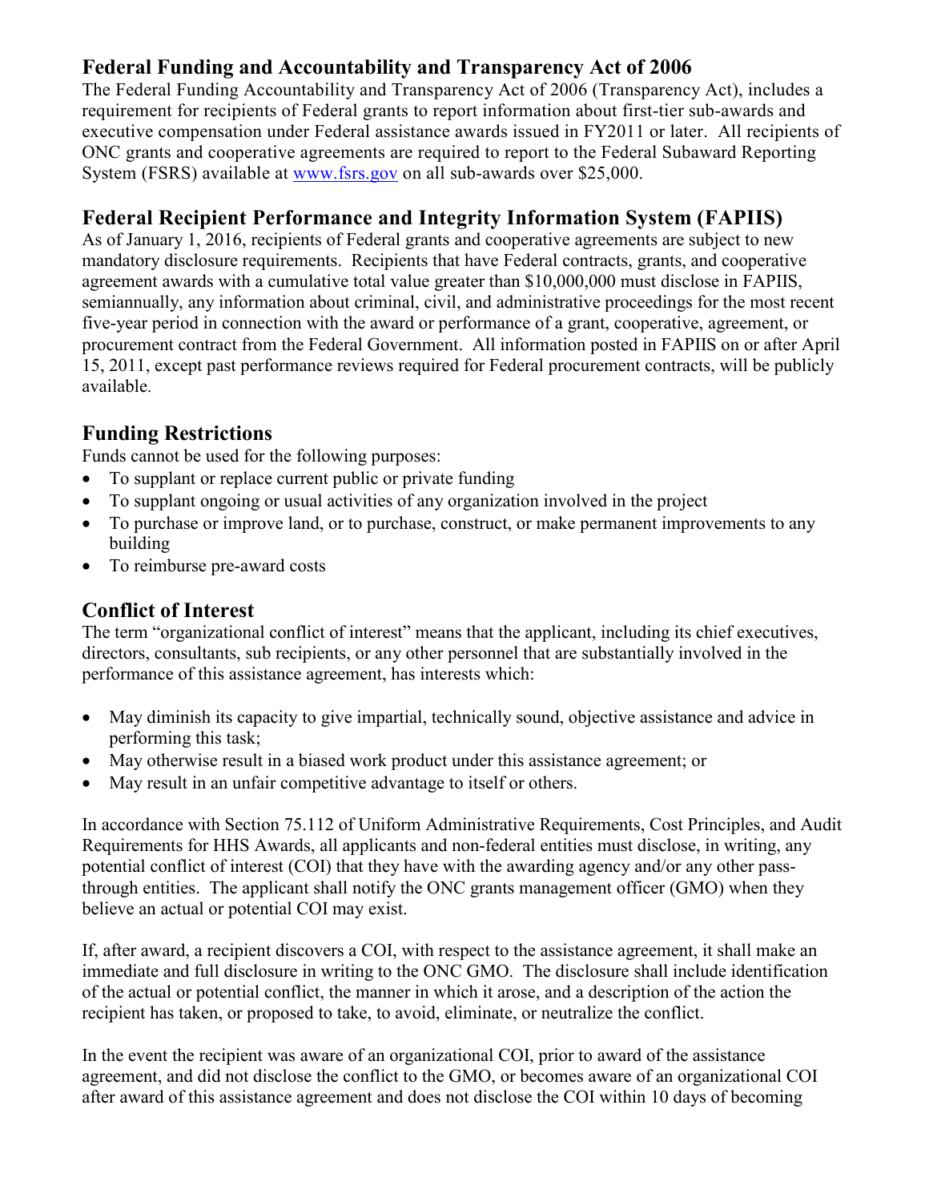## Federal Funding and Accountability and Transparency Act of 2006

The Federal Funding Accountability and Transparency Act of 2006 (Transparency Act), includes a requirement for recipients of Federal grants to report information about first-tier sub-awards and executive compensation under Federal assistance awards issued in FY2011 or later. All recipients of ONC grants and cooperative agreements are required to report to the Federal Subaward Reporting System (FSRS) available at www.fsrs.gov on all sub-awards over $25,000.

## Federal Recipient Performance and Integrity Information System (FAPIIS)

As of January 1, 2016, recipients of Federal grants and cooperative agreements are subject to new mandatory disclosure requirements. Recipients that have Federal contracts, grants, and cooperative agreement awards with a cumulative total value greater than $10,000,000 must disclose in FAPIIS, semiannually, any information about criminal, civil, and administrative proceedings for the most recent five-year period in connection with the award or performance of a grant, cooperative, agreement, or procurement contract from the Federal Government. All information posted in FAPIIS on or after April 15, 2011, except past performance reviews required for Federal procurement contracts, will be publicly available.

## Funding Restrictions

Funds cannot be used for the following purposes:

- To supplant or replace current public or private funding
- To supplant ongoing or usual activities of any organization involved in the project
- To purchase or improve land, or to purchase, construct, or make permanent improvements to any building
- To reimburse pre-award costs

## Conflict of Interest

The term "organizational conflict of interest" means that the applicant, including its chief executives, directors, consultants, sub recipients, or any other personnel that are substantially involved in the performance of this assistance agreement, has interests which:

- May diminish its capacity to give impartial, technically sound, objective assistance and advice in performing this task;
- May otherwise result in a biased work product under this assistance agreement; or
- May result in an unfair competitive advantage to itself or others.

In accordance with Section 75.112 of Uniform Administrative Requirements, Cost Principles, and Audit Requirements for HHS Awards, all applicants and non-federal entities must disclose, in writing, any potential conflict of interest (COI) that they have with the awarding agency and/or any other pass-through entities. The applicant shall notify the ONC grants management officer (GMO) when they believe an actual or potential COI may exist.

If, after award, a recipient discovers a COI, with respect to the assistance agreement, it shall make an immediate and full disclosure in writing to the ONC GMO. The disclosure shall include identification of the actual or potential conflict, the manner in which it arose, and a description of the action the recipient has taken, or proposed to take, to avoid, eliminate, or neutralize the conflict.

In the event the recipient was aware of an organizational COI, prior to award of the assistance agreement, and did not disclose the conflict to the GMO, or becomes aware of an organizational COI after award of this assistance agreement and does not disclose the COI within 10 days of becoming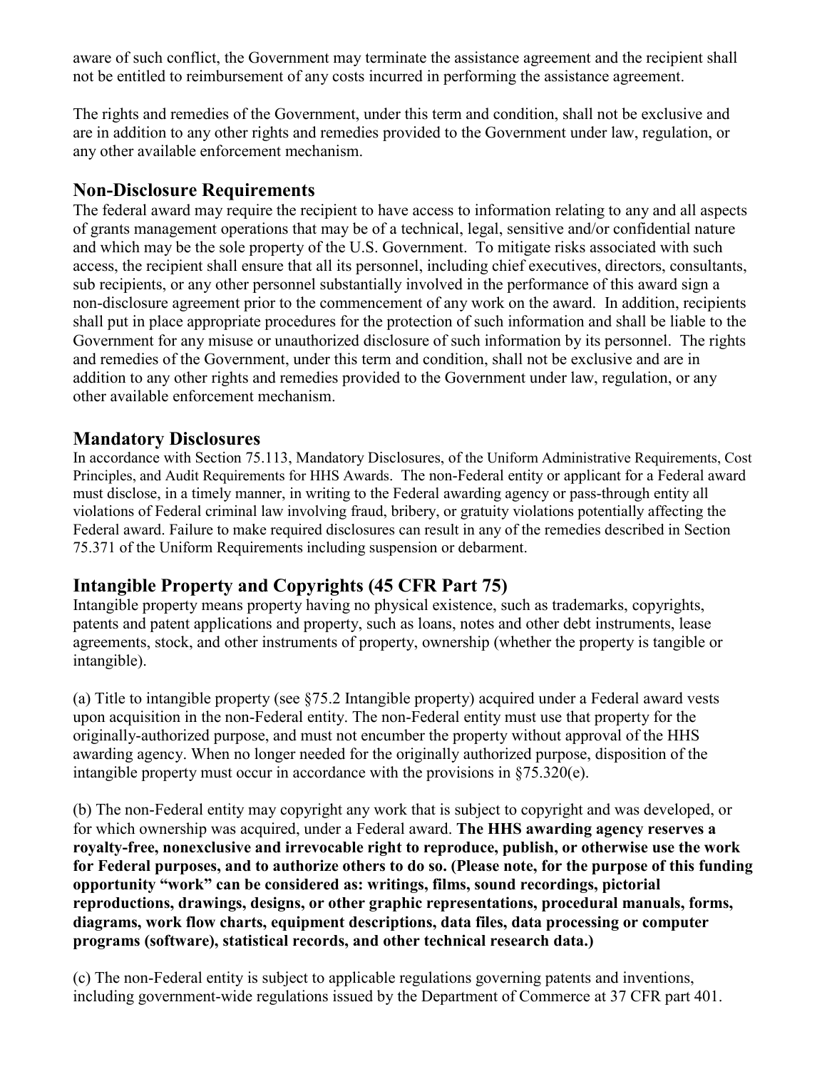aware of such conflict, the Government may terminate the assistance agreement and the recipient shall not be entitled to reimbursement of any costs incurred in performing the assistance agreement.

The rights and remedies of the Government, under this term and condition, shall not be exclusive and are in addition to any other rights and remedies provided to the Government under law, regulation, or any other available enforcement mechanism.

## Non-Disclosure Requirements

The federal award may require the recipient to have access to information relating to any and all aspects of grants management operations that may be of a technical, legal, sensitive and/or confidential nature and which may be the sole property of the U.S. Government. To mitigate risks associated with such access, the recipient shall ensure that all its personnel, including chief executives, directors, consultants, sub recipients, or any other personnel substantially involved in the performance of this award sign a non-disclosure agreement prior to the commencement of any work on the award. In addition, recipients shall put in place appropriate procedures for the protection of such information and shall be liable to the Government for any misuse or unauthorized disclosure of such information by its personnel. The rights and remedies of the Government, under this term and condition, shall not be exclusive and are in addition to any other rights and remedies provided to the Government under law, regulation, or any other available enforcement mechanism.

## Mandatory Disclosures

In accordance with Section 75.113, Mandatory Disclosures, of the Uniform Administrative Requirements, Cost Principles, and Audit Requirements for HHS Awards. The non-Federal entity or applicant for a Federal award must disclose, in a timely manner, in writing to the Federal awarding agency or pass-through entity all violations of Federal criminal law involving fraud, bribery, or gratuity violations potentially affecting the Federal award. Failure to make required disclosures can result in any of the remedies described in Section 75.371 of the Uniform Requirements including suspension or debarment.

## Intangible Property and Copyrights (45 CFR Part 75)

Intangible property means property having no physical existence, such as trademarks, copyrights, patents and patent applications and property, such as loans, notes and other debt instruments, lease agreements, stock, and other instruments of property, ownership (whether the property is tangible or intangible).

(a) Title to intangible property (see §75.2 Intangible property) acquired under a Federal award vests upon acquisition in the non-Federal entity. The non-Federal entity must use that property for the originally-authorized purpose, and must not encumber the property without approval of the HHS awarding agency. When no longer needed for the originally authorized purpose, disposition of the intangible property must occur in accordance with the provisions in §75.320(e).

(b) The non-Federal entity may copyright any work that is subject to copyright and was developed, or for which ownership was acquired, under a Federal award. **The HHS awarding agency reserves a royalty-free, nonexclusive and irrevocable right to reproduce, publish, or otherwise use the work for Federal purposes, and to authorize others to do so. (Please note, for the purpose of this funding opportunity "work" can be considered as: writings, films, sound recordings, pictorial reproductions, drawings, designs, or other graphic representations, procedural manuals, forms, diagrams, work flow charts, equipment descriptions, data files, data processing or computer programs (software), statistical records, and other technical research data.)**

(c) The non-Federal entity is subject to applicable regulations governing patents and inventions, including government-wide regulations issued by the Department of Commerce at 37 CFR part 401.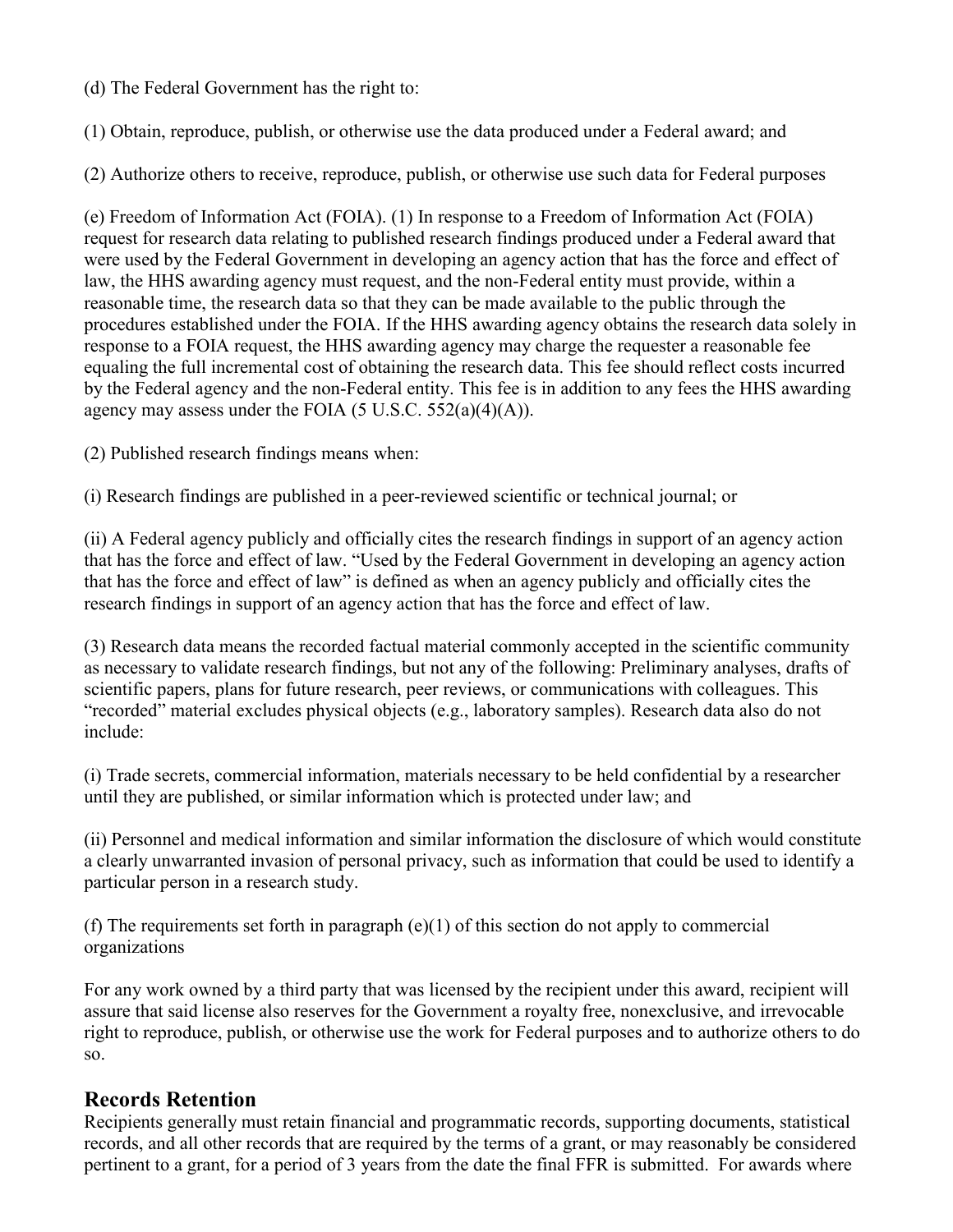(d) The Federal Government has the right to:

(1) Obtain, reproduce, publish, or otherwise use the data produced under a Federal award; and

(2) Authorize others to receive, reproduce, publish, or otherwise use such data for Federal purposes

(e) Freedom of Information Act (FOIA). (1) In response to a Freedom of Information Act (FOIA) request for research data relating to published research findings produced under a Federal award that were used by the Federal Government in developing an agency action that has the force and effect of law, the HHS awarding agency must request, and the non-Federal entity must provide, within a reasonable time, the research data so that they can be made available to the public through the procedures established under the FOIA. If the HHS awarding agency obtains the research data solely in response to a FOIA request, the HHS awarding agency may charge the requester a reasonable fee equaling the full incremental cost of obtaining the research data. This fee should reflect costs incurred by the Federal agency and the non-Federal entity. This fee is in addition to any fees the HHS awarding agency may assess under the FOIA (5 U.S.C. 552(a)(4)(A)).

(2) Published research findings means when:

(i) Research findings are published in a peer-reviewed scientific or technical journal; or

(ii) A Federal agency publicly and officially cites the research findings in support of an agency action that has the force and effect of law. "Used by the Federal Government in developing an agency action that has the force and effect of law" is defined as when an agency publicly and officially cites the research findings in support of an agency action that has the force and effect of law.

(3) Research data means the recorded factual material commonly accepted in the scientific community as necessary to validate research findings, but not any of the following: Preliminary analyses, drafts of scientific papers, plans for future research, peer reviews, or communications with colleagues. This "recorded" material excludes physical objects (e.g., laboratory samples). Research data also do not include:

(i) Trade secrets, commercial information, materials necessary to be held confidential by a researcher until they are published, or similar information which is protected under law; and

(ii) Personnel and medical information and similar information the disclosure of which would constitute a clearly unwarranted invasion of personal privacy, such as information that could be used to identify a particular person in a research study.

(f) The requirements set forth in paragraph (e)(1) of this section do not apply to commercial organizations

For any work owned by a third party that was licensed by the recipient under this award, recipient will assure that said license also reserves for the Government a royalty free, nonexclusive, and irrevocable right to reproduce, publish, or otherwise use the work for Federal purposes and to authorize others to do so.

## Records Retention

Recipients generally must retain financial and programmatic records, supporting documents, statistical records, and all other records that are required by the terms of a grant, or may reasonably be considered pertinent to a grant, for a period of 3 years from the date the final FFR is submitted. For awards where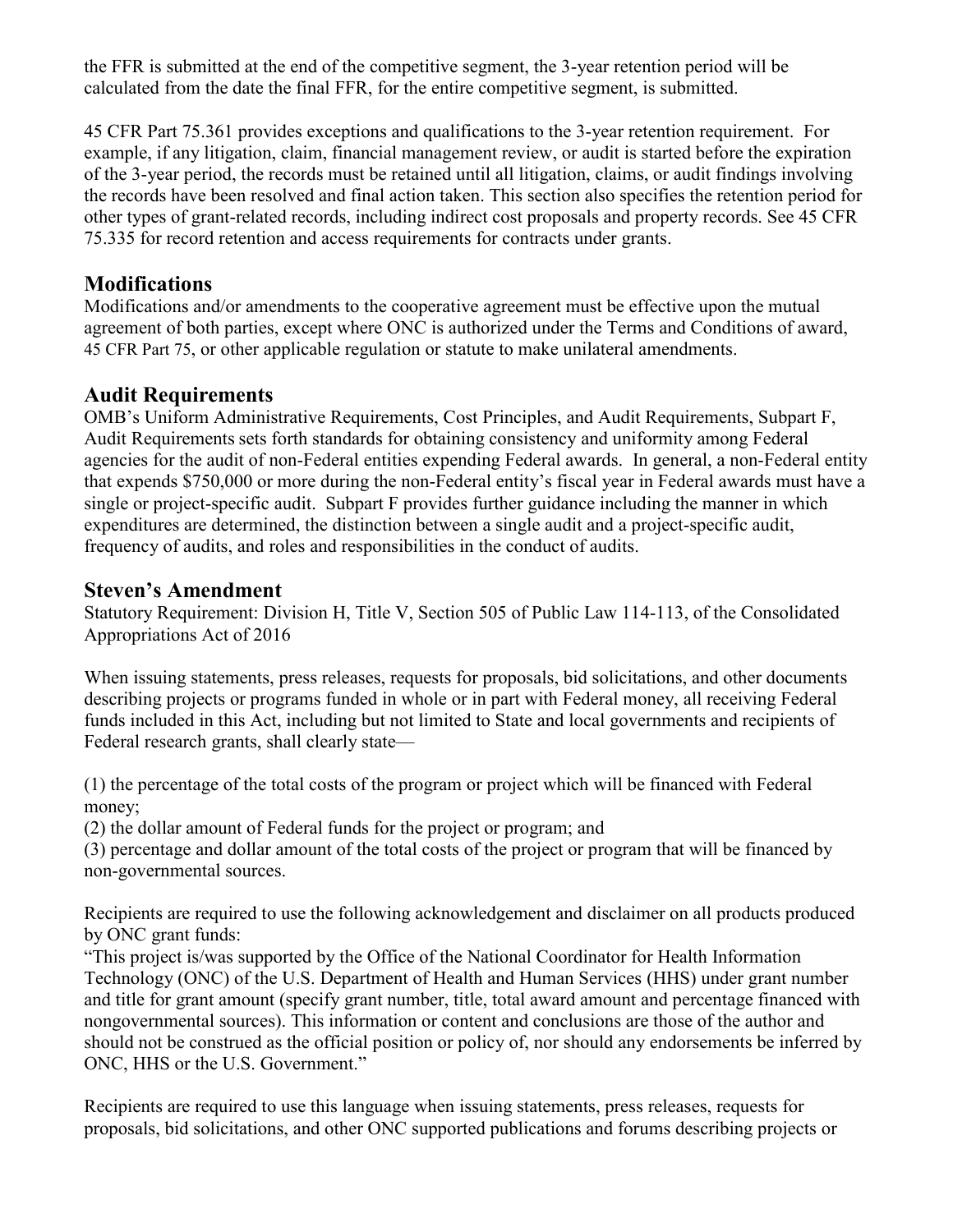the FFR is submitted at the end of the competitive segment, the 3-year retention period will be calculated from the date the final FFR, for the entire competitive segment, is submitted.

45 CFR Part 75.361 provides exceptions and qualifications to the 3-year retention requirement. For example, if any litigation, claim, financial management review, or audit is started before the expiration of the 3-year period, the records must be retained until all litigation, claims, or audit findings involving the records have been resolved and final action taken. This section also specifies the retention period for other types of grant-related records, including indirect cost proposals and property records. See 45 CFR 75.335 for record retention and access requirements for contracts under grants.

## Modifications

Modifications and/or amendments to the cooperative agreement must be effective upon the mutual agreement of both parties, except where ONC is authorized under the Terms and Conditions of award, 45 CFR Part 75, or other applicable regulation or statute to make unilateral amendments.

## Audit Requirements

OMB's Uniform Administrative Requirements, Cost Principles, and Audit Requirements, Subpart F, Audit Requirements sets forth standards for obtaining consistency and uniformity among Federal agencies for the audit of non-Federal entities expending Federal awards. In general, a non-Federal entity that expends $750,000 or more during the non-Federal entity's fiscal year in Federal awards must have a single or project-specific audit. Subpart F provides further guidance including the manner in which expenditures are determined, the distinction between a single audit and a project-specific audit, frequency of audits, and roles and responsibilities in the conduct of audits.

## Steven's Amendment

Statutory Requirement: Division H, Title V, Section 505 of Public Law 114-113, of the Consolidated Appropriations Act of 2016

When issuing statements, press releases, requests for proposals, bid solicitations, and other documents describing projects or programs funded in whole or in part with Federal money, all receiving Federal funds included in this Act, including but not limited to State and local governments and recipients of Federal research grants, shall clearly state—

(1) the percentage of the total costs of the program or project which will be financed with Federal money;
(2) the dollar amount of Federal funds for the project or program; and
(3) percentage and dollar amount of the total costs of the project or program that will be financed by non-governmental sources.

Recipients are required to use the following acknowledgement and disclaimer on all products produced by ONC grant funds:
"This project is/was supported by the Office of the National Coordinator for Health Information Technology (ONC) of the U.S. Department of Health and Human Services (HHS) under grant number and title for grant amount (specify grant number, title, total award amount and percentage financed with nongovernmental sources). This information or content and conclusions are those of the author and should not be construed as the official position or policy of, nor should any endorsements be inferred by ONC, HHS or the U.S. Government."

Recipients are required to use this language when issuing statements, press releases, requests for proposals, bid solicitations, and other ONC supported publications and forums describing projects or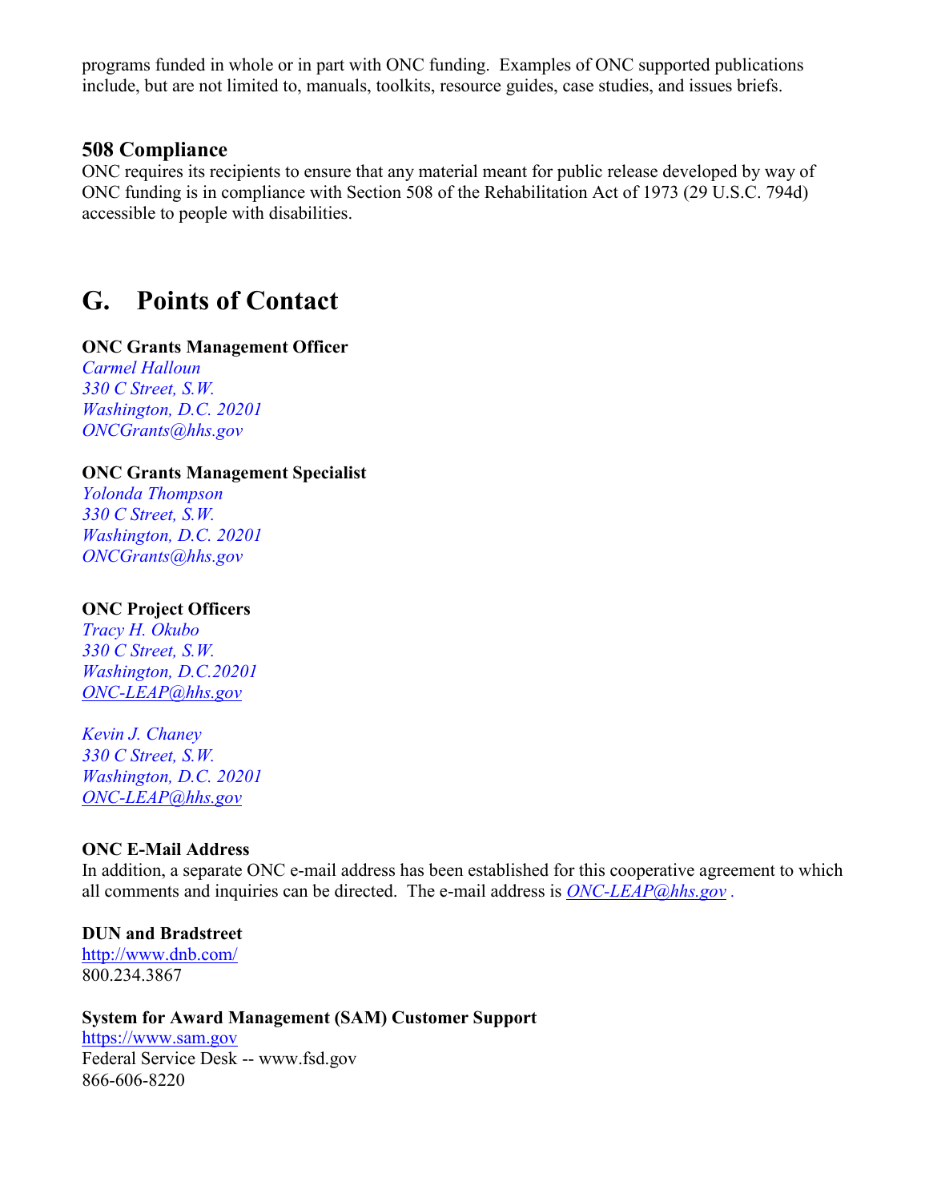programs funded in whole or in part with ONC funding. Examples of ONC supported publications include, but are not limited to, manuals, toolkits, resource guides, case studies, and issues briefs.

### 508 Compliance

ONC requires its recipients to ensure that any material meant for public release developed by way of ONC funding is in compliance with Section 508 of the Rehabilitation Act of 1973 (29 U.S.C. 794d) accessible to people with disabilities.

## G. Points of Contact

**ONC Grants Management Officer**
*Carmel Halloun*
*330 C Street, S.W.*
*Washington, D.C. 20201*
*ONCGrants@hhs.gov*

**ONC Grants Management Specialist**
*Yolonda Thompson*
*330 C Street, S.W.*
*Washington, D.C. 20201*
*ONCGrants@hhs.gov*

**ONC Project Officers**
*Tracy H. Okubo*
*330 C Street, S.W.*
*Washington, D.C.20201*
*ONC-LEAP@hhs.gov*

*Kevin J. Chaney*
*330 C Street, S.W.*
*Washington, D.C. 20201*
*ONC-LEAP@hhs.gov*

**ONC E-Mail Address**
In addition, a separate ONC e-mail address has been established for this cooperative agreement to which all comments and inquiries can be directed. The e-mail address is *ONC-LEAP@hhs.gov* .

**DUN and Bradstreet**
http://www.dnb.com/
800.234.3867

**System for Award Management (SAM) Customer Support**
https://www.sam.gov
Federal Service Desk -- www.fsd.gov
866-606-8220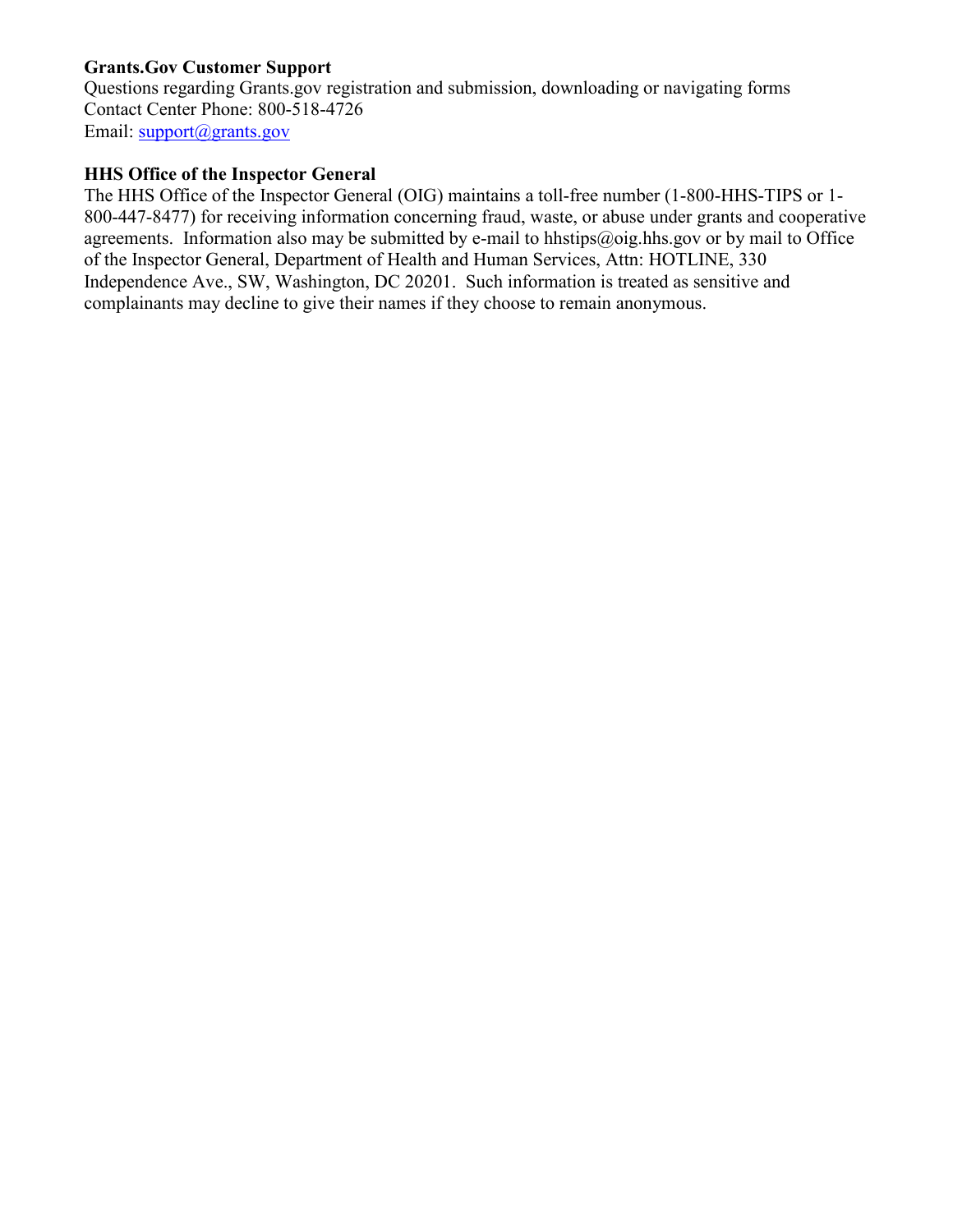**Grants.Gov Customer Support**
Questions regarding Grants.gov registration and submission, downloading or navigating forms
Contact Center Phone: 800-518-4726
Email: support@grants.gov

**HHS Office of the Inspector General**
The HHS Office of the Inspector General (OIG) maintains a toll-free number (1-800-HHS-TIPS or 1-800-447-8477) for receiving information concerning fraud, waste, or abuse under grants and cooperative agreements. Information also may be submitted by e-mail to hhstips@oig.hhs.gov or by mail to Office of the Inspector General, Department of Health and Human Services, Attn: HOTLINE, 330 Independence Ave., SW, Washington, DC 20201. Such information is treated as sensitive and complainants may decline to give their names if they choose to remain anonymous.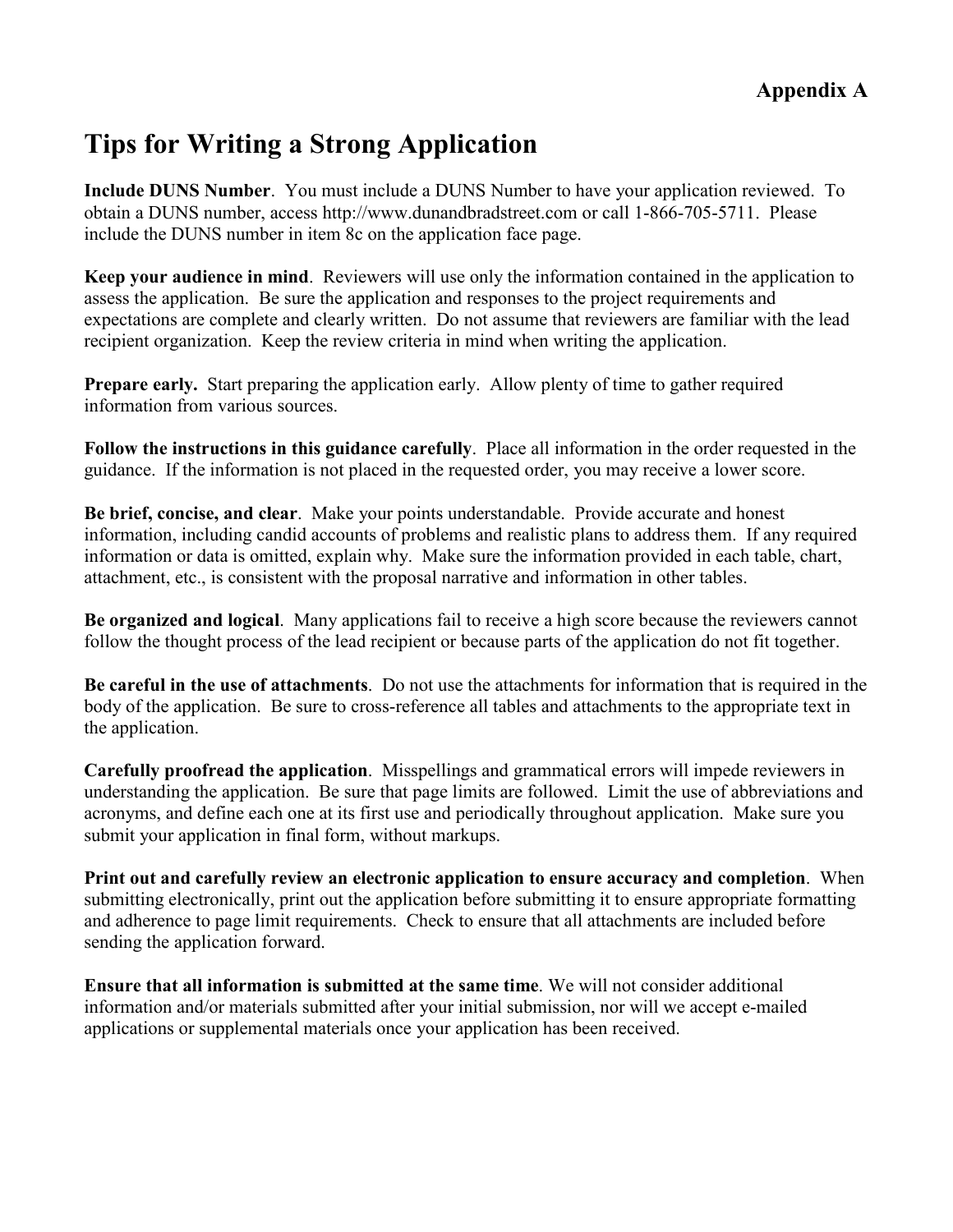**Appendix A**

# Tips for Writing a Strong Application

**Include DUNS Number**. You must include a DUNS Number to have your application reviewed. To obtain a DUNS number, access http://www.dunandbradstreet.com or call 1-866-705-5711. Please include the DUNS number in item 8c on the application face page.

**Keep your audience in mind**. Reviewers will use only the information contained in the application to assess the application. Be sure the application and responses to the project requirements and expectations are complete and clearly written. Do not assume that reviewers are familiar with the lead recipient organization. Keep the review criteria in mind when writing the application.

**Prepare early.** Start preparing the application early. Allow plenty of time to gather required information from various sources.

**Follow the instructions in this guidance carefully**. Place all information in the order requested in the guidance. If the information is not placed in the requested order, you may receive a lower score.

**Be brief, concise, and clear**. Make your points understandable. Provide accurate and honest information, including candid accounts of problems and realistic plans to address them. If any required information or data is omitted, explain why. Make sure the information provided in each table, chart, attachment, etc., is consistent with the proposal narrative and information in other tables.

**Be organized and logical**. Many applications fail to receive a high score because the reviewers cannot follow the thought process of the lead recipient or because parts of the application do not fit together.

**Be careful in the use of attachments**. Do not use the attachments for information that is required in the body of the application. Be sure to cross-reference all tables and attachments to the appropriate text in the application.

**Carefully proofread the application**. Misspellings and grammatical errors will impede reviewers in understanding the application. Be sure that page limits are followed. Limit the use of abbreviations and acronyms, and define each one at its first use and periodically throughout application. Make sure you submit your application in final form, without markups.

**Print out and carefully review an electronic application to ensure accuracy and completion**. When submitting electronically, print out the application before submitting it to ensure appropriate formatting and adherence to page limit requirements. Check to ensure that all attachments are included before sending the application forward.

**Ensure that all information is submitted at the same time**. We will not consider additional information and/or materials submitted after your initial submission, nor will we accept e-mailed applications or supplemental materials once your application has been received.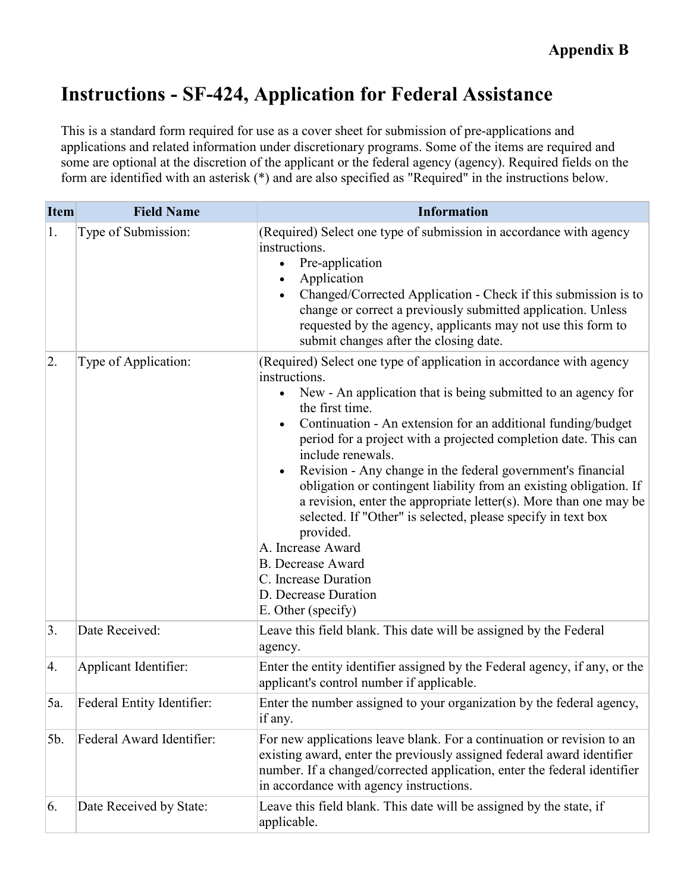**Appendix B**

# Instructions - SF-424, Application for Federal Assistance

This is a standard form required for use as a cover sheet for submission of pre-applications and applications and related information under discretionary programs. Some of the items are required and some are optional at the discretion of the applicant or the federal agency (agency). Required fields on the form are identified with an asterisk (*) and are also specified as "Required" in the instructions below.

| Item | Field Name | Information |
|---|---|---|
| 1. | Type of Submission: | (Required) Select one type of submission in accordance with agency instructions.<br>• Pre-application<br>• Application<br>• Changed/Corrected Application - Check if this submission is to change or correct a previously submitted application. Unless requested by the agency, applicants may not use this form to submit changes after the closing date. |
| 2. | Type of Application: | (Required) Select one type of application in accordance with agency instructions.<br>• New - An application that is being submitted to an agency for the first time.<br>• Continuation - An extension for an additional funding/budget period for a project with a projected completion date. This can include renewals.<br>• Revision - Any change in the federal government's financial obligation or contingent liability from an existing obligation. If a revision, enter the appropriate letter(s). More than one may be selected. If "Other" is selected, please specify in text box provided.<br>A. Increase Award<br>B. Decrease Award<br>C. Increase Duration<br>D. Decrease Duration<br>E. Other (specify) |
| 3. | Date Received: | Leave this field blank. This date will be assigned by the Federal agency. |
| 4. | Applicant Identifier: | Enter the entity identifier assigned by the Federal agency, if any, or the applicant's control number if applicable. |
| 5a. | Federal Entity Identifier: | Enter the number assigned to your organization by the federal agency, if any. |
| 5b. | Federal Award Identifier: | For new applications leave blank. For a continuation or revision to an existing award, enter the previously assigned federal award identifier number. If a changed/corrected application, enter the federal identifier in accordance with agency instructions. |
| 6. | Date Received by State: | Leave this field blank. This date will be assigned by the state, if applicable. |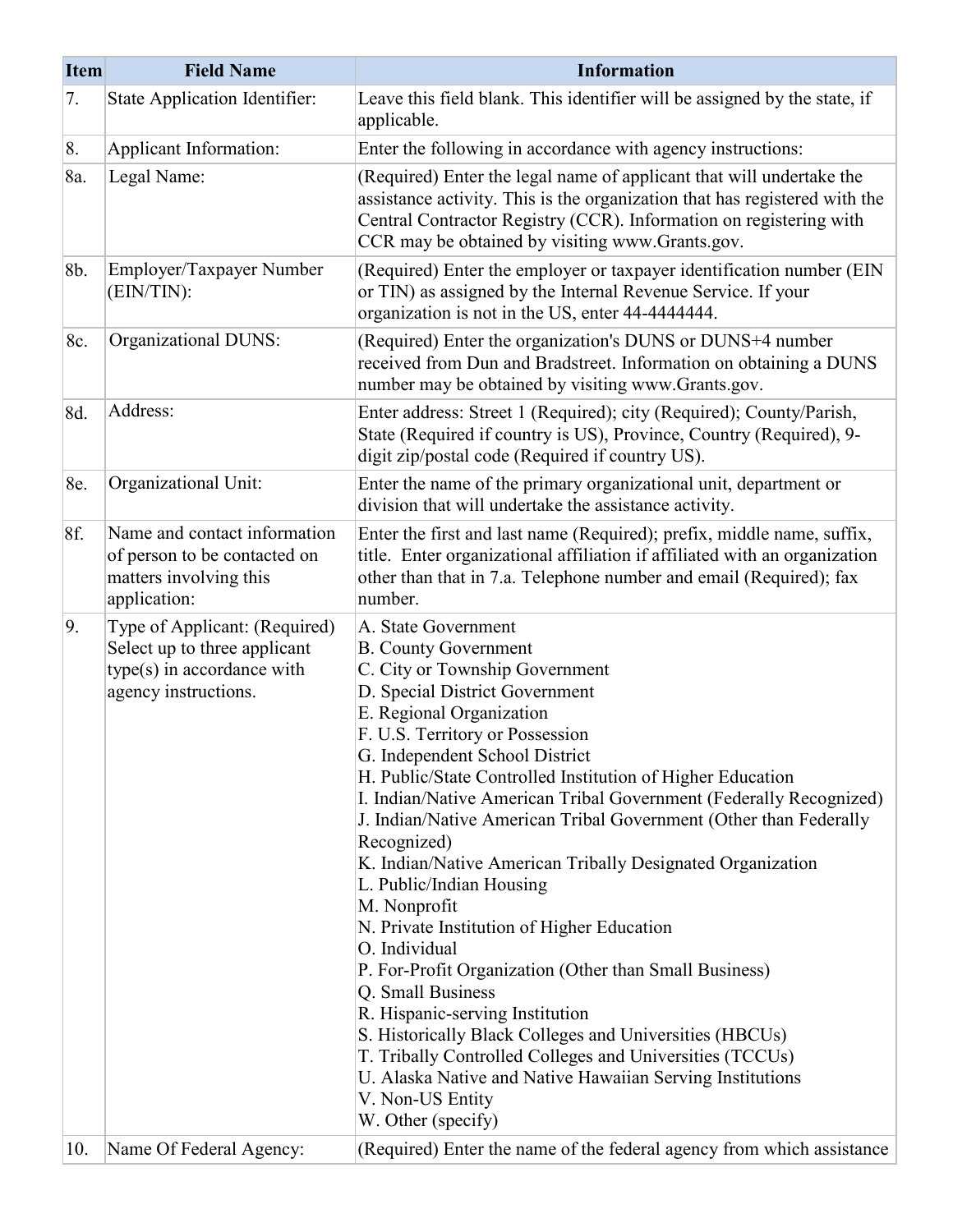| Item | Field Name | Information |
|---|---|---|
| 7. | State Application Identifier: | Leave this field blank. This identifier will be assigned by the state, if applicable. |
| 8. | Applicant Information: | Enter the following in accordance with agency instructions: |
| 8a. | Legal Name: | (Required) Enter the legal name of applicant that will undertake the assistance activity. This is the organization that has registered with the Central Contractor Registry (CCR). Information on registering with CCR may be obtained by visiting www.Grants.gov. |
| 8b. | Employer/Taxpayer Number (EIN/TIN): | (Required) Enter the employer or taxpayer identification number (EIN or TIN) as assigned by the Internal Revenue Service. If your organization is not in the US, enter 44-4444444. |
| 8c. | Organizational DUNS: | (Required) Enter the organization's DUNS or DUNS+4 number received from Dun and Bradstreet. Information on obtaining a DUNS number may be obtained by visiting www.Grants.gov. |
| 8d. | Address: | Enter address: Street 1 (Required); city (Required); County/Parish, State (Required if country is US), Province, Country (Required), 9-digit zip/postal code (Required if country US). |
| 8e. | Organizational Unit: | Enter the name of the primary organizational unit, department or division that will undertake the assistance activity. |
| 8f. | Name and contact information of person to be contacted on matters involving this application: | Enter the first and last name (Required); prefix, middle name, suffix, title. Enter organizational affiliation if affiliated with an organization other than that in 7.a. Telephone number and email (Required); fax number. |
| 9. | Type of Applicant: (Required) Select up to three applicant type(s) in accordance with agency instructions. | A. State Government<br>B. County Government<br>C. City or Township Government<br>D. Special District Government<br>E. Regional Organization<br>F. U.S. Territory or Possession<br>G. Independent School District<br>H. Public/State Controlled Institution of Higher Education<br>I. Indian/Native American Tribal Government (Federally Recognized)<br>J. Indian/Native American Tribal Government (Other than Federally Recognized)<br>K. Indian/Native American Tribally Designated Organization<br>L. Public/Indian Housing<br>M. Nonprofit<br>N. Private Institution of Higher Education<br>O. Individual<br>P. For-Profit Organization (Other than Small Business)<br>Q. Small Business<br>R. Hispanic-serving Institution<br>S. Historically Black Colleges and Universities (HBCUs)<br>T. Tribally Controlled Colleges and Universities (TCCUs)<br>U. Alaska Native and Native Hawaiian Serving Institutions<br>V. Non-US Entity<br>W. Other (specify) |
| 10. | Name Of Federal Agency: | (Required) Enter the name of the federal agency from which assistance |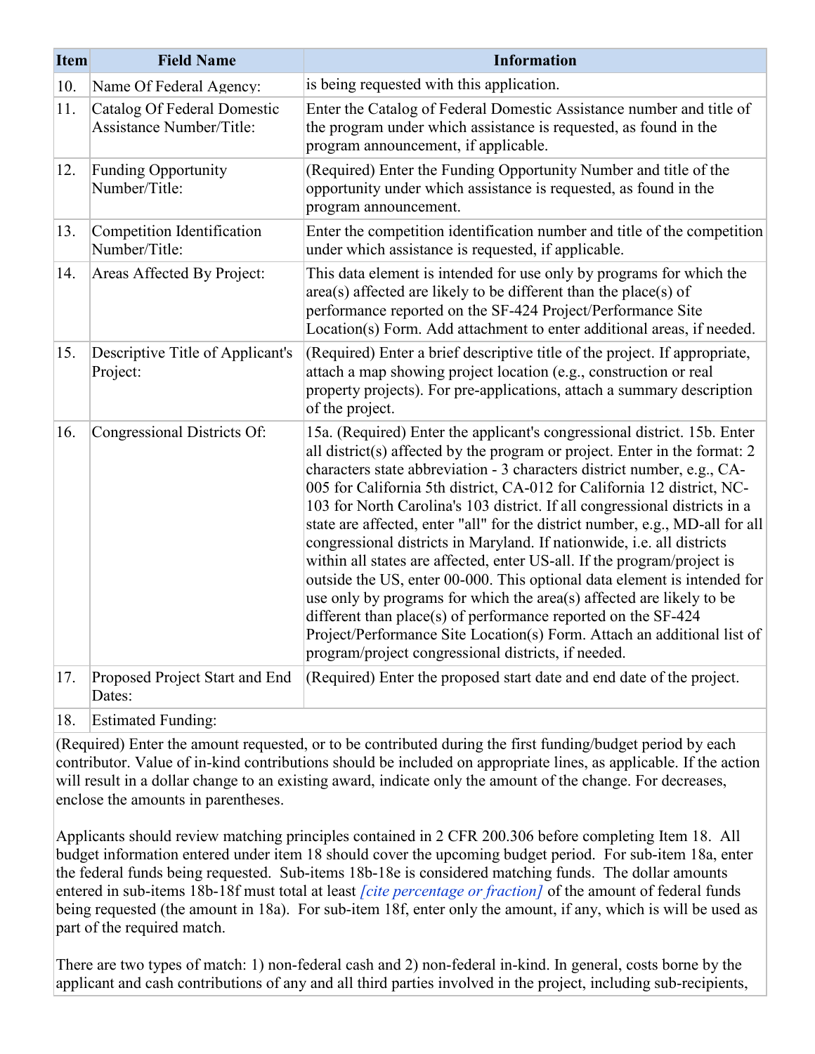| Item | Field Name | Information |
|---|---|---|
| 10. | Name Of Federal Agency: | is being requested with this application. |
| 11. | Catalog Of Federal Domestic Assistance Number/Title: | Enter the Catalog of Federal Domestic Assistance number and title of the program under which assistance is requested, as found in the program announcement, if applicable. |
| 12. | Funding Opportunity Number/Title: | (Required) Enter the Funding Opportunity Number and title of the opportunity under which assistance is requested, as found in the program announcement. |
| 13. | Competition Identification Number/Title: | Enter the competition identification number and title of the competition under which assistance is requested, if applicable. |
| 14. | Areas Affected By Project: | This data element is intended for use only by programs for which the area(s) affected are likely to be different than the place(s) of performance reported on the SF-424 Project/Performance Site Location(s) Form. Add attachment to enter additional areas, if needed. |
| 15. | Descriptive Title of Applicant's Project: | (Required) Enter a brief descriptive title of the project. If appropriate, attach a map showing project location (e.g., construction or real property projects). For pre-applications, attach a summary description of the project. |
| 16. | Congressional Districts Of: | 15a. (Required) Enter the applicant's congressional district. 15b. Enter all district(s) affected by the program or project. Enter in the format: 2 characters state abbreviation - 3 characters district number, e.g., CA-005 for California 5th district, CA-012 for California 12 district, NC-103 for North Carolina's 103 district. If all congressional districts in a state are affected, enter "all" for the district number, e.g., MD-all for all congressional districts in Maryland. If nationwide, i.e. all districts within all states are affected, enter US-all. If the program/project is outside the US, enter 00-000. This optional data element is intended for use only by programs for which the area(s) affected are likely to be different than place(s) of performance reported on the SF-424 Project/Performance Site Location(s) Form. Attach an additional list of program/project congressional districts, if needed. |
| 17. | Proposed Project Start and End Dates: | (Required) Enter the proposed start date and end date of the project. |
| 18. | Estimated Funding: | |

(Required) Enter the amount requested, or to be contributed during the first funding/budget period by each contributor. Value of in-kind contributions should be included on appropriate lines, as applicable. If the action will result in a dollar change to an existing award, indicate only the amount of the change. For decreases, enclose the amounts in parentheses.

Applicants should review matching principles contained in 2 CFR 200.306 before completing Item 18. All budget information entered under item 18 should cover the upcoming budget period. For sub-item 18a, enter the federal funds being requested. Sub-items 18b-18e is considered matching funds. The dollar amounts entered in sub-items 18b-18f must total at least *[cite percentage or fraction]* of the amount of federal funds being requested (the amount in 18a). For sub-item 18f, enter only the amount, if any, which is will be used as part of the required match.

There are two types of match: 1) non-federal cash and 2) non-federal in-kind. In general, costs borne by the applicant and cash contributions of any and all third parties involved in the project, including sub-recipients,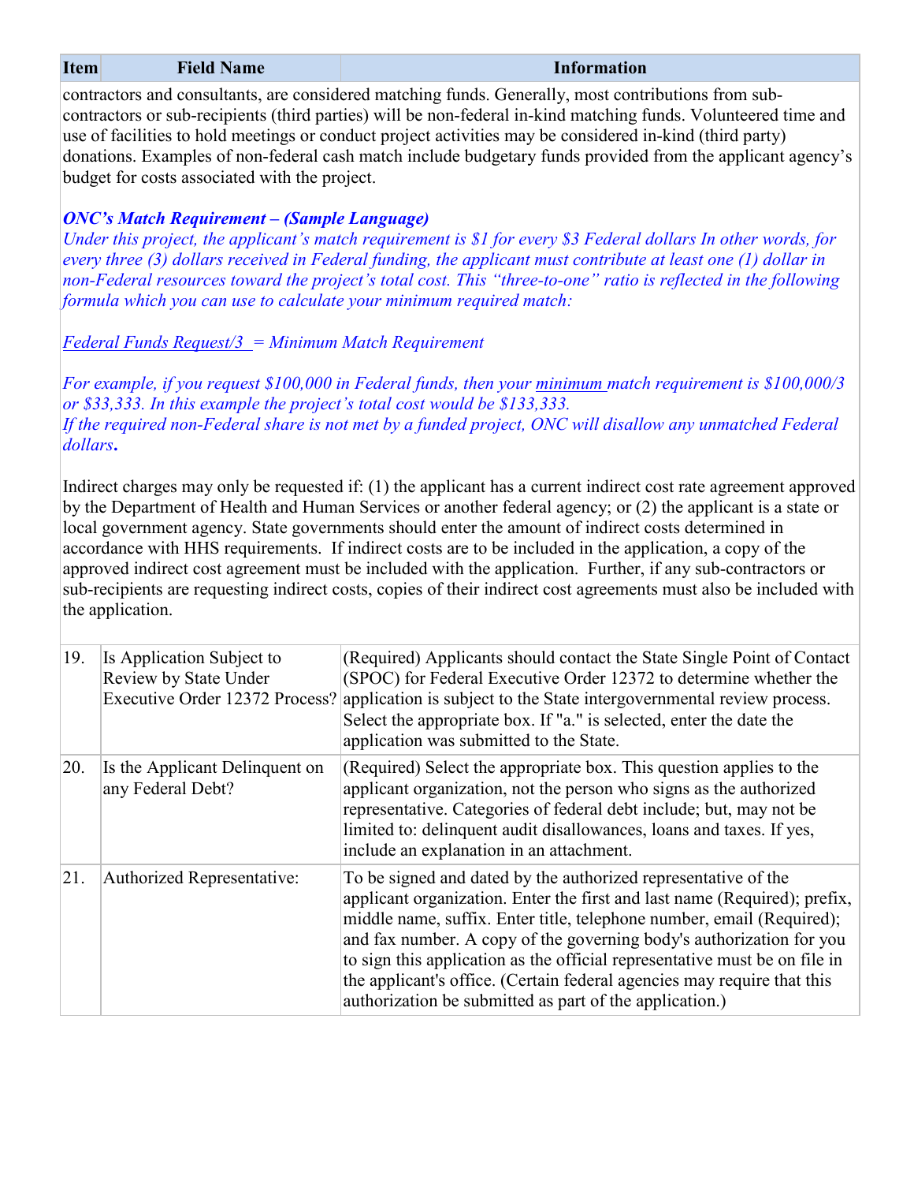| Item | Field Name | Information |
|---|---|---|
| contractors and consultants, are considered matching funds. Generally, most contributions from sub-contractors or sub-recipients (third parties) will be non-federal in-kind matching funds. Volunteered time and use of facilities to hold meetings or conduct project activities may be considered in-kind (third party) donations. Examples of non-federal cash match include budgetary funds provided from the applicant agency's budget for costs associated with the project.<br><br>***ONC's Match Requirement – (Sample Language)***<br>*Under this project, the applicant's match requirement is $1 for every $3 Federal dollars In other words, for every three (3) dollars received in Federal funding, the applicant must contribute at least one (1) dollar in non-Federal resources toward the project's total cost. This "three-to-one" ratio is reflected in the following formula which you can use to calculate your minimum required match:*<br><br>*<u>Federal Funds Request/3</u> = Minimum Match Requirement*<br><br>*For example, if you request $100,000 in Federal funds, then your <u>minimum</u> match requirement is $100,000/3 or $33,333. In this example the project's total cost would be $133,333.*<br>*If the required non-Federal share is not met by a funded project, ONC will disallow any unmatched Federal dollars.*<br><br>Indirect charges may only be requested if: (1) the applicant has a current indirect cost rate agreement approved by the Department of Health and Human Services or another federal agency; or (2) the applicant is a state or local government agency. State governments should enter the amount of indirect costs determined in accordance with HHS requirements. If indirect costs are to be included in the application, a copy of the approved indirect cost agreement must be included with the application. Further, if any sub-contractors or sub-recipients are requesting indirect costs, copies of their indirect cost agreements must also be included with the application. | | |
| 19. | Is Application Subject to Review by State Under Executive Order 12372 Process? | (Required) Applicants should contact the State Single Point of Contact (SPOC) for Federal Executive Order 12372 to determine whether the application is subject to the State intergovernmental review process. Select the appropriate box. If "a." is selected, enter the date the application was submitted to the State. |
| 20. | Is the Applicant Delinquent on any Federal Debt? | (Required) Select the appropriate box. This question applies to the applicant organization, not the person who signs as the authorized representative. Categories of federal debt include; but, may not be limited to: delinquent audit disallowances, loans and taxes. If yes, include an explanation in an attachment. |
| 21. | Authorized Representative: | To be signed and dated by the authorized representative of the applicant organization. Enter the first and last name (Required); prefix, middle name, suffix. Enter title, telephone number, email (Required); and fax number. A copy of the governing body's authorization for you to sign this application as the official representative must be on file in the applicant's office. (Certain federal agencies may require that this authorization be submitted as part of the application.) |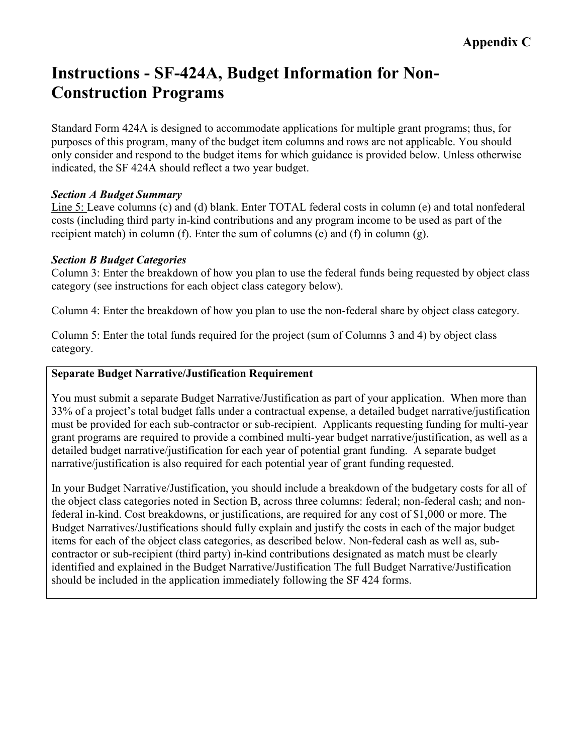**Appendix C**

# Instructions - SF-424A, Budget Information for Non-Construction Programs

Standard Form 424A is designed to accommodate applications for multiple grant programs; thus, for purposes of this program, many of the budget item columns and rows are not applicable. You should only consider and respond to the budget items for which guidance is provided below. Unless otherwise indicated, the SF 424A should reflect a two year budget.

***Section A Budget Summary***

Line 5: Leave columns (c) and (d) blank. Enter TOTAL federal costs in column (e) and total nonfederal costs (including third party in-kind contributions and any program income to be used as part of the recipient match) in column (f). Enter the sum of columns (e) and (f) in column (g).

***Section B Budget Categories***

Column 3: Enter the breakdown of how you plan to use the federal funds being requested by object class category (see instructions for each object class category below).

Column 4: Enter the breakdown of how you plan to use the non-federal share by object class category.

Column 5: Enter the total funds required for the project (sum of Columns 3 and 4) by object class category.

**Separate Budget Narrative/Justification Requirement**

You must submit a separate Budget Narrative/Justification as part of your application. When more than 33% of a project's total budget falls under a contractual expense, a detailed budget narrative/justification must be provided for each sub-contractor or sub-recipient. Applicants requesting funding for multi-year grant programs are required to provide a combined multi-year budget narrative/justification, as well as a detailed budget narrative/justification for each year of potential grant funding. A separate budget narrative/justification is also required for each potential year of grant funding requested.

In your Budget Narrative/Justification, you should include a breakdown of the budgetary costs for all of the object class categories noted in Section B, across three columns: federal; non-federal cash; and non-federal in-kind. Cost breakdowns, or justifications, are required for any cost of $1,000 or more. The Budget Narratives/Justifications should fully explain and justify the costs in each of the major budget items for each of the object class categories, as described below. Non-federal cash as well as, sub-contractor or sub-recipient (third party) in-kind contributions designated as match must be clearly identified and explained in the Budget Narrative/Justification The full Budget Narrative/Justification should be included in the application immediately following the SF 424 forms.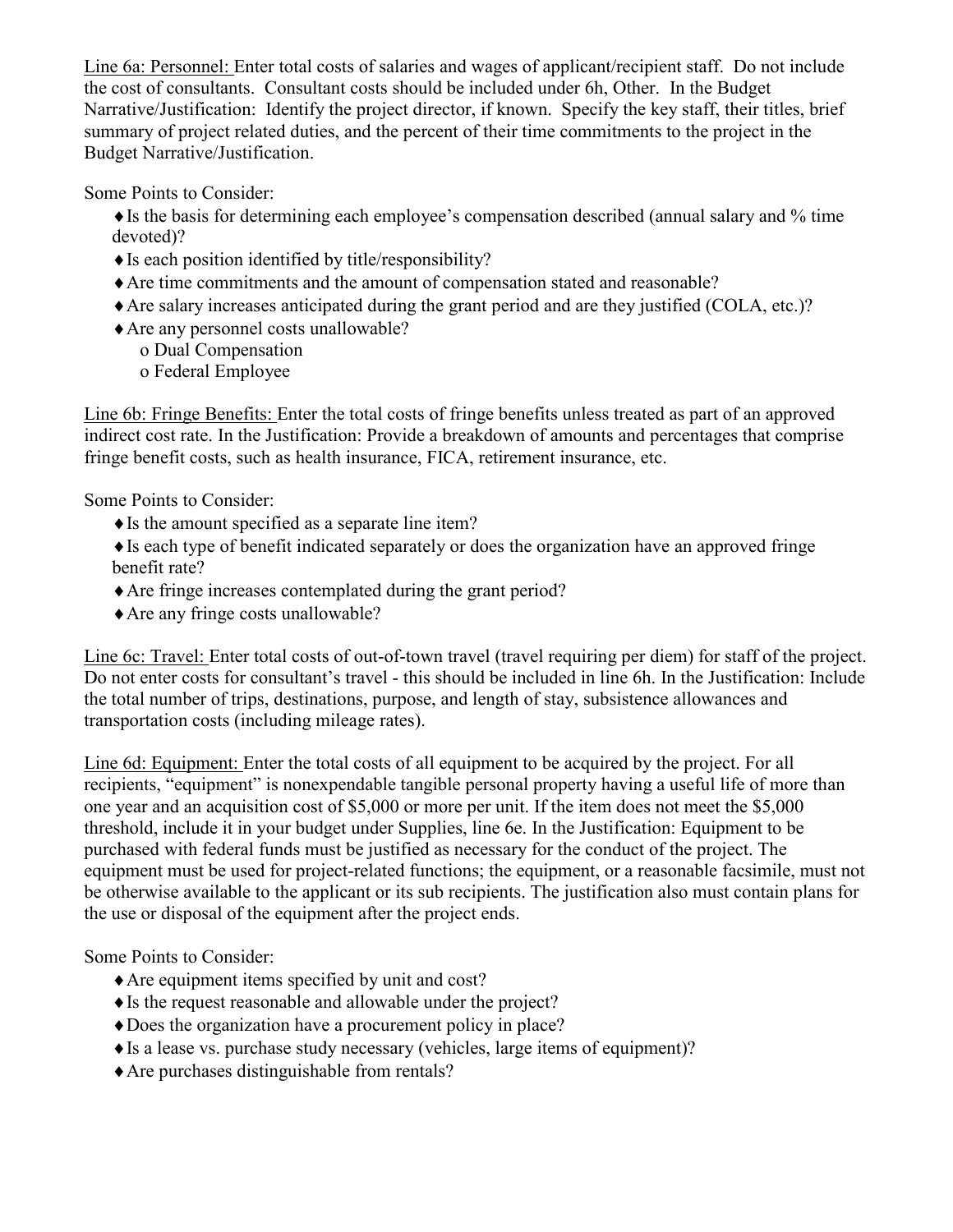Line 6a: Personnel: Enter total costs of salaries and wages of applicant/recipient staff. Do not include the cost of consultants. Consultant costs should be included under 6h, Other. In the Budget Narrative/Justification: Identify the project director, if known. Specify the key staff, their titles, brief summary of project related duties, and the percent of their time commitments to the project in the Budget Narrative/Justification.

Some Points to Consider:

- Is the basis for determining each employee's compensation described (annual salary and % time devoted)?
- Is each position identified by title/responsibility?
- Are time commitments and the amount of compensation stated and reasonable?
- Are salary increases anticipated during the grant period and are they justified (COLA, etc.)?
- Are any personnel costs unallowable?
  - Dual Compensation
  - Federal Employee

Line 6b: Fringe Benefits: Enter the total costs of fringe benefits unless treated as part of an approved indirect cost rate. In the Justification: Provide a breakdown of amounts and percentages that comprise fringe benefit costs, such as health insurance, FICA, retirement insurance, etc.

Some Points to Consider:

- Is the amount specified as a separate line item?
- Is each type of benefit indicated separately or does the organization have an approved fringe benefit rate?
- Are fringe increases contemplated during the grant period?
- Are any fringe costs unallowable?

Line 6c: Travel: Enter total costs of out-of-town travel (travel requiring per diem) for staff of the project. Do not enter costs for consultant's travel - this should be included in line 6h. In the Justification: Include the total number of trips, destinations, purpose, and length of stay, subsistence allowances and transportation costs (including mileage rates).

Line 6d: Equipment: Enter the total costs of all equipment to be acquired by the project. For all recipients, "equipment" is nonexpendable tangible personal property having a useful life of more than one year and an acquisition cost of $5,000 or more per unit. If the item does not meet the $5,000 threshold, include it in your budget under Supplies, line 6e. In the Justification: Equipment to be purchased with federal funds must be justified as necessary for the conduct of the project. The equipment must be used for project-related functions; the equipment, or a reasonable facsimile, must not be otherwise available to the applicant or its sub recipients. The justification also must contain plans for the use or disposal of the equipment after the project ends.

Some Points to Consider:

- Are equipment items specified by unit and cost?
- Is the request reasonable and allowable under the project?
- Does the organization have a procurement policy in place?
- Is a lease vs. purchase study necessary (vehicles, large items of equipment)?
- Are purchases distinguishable from rentals?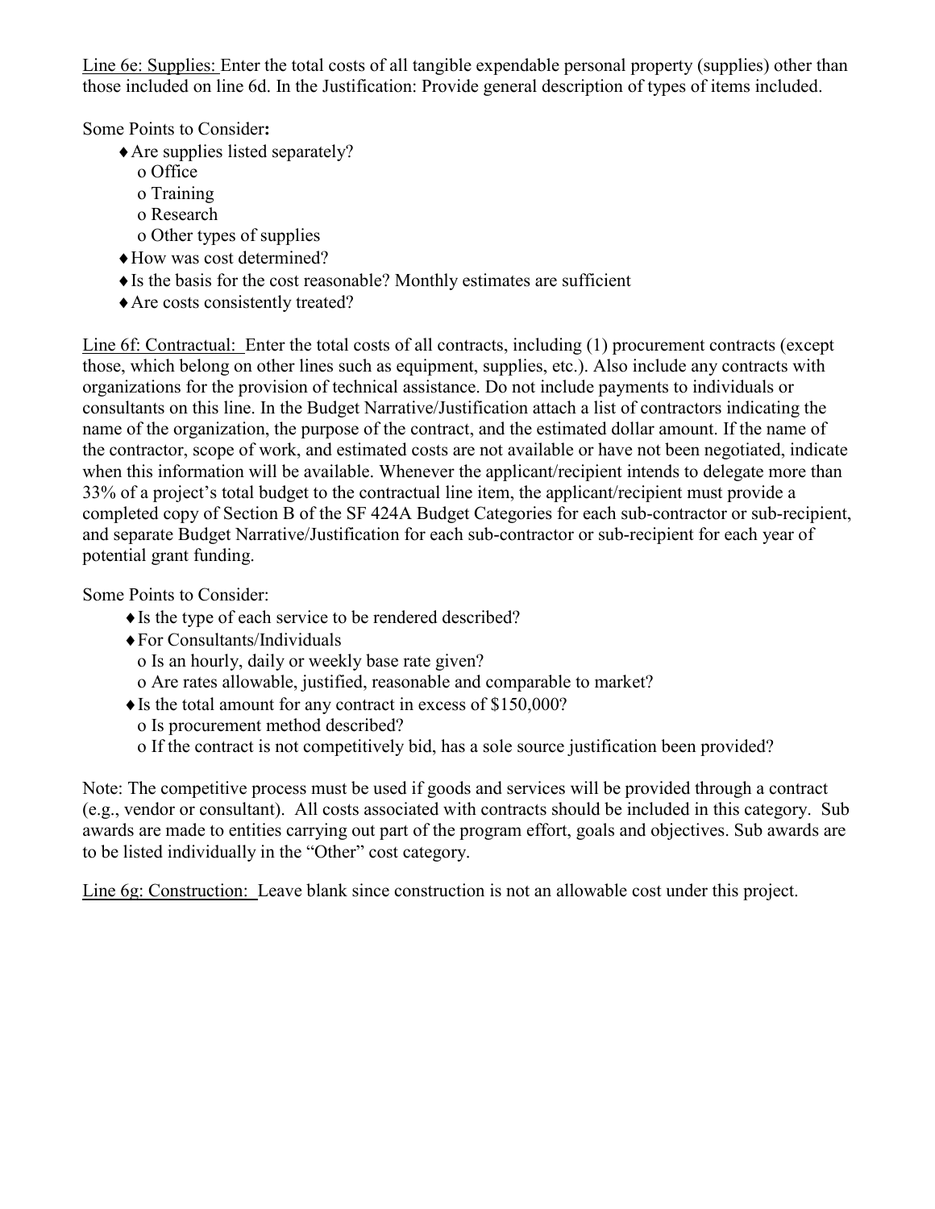<u>Line 6e: Supplies:</u> Enter the total costs of all tangible expendable personal property (supplies) other than those included on line 6d. In the Justification: Provide general description of types of items included.

Some Points to Consider**:**

- Are supplies listed separately?
  - Office
  - Training
  - Research
  - Other types of supplies
- How was cost determined?
- Is the basis for the cost reasonable? Monthly estimates are sufficient
- Are costs consistently treated?

<u>Line 6f: Contractual:</u> Enter the total costs of all contracts, including (1) procurement contracts (except those, which belong on other lines such as equipment, supplies, etc.). Also include any contracts with organizations for the provision of technical assistance. Do not include payments to individuals or consultants on this line. In the Budget Narrative/Justification attach a list of contractors indicating the name of the organization, the purpose of the contract, and the estimated dollar amount. If the name of the contractor, scope of work, and estimated costs are not available or have not been negotiated, indicate when this information will be available. Whenever the applicant/recipient intends to delegate more than 33% of a project's total budget to the contractual line item, the applicant/recipient must provide a completed copy of Section B of the SF 424A Budget Categories for each sub-contractor or sub-recipient, and separate Budget Narrative/Justification for each sub-contractor or sub-recipient for each year of potential grant funding.

Some Points to Consider:

- Is the type of each service to be rendered described?
- For Consultants/Individuals
  - Is an hourly, daily or weekly base rate given?
  - Are rates allowable, justified, reasonable and comparable to market?
- Is the total amount for any contract in excess of $150,000?
  - Is procurement method described?
  - If the contract is not competitively bid, has a sole source justification been provided?

Note: The competitive process must be used if goods and services will be provided through a contract (e.g., vendor or consultant). All costs associated with contracts should be included in this category. Sub awards are made to entities carrying out part of the program effort, goals and objectives. Sub awards are to be listed individually in the "Other" cost category.

<u>Line 6g: Construction:</u> Leave blank since construction is not an allowable cost under this project.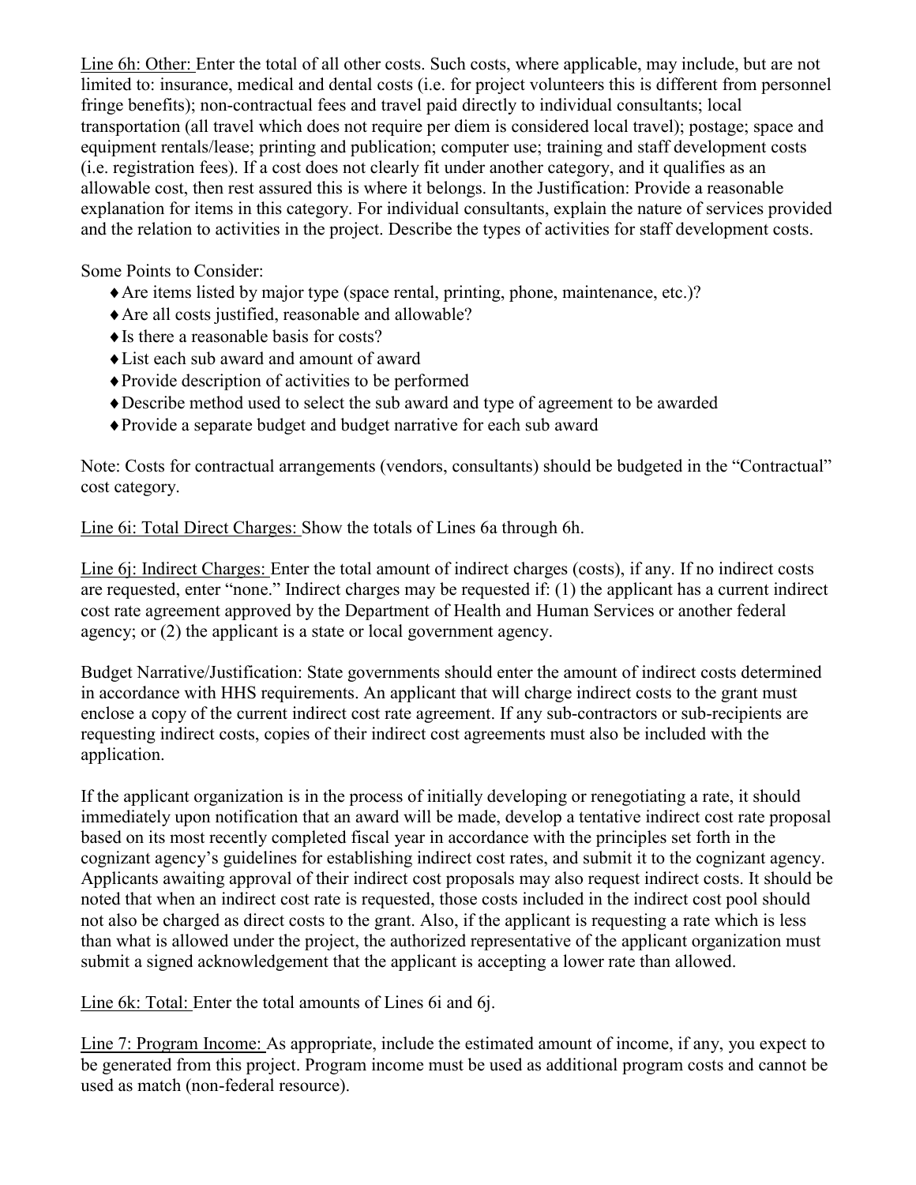Line 6h: Other: Enter the total of all other costs. Such costs, where applicable, may include, but are not limited to: insurance, medical and dental costs (i.e. for project volunteers this is different from personnel fringe benefits); non-contractual fees and travel paid directly to individual consultants; local transportation (all travel which does not require per diem is considered local travel); postage; space and equipment rentals/lease; printing and publication; computer use; training and staff development costs (i.e. registration fees). If a cost does not clearly fit under another category, and it qualifies as an allowable cost, then rest assured this is where it belongs. In the Justification: Provide a reasonable explanation for items in this category. For individual consultants, explain the nature of services provided and the relation to activities in the project. Describe the types of activities for staff development costs.

Some Points to Consider:

- Are items listed by major type (space rental, printing, phone, maintenance, etc.)?
- Are all costs justified, reasonable and allowable?
- Is there a reasonable basis for costs?
- List each sub award and amount of award
- Provide description of activities to be performed
- Describe method used to select the sub award and type of agreement to be awarded
- Provide a separate budget and budget narrative for each sub award

Note: Costs for contractual arrangements (vendors, consultants) should be budgeted in the "Contractual" cost category.

Line 6i: Total Direct Charges: Show the totals of Lines 6a through 6h.

Line 6j: Indirect Charges: Enter the total amount of indirect charges (costs), if any. If no indirect costs are requested, enter "none." Indirect charges may be requested if: (1) the applicant has a current indirect cost rate agreement approved by the Department of Health and Human Services or another federal agency; or (2) the applicant is a state or local government agency.

Budget Narrative/Justification: State governments should enter the amount of indirect costs determined in accordance with HHS requirements. An applicant that will charge indirect costs to the grant must enclose a copy of the current indirect cost rate agreement. If any sub-contractors or sub-recipients are requesting indirect costs, copies of their indirect cost agreements must also be included with the application.

If the applicant organization is in the process of initially developing or renegotiating a rate, it should immediately upon notification that an award will be made, develop a tentative indirect cost rate proposal based on its most recently completed fiscal year in accordance with the principles set forth in the cognizant agency's guidelines for establishing indirect cost rates, and submit it to the cognizant agency. Applicants awaiting approval of their indirect cost proposals may also request indirect costs. It should be noted that when an indirect cost rate is requested, those costs included in the indirect cost pool should not also be charged as direct costs to the grant. Also, if the applicant is requesting a rate which is less than what is allowed under the project, the authorized representative of the applicant organization must submit a signed acknowledgement that the applicant is accepting a lower rate than allowed.

Line 6k: Total: Enter the total amounts of Lines 6i and 6j.

Line 7: Program Income: As appropriate, include the estimated amount of income, if any, you expect to be generated from this project. Program income must be used as additional program costs and cannot be used as match (non-federal resource).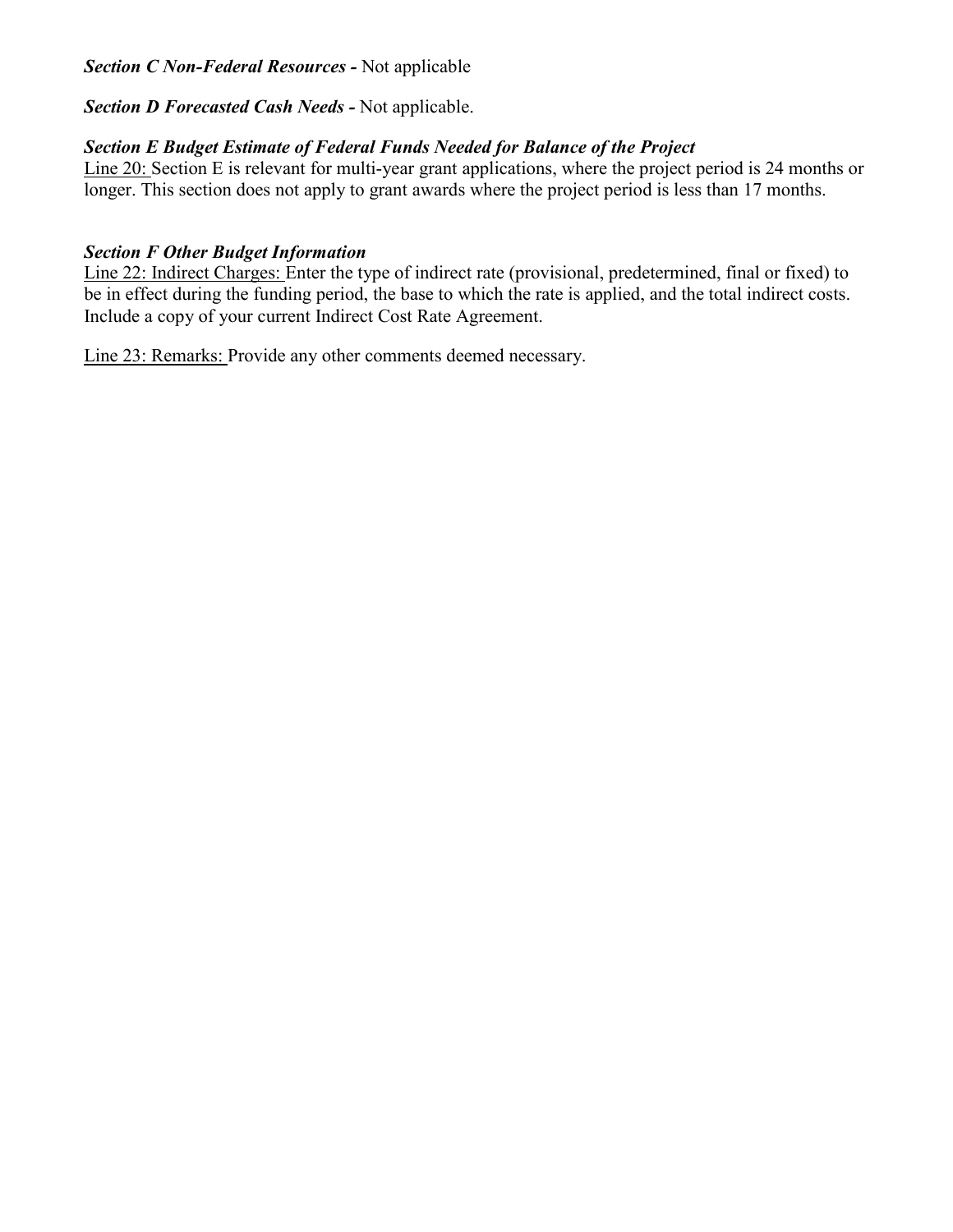***Section C Non-Federal Resources -*** Not applicable

***Section D Forecasted Cash Needs -*** Not applicable.

***Section E Budget Estimate of Federal Funds Needed for Balance of the Project***

Line 20: Section E is relevant for multi-year grant applications, where the project period is 24 months or longer. This section does not apply to grant awards where the project period is less than 17 months.

***Section F Other Budget Information***

Line 22: Indirect Charges: Enter the type of indirect rate (provisional, predetermined, final or fixed) to be in effect during the funding period, the base to which the rate is applied, and the total indirect costs. Include a copy of your current Indirect Cost Rate Agreement.

Line 23: Remarks: Provide any other comments deemed necessary.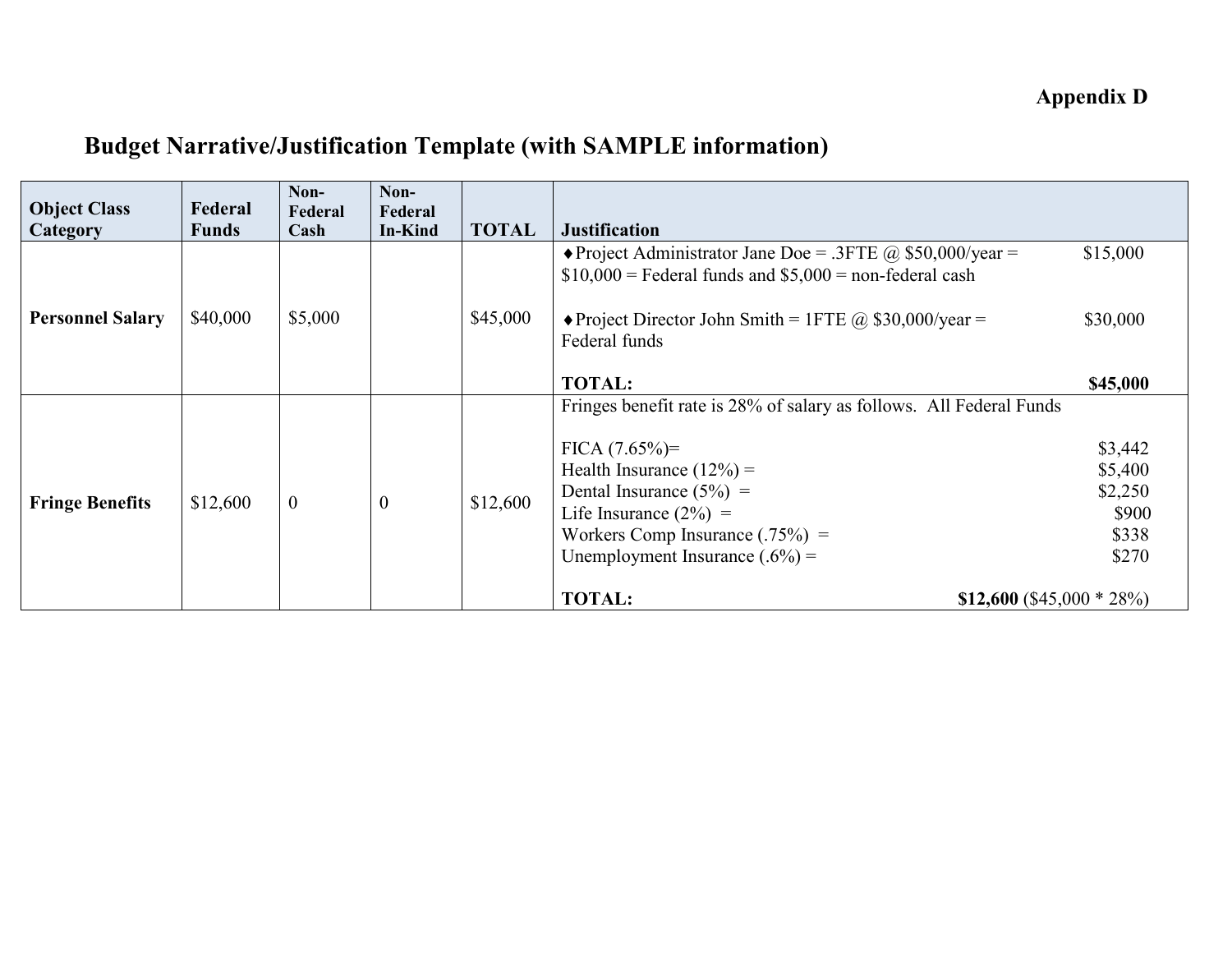**Appendix D**

## Budget Narrative/Justification Template (with SAMPLE information)

| Object Class Category | Federal Funds | Non-Federal Cash | Non-Federal In-Kind | TOTAL | Justification |
|---|---|---|---|---|---|
| **Personnel Salary** | $40,000 | $5,000 | | $45,000 | ♦Project Administrator Jane Doe = .3FTE @ $50,000/year = $15,000<br>$10,000 = Federal funds and $5,000 = non-federal cash<br><br>♦Project Director John Smith = 1FTE @ $30,000/year = $30,000<br>Federal funds<br><br>**TOTAL: $45,000** |
| **Fringe Benefits** | $12,600 | 0 | 0 | $12,600 | Fringes benefit rate is 28% of salary as follows. All Federal Funds<br><br>FICA (7.65%)= $3,442<br>Health Insurance (12%) = $5,400<br>Dental Insurance (5%) = $2,250<br>Life Insurance (2%) = $900<br>Workers Comp Insurance (.75%) = $338<br>Unemployment Insurance (.6%) = $270<br><br>**TOTAL: $12,600** ($45,000 * 28%) |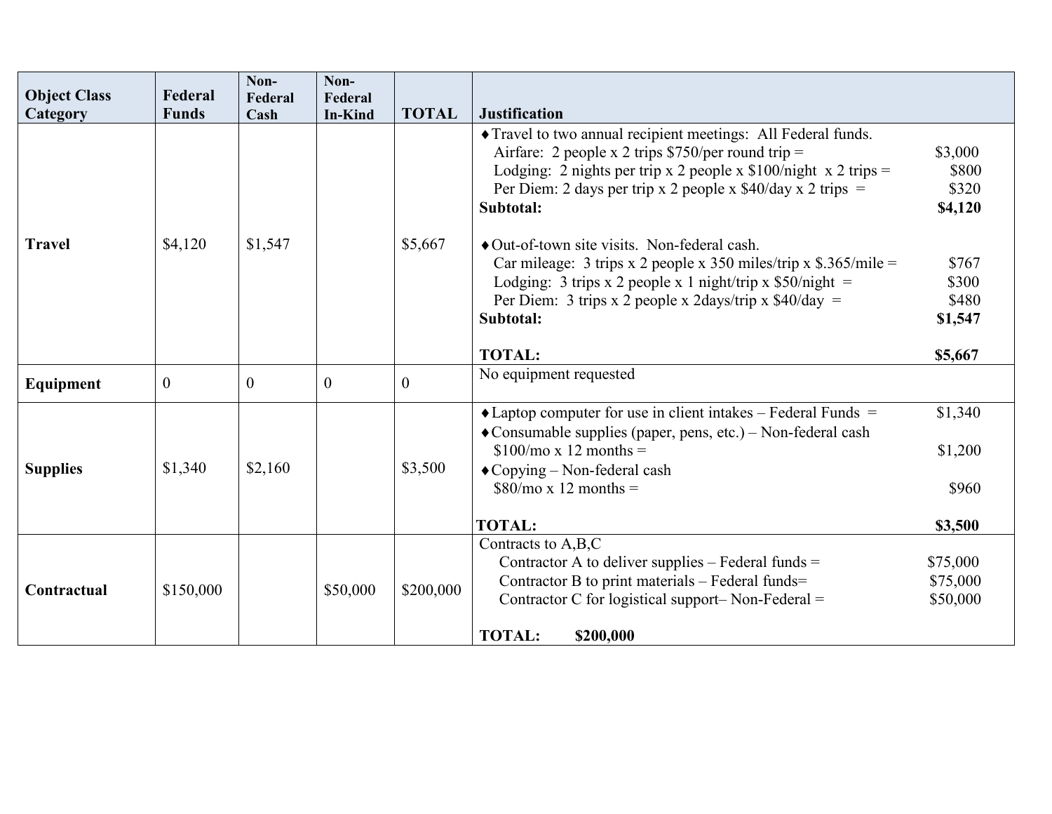| Object Class Category | Federal Funds | Non-Federal Cash | Non-Federal In-Kind | TOTAL | Justification |
|---|---|---|---|---|---|
| Travel | $4,120 | $1,547 | | $5,667 | ♦Travel to two annual recipient meetings: All Federal funds.<br>Airfare: 2 people x 2 trips $750/per round trip = $3,000<br>Lodging: 2 nights per trip x 2 people x $100/night x 2 trips = $800<br>Per Diem: 2 days per trip x 2 people x $40/day x 2 trips = $320<br>**Subtotal: $4,120**<br><br>♦Out-of-town site visits. Non-federal cash.<br>Car mileage: 3 trips x 2 people x 350 miles/trip x $.365/mile = $767<br>Lodging: 3 trips x 2 people x 1 night/trip x $50/night = $300<br>Per Diem: 3 trips x 2 people x 2days/trip x $40/day = $480<br>**Subtotal: $1,547**<br><br>**TOTAL: $5,667** |
| Equipment | 0 | 0 | 0 | 0 | No equipment requested |
| Supplies | $1,340 | $2,160 | | $3,500 | ♦Laptop computer for use in client intakes – Federal Funds = $1,340<br>♦Consumable supplies (paper, pens, etc.) – Non-federal cash<br>$100/mo x 12 months = $1,200<br>♦Copying – Non-federal cash<br>$80/mo x 12 months = $960<br><br>**TOTAL: $3,500** |
| Contractual | $150,000 | | $50,000 | $200,000 | Contracts to A,B,C<br>Contractor A to deliver supplies – Federal funds = $75,000<br>Contractor B to print materials – Federal funds= $75,000<br>Contractor C for logistical support– Non-Federal = $50,000<br><br>**TOTAL: $200,000** |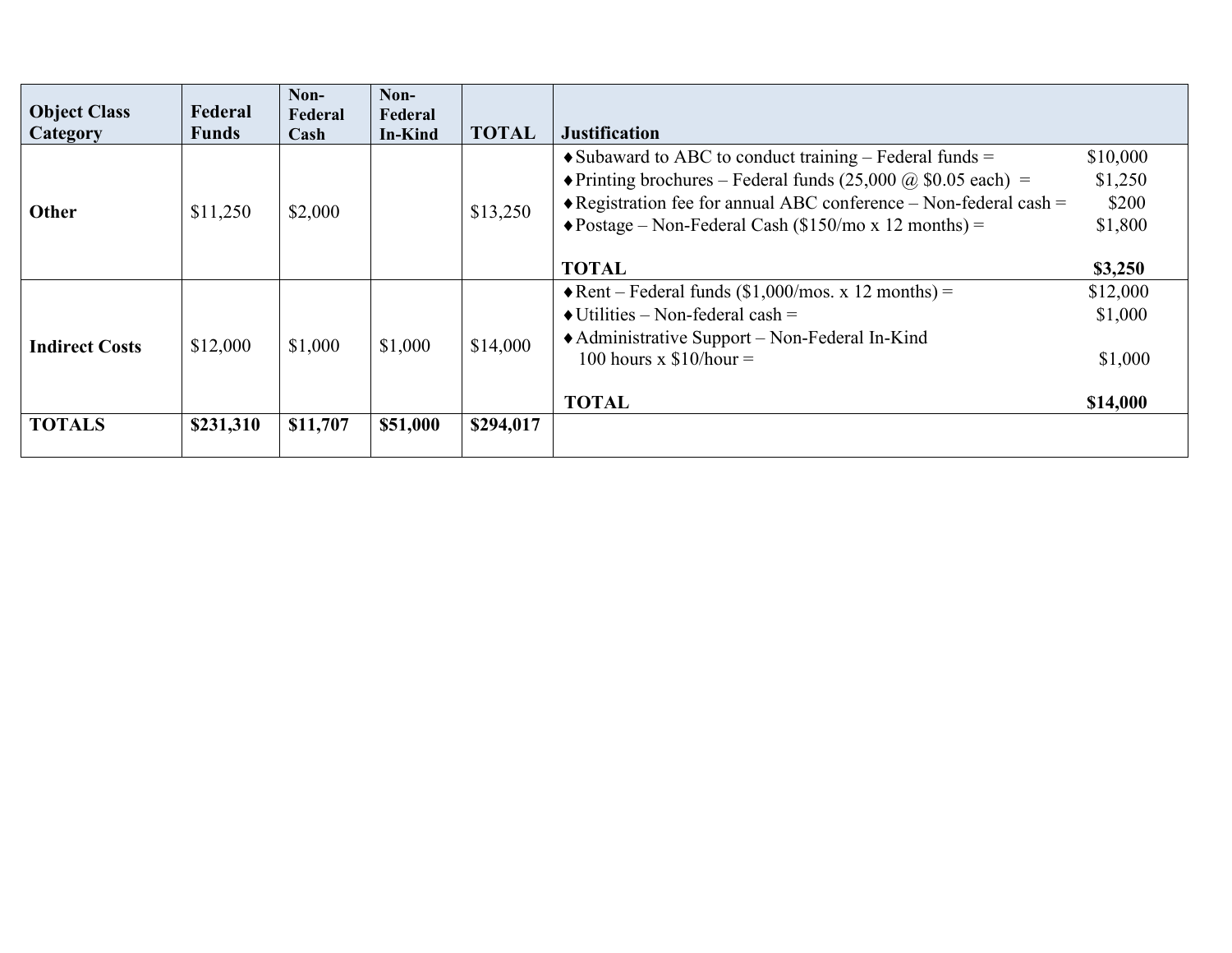| Object Class Category | Federal Funds | Non-Federal Cash | Non-Federal In-Kind | TOTAL | Justification |
|---|---|---|---|---|---|
| **Other** | $11,250 | $2,000 | | $13,250 | ♦Subaward to ABC to conduct training – Federal funds = $10,000<br>♦Printing brochures – Federal funds (25,000 @ $0.05 each) = $1,250<br>♦Registration fee for annual ABC conference – Non-federal cash = $200<br>♦Postage – Non-Federal Cash ($150/mo x 12 months) = $1,800<br><br>**TOTAL** **$3,250** |
| **Indirect Costs** | $12,000 | $1,000 | $1,000 | $14,000 | ♦Rent – Federal funds ($1,000/mos. x 12 months) = $12,000<br>♦Utilities – Non-federal cash = $1,000<br>♦Administrative Support – Non-Federal In-Kind 100 hours x $10/hour = $1,000<br><br>**TOTAL** **$14,000** |
| **TOTALS** | **$231,310** | **$11,707** | **$51,000** | **$294,017** | |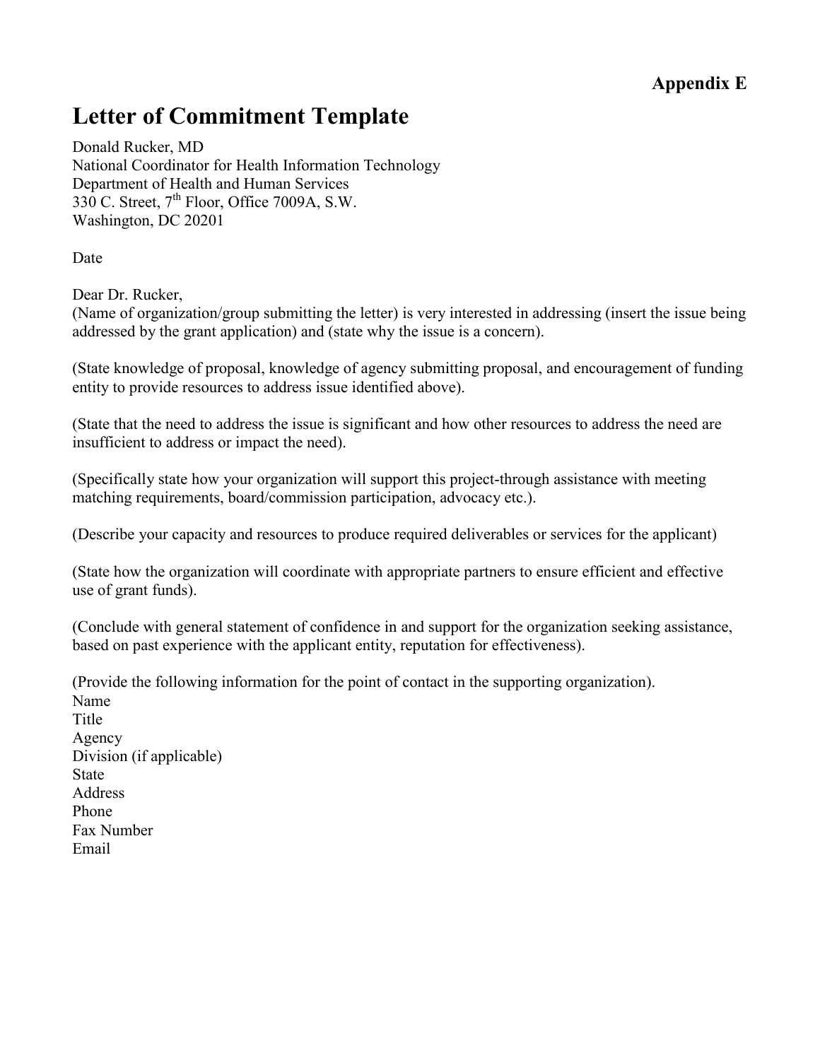**Appendix E**

# Letter of Commitment Template

Donald Rucker, MD  
National Coordinator for Health Information Technology  
Department of Health and Human Services  
330 C. Street, 7th Floor, Office 7009A, S.W.  
Washington, DC 20201

Date

Dear Dr. Rucker,  
(Name of organization/group submitting the letter) is very interested in addressing (insert the issue being addressed by the grant application) and (state why the issue is a concern).

(State knowledge of proposal, knowledge of agency submitting proposal, and encouragement of funding entity to provide resources to address issue identified above).

(State that the need to address the issue is significant and how other resources to address the need are insufficient to address or impact the need).

(Specifically state how your organization will support this project-through assistance with meeting matching requirements, board/commission participation, advocacy etc.).

(Describe your capacity and resources to produce required deliverables or services for the applicant)

(State how the organization will coordinate with appropriate partners to ensure efficient and effective use of grant funds).

(Conclude with general statement of confidence in and support for the organization seeking assistance, based on past experience with the applicant entity, reputation for effectiveness).

(Provide the following information for the point of contact in the supporting organization).  
Name  
Title  
Agency  
Division (if applicable)  
State  
Address  
Phone  
Fax Number  
Email